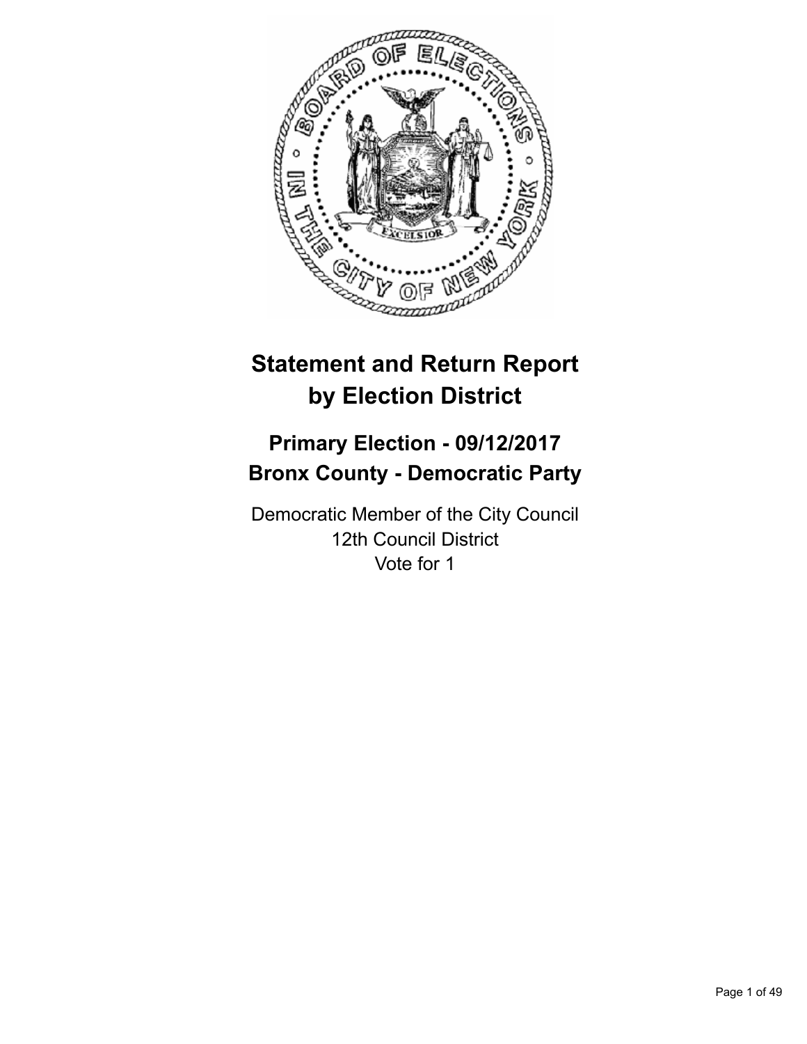# Statement and Return Report by Election District

## Primary Election - 09/12/2017
## Bronx County - Democratic Party

Democratic Member of the City Council
12th Council District
Vote for 1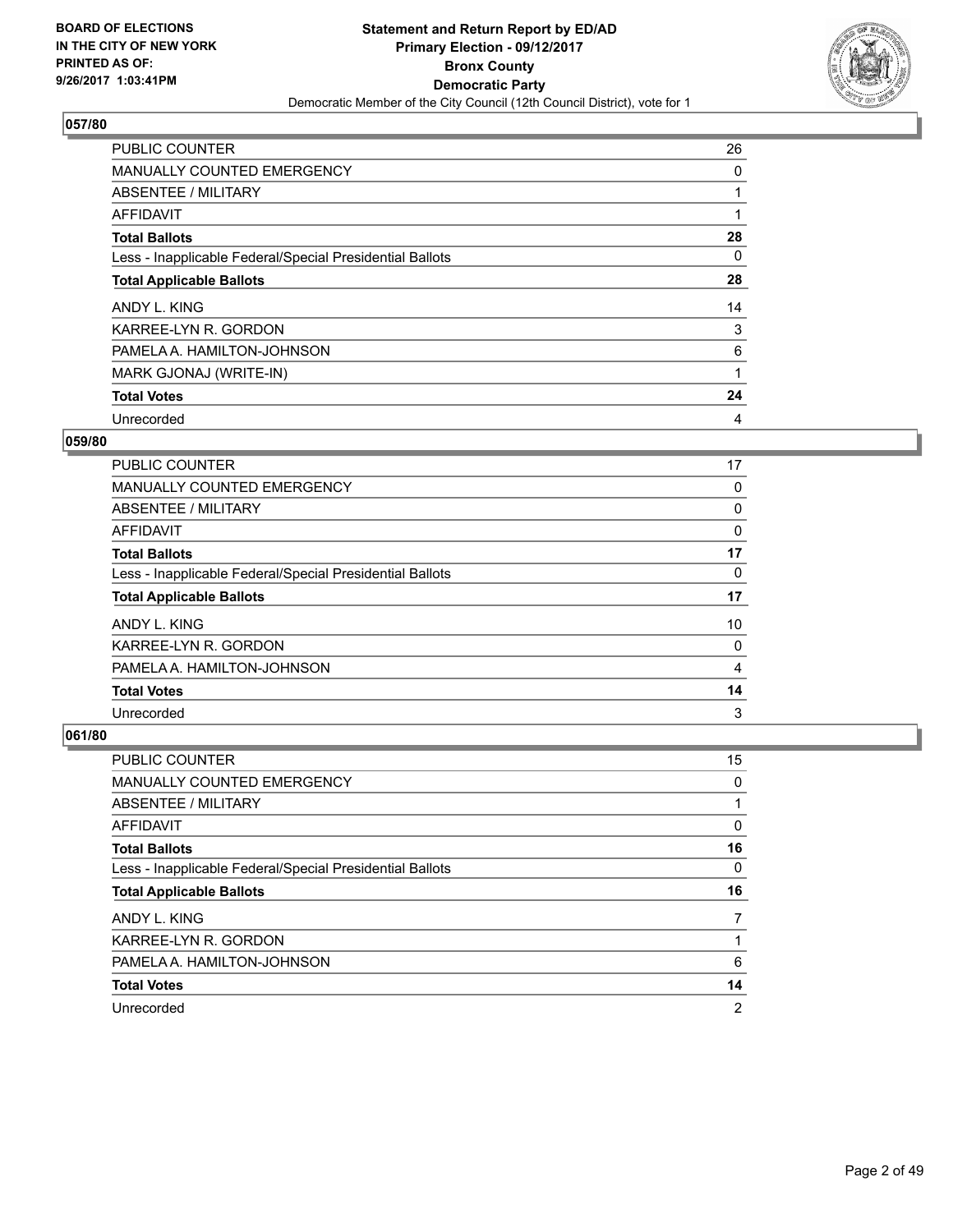## 057/80

| | |
|---|---|
| PUBLIC COUNTER | 26 |
| MANUALLY COUNTED EMERGENCY | 0 |
| ABSENTEE / MILITARY | 1 |
| AFFIDAVIT | 1 |
| **Total Ballots** | **28** |
| Less - Inapplicable Federal/Special Presidential Ballots | 0 |
| **Total Applicable Ballots** | **28** |
| ANDY L. KING | 14 |
| KARREE-LYN R. GORDON | 3 |
| PAMELA A. HAMILTON-JOHNSON | 6 |
| MARK GJONAJ (WRITE-IN) | 1 |
| **Total Votes** | **24** |
| Unrecorded | 4 |

## 059/80

| | |
|---|---|
| PUBLIC COUNTER | 17 |
| MANUALLY COUNTED EMERGENCY | 0 |
| ABSENTEE / MILITARY | 0 |
| AFFIDAVIT | 0 |
| **Total Ballots** | **17** |
| Less - Inapplicable Federal/Special Presidential Ballots | 0 |
| **Total Applicable Ballots** | **17** |
| ANDY L. KING | 10 |
| KARREE-LYN R. GORDON | 0 |
| PAMELA A. HAMILTON-JOHNSON | 4 |
| **Total Votes** | **14** |
| Unrecorded | 3 |

## 061/80

| | |
|---|---|
| PUBLIC COUNTER | 15 |
| MANUALLY COUNTED EMERGENCY | 0 |
| ABSENTEE / MILITARY | 1 |
| AFFIDAVIT | 0 |
| **Total Ballots** | **16** |
| Less - Inapplicable Federal/Special Presidential Ballots | 0 |
| **Total Applicable Ballots** | **16** |
| ANDY L. KING | 7 |
| KARREE-LYN R. GORDON | 1 |
| PAMELA A. HAMILTON-JOHNSON | 6 |
| **Total Votes** | **14** |
| Unrecorded | 2 |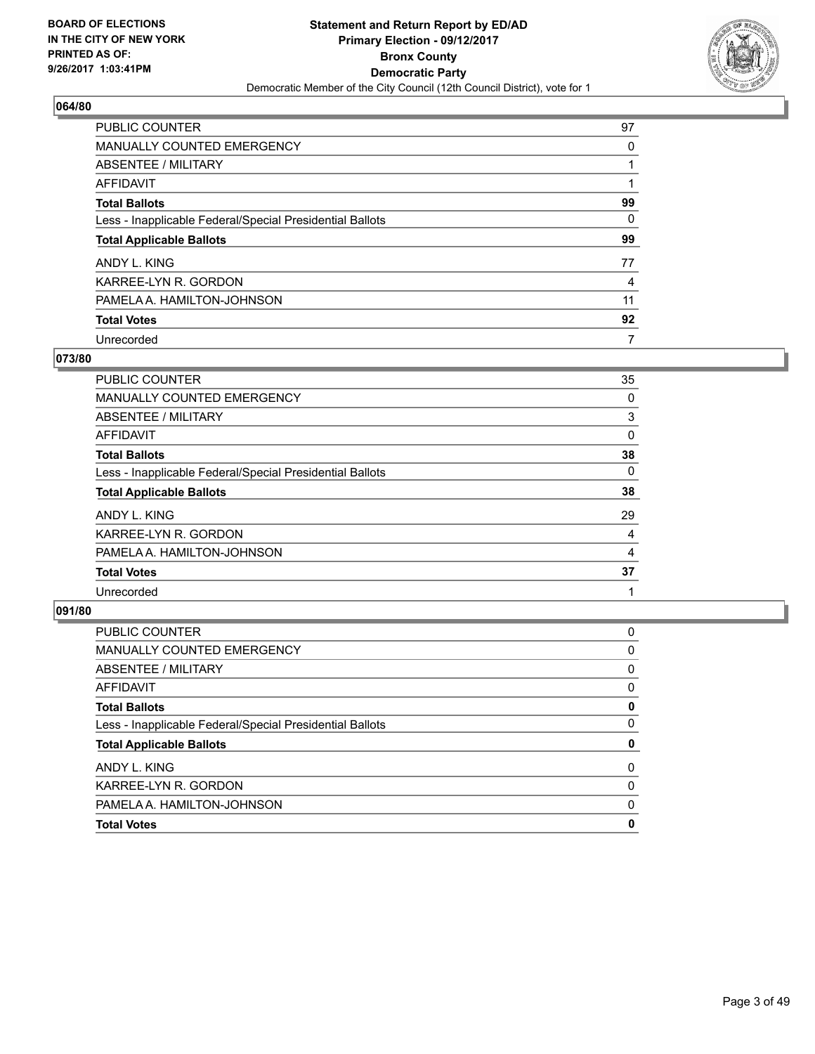## 064/80

| | |
|---|---|
| PUBLIC COUNTER | 97 |
| MANUALLY COUNTED EMERGENCY | 0 |
| ABSENTEE / MILITARY | 1 |
| AFFIDAVIT | 1 |
| **Total Ballots** | **99** |
| Less - Inapplicable Federal/Special Presidential Ballots | 0 |
| **Total Applicable Ballots** | **99** |
| ANDY L. KING | 77 |
| KARREE-LYN R. GORDON | 4 |
| PAMELA A. HAMILTON-JOHNSON | 11 |
| **Total Votes** | **92** |
| Unrecorded | 7 |

## 073/80

| | |
|---|---|
| PUBLIC COUNTER | 35 |
| MANUALLY COUNTED EMERGENCY | 0 |
| ABSENTEE / MILITARY | 3 |
| AFFIDAVIT | 0 |
| **Total Ballots** | **38** |
| Less - Inapplicable Federal/Special Presidential Ballots | 0 |
| **Total Applicable Ballots** | **38** |
| ANDY L. KING | 29 |
| KARREE-LYN R. GORDON | 4 |
| PAMELA A. HAMILTON-JOHNSON | 4 |
| **Total Votes** | **37** |
| Unrecorded | 1 |

## 091/80

| | |
|---|---|
| PUBLIC COUNTER | 0 |
| MANUALLY COUNTED EMERGENCY | 0 |
| ABSENTEE / MILITARY | 0 |
| AFFIDAVIT | 0 |
| **Total Ballots** | **0** |
| Less - Inapplicable Federal/Special Presidential Ballots | 0 |
| **Total Applicable Ballots** | **0** |
| ANDY L. KING | 0 |
| KARREE-LYN R. GORDON | 0 |
| PAMELA A. HAMILTON-JOHNSON | 0 |
| **Total Votes** | **0** |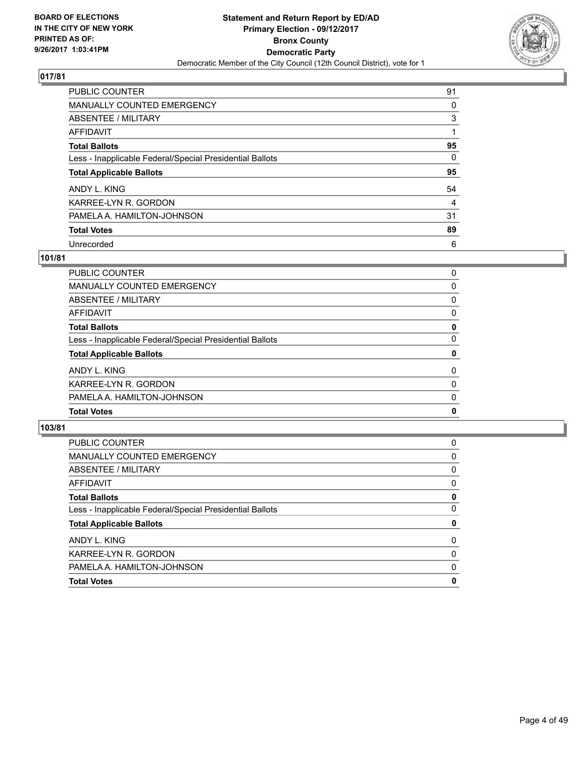**BOARD OF ELECTIONS IN THE CITY OF NEW YORK PRINTED AS OF: 9/26/2017 1:03:41PM**

**Statement and Return Report by ED/AD
Primary Election - 09/12/2017
Bronx County
Democratic Party**
Democratic Member of the City Council (12th Council District), vote for 1

## 017/81

| | |
|---|---|
| PUBLIC COUNTER | 91 |
| MANUALLY COUNTED EMERGENCY | 0 |
| ABSENTEE / MILITARY | 3 |
| AFFIDAVIT | 1 |
| **Total Ballots** | **95** |
| Less - Inapplicable Federal/Special Presidential Ballots | 0 |
| **Total Applicable Ballots** | **95** |
| ANDY L. KING | 54 |
| KARREE-LYN R. GORDON | 4 |
| PAMELA A. HAMILTON-JOHNSON | 31 |
| **Total Votes** | **89** |
| Unrecorded | 6 |

## 101/81

| | |
|---|---|
| PUBLIC COUNTER | 0 |
| MANUALLY COUNTED EMERGENCY | 0 |
| ABSENTEE / MILITARY | 0 |
| AFFIDAVIT | 0 |
| **Total Ballots** | **0** |
| Less - Inapplicable Federal/Special Presidential Ballots | 0 |
| **Total Applicable Ballots** | **0** |
| ANDY L. KING | 0 |
| KARREE-LYN R. GORDON | 0 |
| PAMELA A. HAMILTON-JOHNSON | 0 |
| **Total Votes** | **0** |

## 103/81

| | |
|---|---|
| PUBLIC COUNTER | 0 |
| MANUALLY COUNTED EMERGENCY | 0 |
| ABSENTEE / MILITARY | 0 |
| AFFIDAVIT | 0 |
| **Total Ballots** | **0** |
| Less - Inapplicable Federal/Special Presidential Ballots | 0 |
| **Total Applicable Ballots** | **0** |
| ANDY L. KING | 0 |
| KARREE-LYN R. GORDON | 0 |
| PAMELA A. HAMILTON-JOHNSON | 0 |
| **Total Votes** | **0** |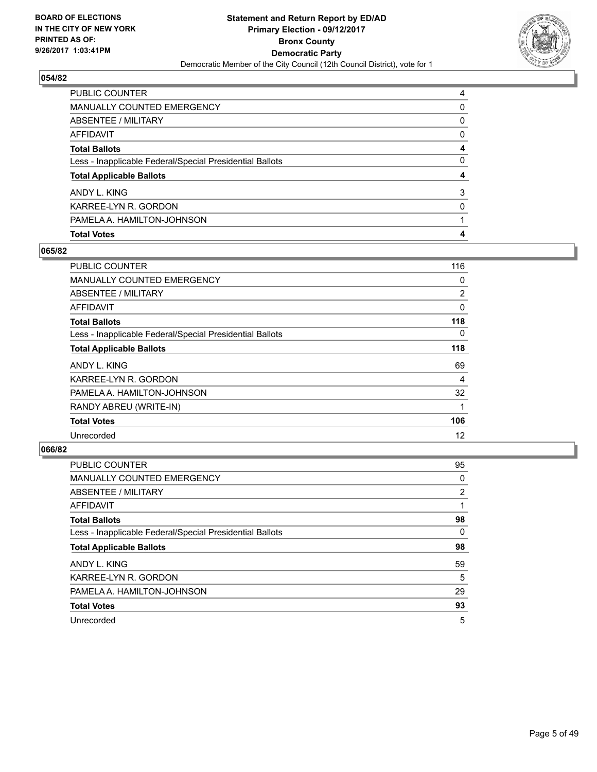## 054/82

| | |
|---|---|
| PUBLIC COUNTER | 4 |
| MANUALLY COUNTED EMERGENCY | 0 |
| ABSENTEE / MILITARY | 0 |
| AFFIDAVIT | 0 |
| **Total Ballots** | **4** |
| Less - Inapplicable Federal/Special Presidential Ballots | 0 |
| **Total Applicable Ballots** | **4** |
| ANDY L. KING | 3 |
| KARREE-LYN R. GORDON | 0 |
| PAMELA A. HAMILTON-JOHNSON | 1 |
| **Total Votes** | **4** |

## 065/82

| | |
|---|---|
| PUBLIC COUNTER | 116 |
| MANUALLY COUNTED EMERGENCY | 0 |
| ABSENTEE / MILITARY | 2 |
| AFFIDAVIT | 0 |
| **Total Ballots** | **118** |
| Less - Inapplicable Federal/Special Presidential Ballots | 0 |
| **Total Applicable Ballots** | **118** |
| ANDY L. KING | 69 |
| KARREE-LYN R. GORDON | 4 |
| PAMELA A. HAMILTON-JOHNSON | 32 |
| RANDY ABREU (WRITE-IN) | 1 |
| **Total Votes** | **106** |
| Unrecorded | 12 |

## 066/82

| | |
|---|---|
| PUBLIC COUNTER | 95 |
| MANUALLY COUNTED EMERGENCY | 0 |
| ABSENTEE / MILITARY | 2 |
| AFFIDAVIT | 1 |
| **Total Ballots** | **98** |
| Less - Inapplicable Federal/Special Presidential Ballots | 0 |
| **Total Applicable Ballots** | **98** |
| ANDY L. KING | 59 |
| KARREE-LYN R. GORDON | 5 |
| PAMELA A. HAMILTON-JOHNSON | 29 |
| **Total Votes** | **93** |
| Unrecorded | 5 |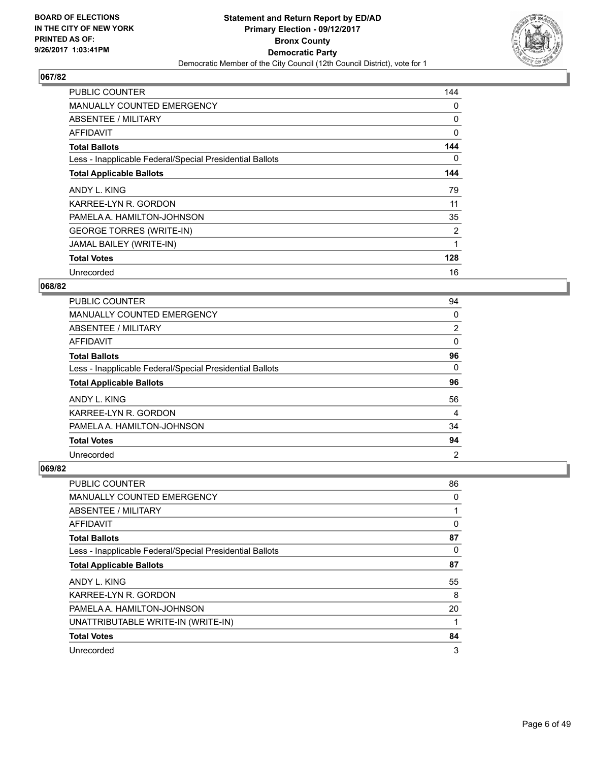BOARD OF ELECTIONS
IN THE CITY OF NEW YORK
PRINTED AS OF:
9/26/2017 1:03:41PM

**Statement and Return Report by ED/AD**
**Primary Election - 09/12/2017**
**Bronx County**
**Democratic Party**
Democratic Member of the City Council (12th Council District), vote for 1

## 067/82

| | |
|---|---|
| PUBLIC COUNTER | 144 |
| MANUALLY COUNTED EMERGENCY | 0 |
| ABSENTEE / MILITARY | 0 |
| AFFIDAVIT | 0 |
| **Total Ballots** | **144** |
| Less - Inapplicable Federal/Special Presidential Ballots | 0 |
| **Total Applicable Ballots** | **144** |
| ANDY L. KING | 79 |
| KARREE-LYN R. GORDON | 11 |
| PAMELA A. HAMILTON-JOHNSON | 35 |
| GEORGE TORRES (WRITE-IN) | 2 |
| JAMAL BAILEY (WRITE-IN) | 1 |
| **Total Votes** | **128** |
| Unrecorded | 16 |

## 068/82

| | |
|---|---|
| PUBLIC COUNTER | 94 |
| MANUALLY COUNTED EMERGENCY | 0 |
| ABSENTEE / MILITARY | 2 |
| AFFIDAVIT | 0 |
| **Total Ballots** | **96** |
| Less - Inapplicable Federal/Special Presidential Ballots | 0 |
| **Total Applicable Ballots** | **96** |
| ANDY L. KING | 56 |
| KARREE-LYN R. GORDON | 4 |
| PAMELA A. HAMILTON-JOHNSON | 34 |
| **Total Votes** | **94** |
| Unrecorded | 2 |

## 069/82

| | |
|---|---|
| PUBLIC COUNTER | 86 |
| MANUALLY COUNTED EMERGENCY | 0 |
| ABSENTEE / MILITARY | 1 |
| AFFIDAVIT | 0 |
| **Total Ballots** | **87** |
| Less - Inapplicable Federal/Special Presidential Ballots | 0 |
| **Total Applicable Ballots** | **87** |
| ANDY L. KING | 55 |
| KARREE-LYN R. GORDON | 8 |
| PAMELA A. HAMILTON-JOHNSON | 20 |
| UNATTRIBUTABLE WRITE-IN (WRITE-IN) | 1 |
| **Total Votes** | **84** |
| Unrecorded | 3 |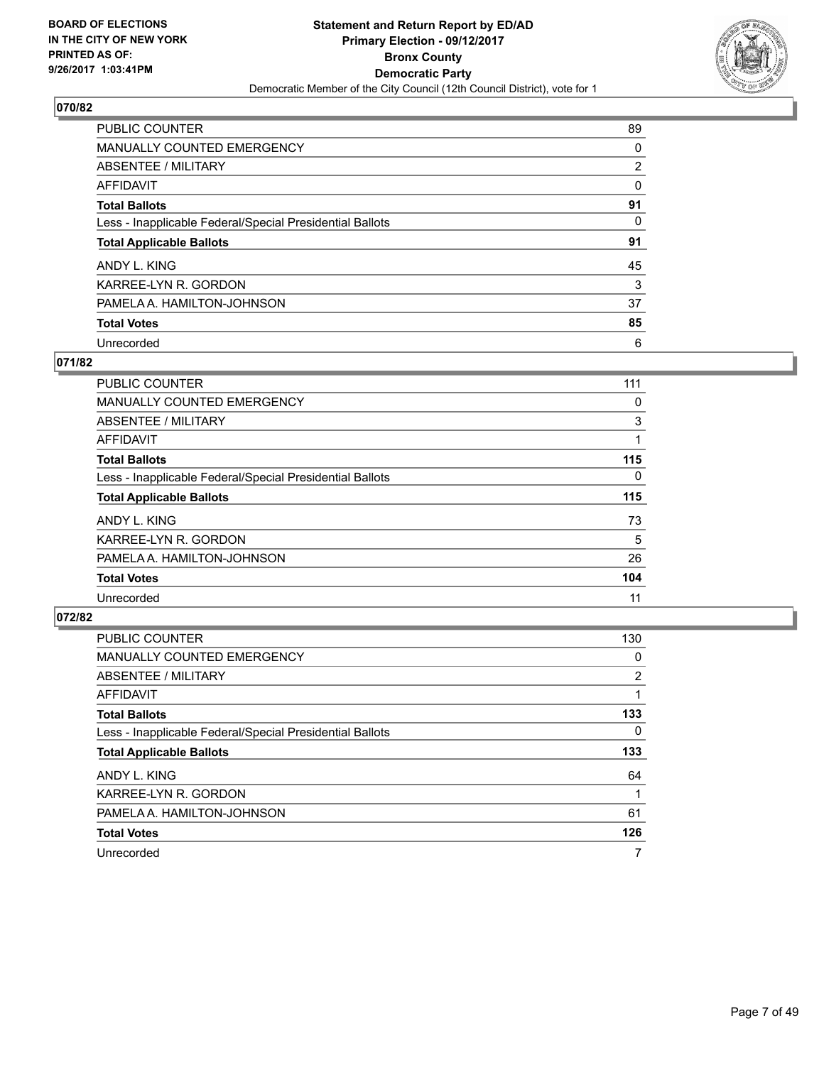**BOARD OF ELECTIONS IN THE CITY OF NEW YORK PRINTED AS OF: 9/26/2017 1:03:41PM**

**Statement and Return Report by ED/AD Primary Election - 09/12/2017 Bronx County Democratic Party**
Democratic Member of the City Council (12th Council District), vote for 1

## 070/82

| | |
|---|---|
| PUBLIC COUNTER | 89 |
| MANUALLY COUNTED EMERGENCY | 0 |
| ABSENTEE / MILITARY | 2 |
| AFFIDAVIT | 0 |
| **Total Ballots** | **91** |
| Less - Inapplicable Federal/Special Presidential Ballots | 0 |
| **Total Applicable Ballots** | **91** |
| ANDY L. KING | 45 |
| KARREE-LYN R. GORDON | 3 |
| PAMELA A. HAMILTON-JOHNSON | 37 |
| **Total Votes** | **85** |
| Unrecorded | 6 |

## 071/82

| | |
|---|---|
| PUBLIC COUNTER | 111 |
| MANUALLY COUNTED EMERGENCY | 0 |
| ABSENTEE / MILITARY | 3 |
| AFFIDAVIT | 1 |
| **Total Ballots** | **115** |
| Less - Inapplicable Federal/Special Presidential Ballots | 0 |
| **Total Applicable Ballots** | **115** |
| ANDY L. KING | 73 |
| KARREE-LYN R. GORDON | 5 |
| PAMELA A. HAMILTON-JOHNSON | 26 |
| **Total Votes** | **104** |
| Unrecorded | 11 |

## 072/82

| | |
|---|---|
| PUBLIC COUNTER | 130 |
| MANUALLY COUNTED EMERGENCY | 0 |
| ABSENTEE / MILITARY | 2 |
| AFFIDAVIT | 1 |
| **Total Ballots** | **133** |
| Less - Inapplicable Federal/Special Presidential Ballots | 0 |
| **Total Applicable Ballots** | **133** |
| ANDY L. KING | 64 |
| KARREE-LYN R. GORDON | 1 |
| PAMELA A. HAMILTON-JOHNSON | 61 |
| **Total Votes** | **126** |
| Unrecorded | 7 |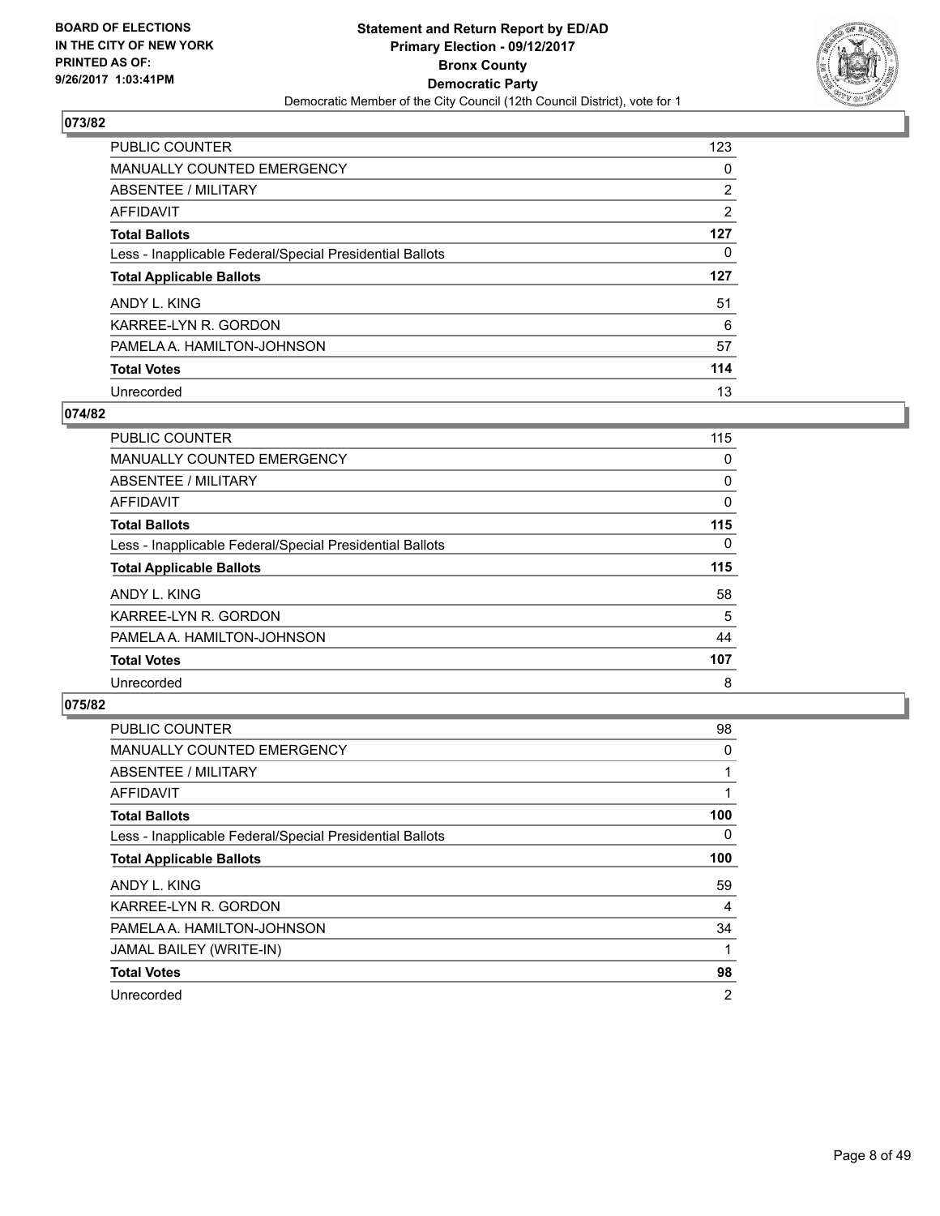## 073/82

| | |
|---|---|
| PUBLIC COUNTER | 123 |
| MANUALLY COUNTED EMERGENCY | 0 |
| ABSENTEE / MILITARY | 2 |
| AFFIDAVIT | 2 |
| **Total Ballots** | **127** |
| Less - Inapplicable Federal/Special Presidential Ballots | 0 |
| **Total Applicable Ballots** | **127** |
| ANDY L. KING | 51 |
| KARREE-LYN R. GORDON | 6 |
| PAMELA A. HAMILTON-JOHNSON | 57 |
| **Total Votes** | **114** |
| Unrecorded | 13 |

## 074/82

| | |
|---|---|
| PUBLIC COUNTER | 115 |
| MANUALLY COUNTED EMERGENCY | 0 |
| ABSENTEE / MILITARY | 0 |
| AFFIDAVIT | 0 |
| **Total Ballots** | **115** |
| Less - Inapplicable Federal/Special Presidential Ballots | 0 |
| **Total Applicable Ballots** | **115** |
| ANDY L. KING | 58 |
| KARREE-LYN R. GORDON | 5 |
| PAMELA A. HAMILTON-JOHNSON | 44 |
| **Total Votes** | **107** |
| Unrecorded | 8 |

## 075/82

| | |
|---|---|
| PUBLIC COUNTER | 98 |
| MANUALLY COUNTED EMERGENCY | 0 |
| ABSENTEE / MILITARY | 1 |
| AFFIDAVIT | 1 |
| **Total Ballots** | **100** |
| Less - Inapplicable Federal/Special Presidential Ballots | 0 |
| **Total Applicable Ballots** | **100** |
| ANDY L. KING | 59 |
| KARREE-LYN R. GORDON | 4 |
| PAMELA A. HAMILTON-JOHNSON | 34 |
| JAMAL BAILEY (WRITE-IN) | 1 |
| **Total Votes** | **98** |
| Unrecorded | 2 |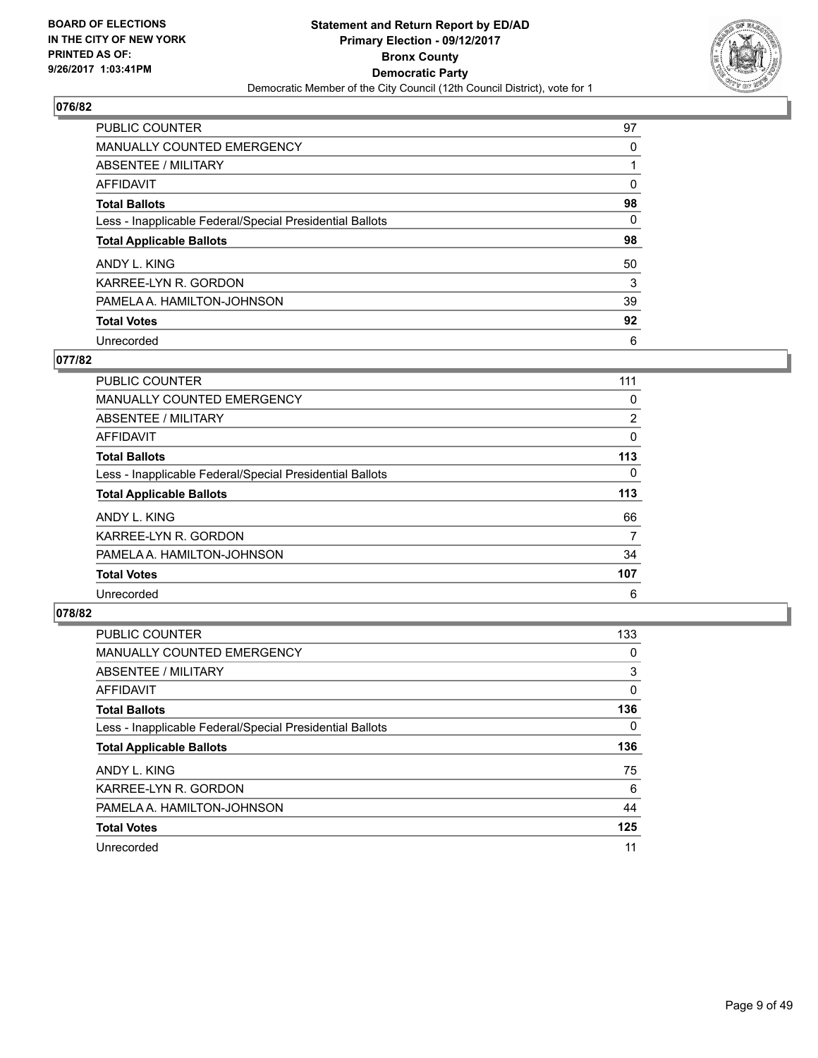**BOARD OF ELECTIONS IN THE CITY OF NEW YORK PRINTED AS OF: 9/26/2017 1:03:41PM**

**Statement and Return Report by ED/AD Primary Election - 09/12/2017 Bronx County Democratic Party**

Democratic Member of the City Council (12th Council District), vote for 1

## 076/82

| | |
|---|---|
| PUBLIC COUNTER | 97 |
| MANUALLY COUNTED EMERGENCY | 0 |
| ABSENTEE / MILITARY | 1 |
| AFFIDAVIT | 0 |
| **Total Ballots** | **98** |
| Less - Inapplicable Federal/Special Presidential Ballots | 0 |
| **Total Applicable Ballots** | **98** |
| ANDY L. KING | 50 |
| KARREE-LYN R. GORDON | 3 |
| PAMELA A. HAMILTON-JOHNSON | 39 |
| **Total Votes** | **92** |
| Unrecorded | 6 |

## 077/82

| | |
|---|---|
| PUBLIC COUNTER | 111 |
| MANUALLY COUNTED EMERGENCY | 0 |
| ABSENTEE / MILITARY | 2 |
| AFFIDAVIT | 0 |
| **Total Ballots** | **113** |
| Less - Inapplicable Federal/Special Presidential Ballots | 0 |
| **Total Applicable Ballots** | **113** |
| ANDY L. KING | 66 |
| KARREE-LYN R. GORDON | 7 |
| PAMELA A. HAMILTON-JOHNSON | 34 |
| **Total Votes** | **107** |
| Unrecorded | 6 |

## 078/82

| | |
|---|---|
| PUBLIC COUNTER | 133 |
| MANUALLY COUNTED EMERGENCY | 0 |
| ABSENTEE / MILITARY | 3 |
| AFFIDAVIT | 0 |
| **Total Ballots** | **136** |
| Less - Inapplicable Federal/Special Presidential Ballots | 0 |
| **Total Applicable Ballots** | **136** |
| ANDY L. KING | 75 |
| KARREE-LYN R. GORDON | 6 |
| PAMELA A. HAMILTON-JOHNSON | 44 |
| **Total Votes** | **125** |
| Unrecorded | 11 |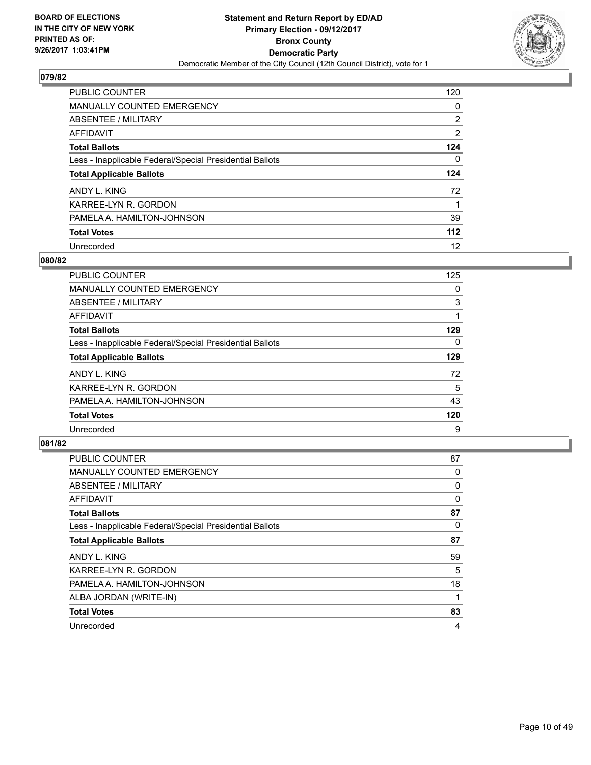BOARD OF ELECTIONS
IN THE CITY OF NEW YORK
PRINTED AS OF:
9/26/2017 1:03:41PM

**Statement and Return Report by ED/AD**
**Primary Election - 09/12/2017**
**Bronx County**
**Democratic Party**
Democratic Member of the City Council (12th Council District), vote for 1

### 079/82

| | |
|---|---|
| PUBLIC COUNTER | 120 |
| MANUALLY COUNTED EMERGENCY | 0 |
| ABSENTEE / MILITARY | 2 |
| AFFIDAVIT | 2 |
| **Total Ballots** | **124** |
| Less - Inapplicable Federal/Special Presidential Ballots | 0 |
| **Total Applicable Ballots** | **124** |
| ANDY L. KING | 72 |
| KARREE-LYN R. GORDON | 1 |
| PAMELA A. HAMILTON-JOHNSON | 39 |
| **Total Votes** | **112** |
| Unrecorded | 12 |

### 080/82

| | |
|---|---|
| PUBLIC COUNTER | 125 |
| MANUALLY COUNTED EMERGENCY | 0 |
| ABSENTEE / MILITARY | 3 |
| AFFIDAVIT | 1 |
| **Total Ballots** | **129** |
| Less - Inapplicable Federal/Special Presidential Ballots | 0 |
| **Total Applicable Ballots** | **129** |
| ANDY L. KING | 72 |
| KARREE-LYN R. GORDON | 5 |
| PAMELA A. HAMILTON-JOHNSON | 43 |
| **Total Votes** | **120** |
| Unrecorded | 9 |

### 081/82

| | |
|---|---|
| PUBLIC COUNTER | 87 |
| MANUALLY COUNTED EMERGENCY | 0 |
| ABSENTEE / MILITARY | 0 |
| AFFIDAVIT | 0 |
| **Total Ballots** | **87** |
| Less - Inapplicable Federal/Special Presidential Ballots | 0 |
| **Total Applicable Ballots** | **87** |
| ANDY L. KING | 59 |
| KARREE-LYN R. GORDON | 5 |
| PAMELA A. HAMILTON-JOHNSON | 18 |
| ALBA JORDAN (WRITE-IN) | 1 |
| **Total Votes** | **83** |
| Unrecorded | 4 |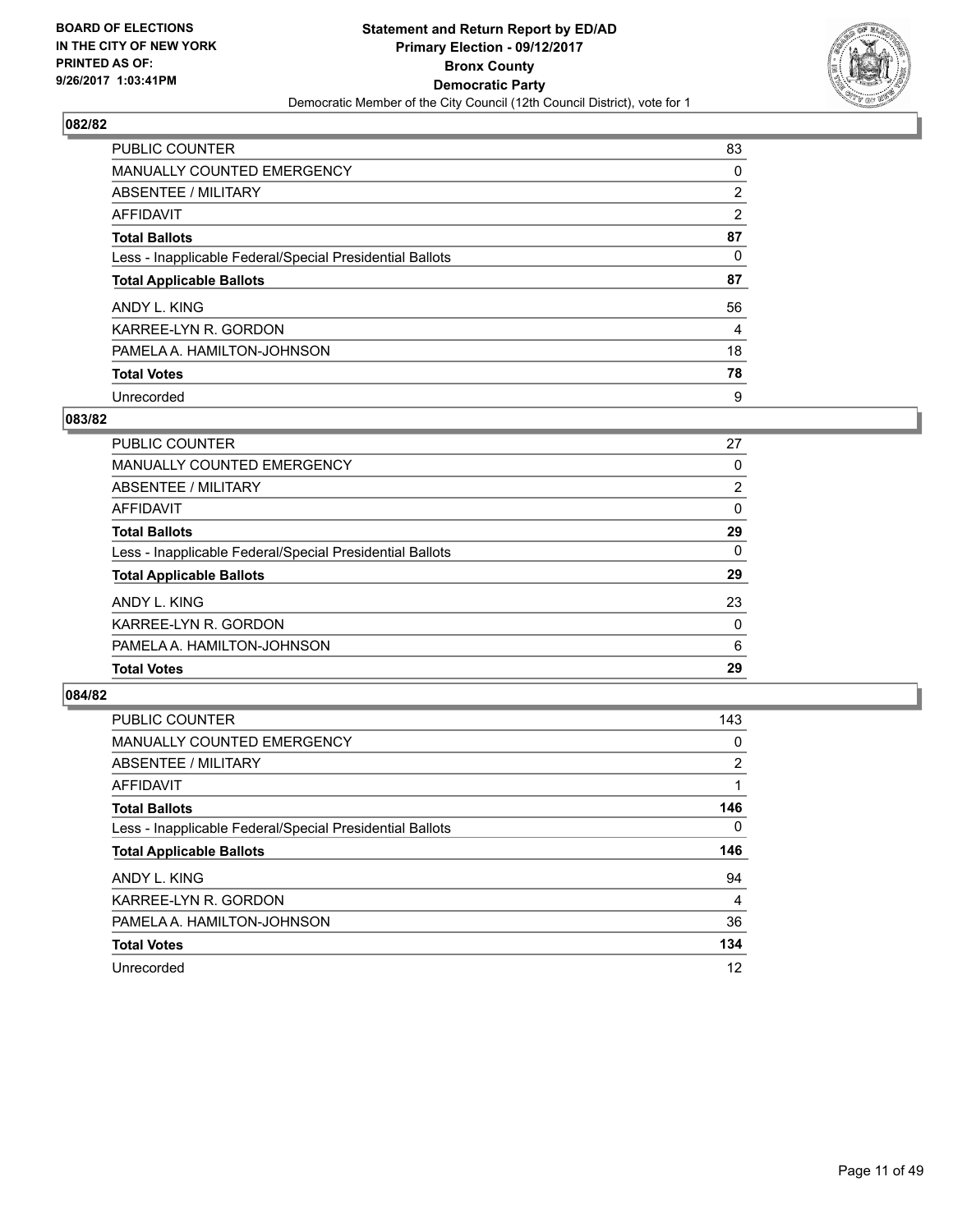BOARD OF ELECTIONS
IN THE CITY OF NEW YORK
PRINTED AS OF:
9/26/2017 1:03:41PM

**Statement and Return Report by ED/AD**
**Primary Election - 09/12/2017**
**Bronx County**
**Democratic Party**
Democratic Member of the City Council (12th Council District), vote for 1

### 082/82

| | |
|---|---|
| PUBLIC COUNTER | 83 |
| MANUALLY COUNTED EMERGENCY | 0 |
| ABSENTEE / MILITARY | 2 |
| AFFIDAVIT | 2 |
| **Total Ballots** | **87** |
| Less - Inapplicable Federal/Special Presidential Ballots | 0 |
| **Total Applicable Ballots** | **87** |
| ANDY L. KING | 56 |
| KARREE-LYN R. GORDON | 4 |
| PAMELA A. HAMILTON-JOHNSON | 18 |
| **Total Votes** | **78** |
| Unrecorded | 9 |

### 083/82

| | |
|---|---|
| PUBLIC COUNTER | 27 |
| MANUALLY COUNTED EMERGENCY | 0 |
| ABSENTEE / MILITARY | 2 |
| AFFIDAVIT | 0 |
| **Total Ballots** | **29** |
| Less - Inapplicable Federal/Special Presidential Ballots | 0 |
| **Total Applicable Ballots** | **29** |
| ANDY L. KING | 23 |
| KARREE-LYN R. GORDON | 0 |
| PAMELA A. HAMILTON-JOHNSON | 6 |
| **Total Votes** | **29** |

### 084/82

| | |
|---|---|
| PUBLIC COUNTER | 143 |
| MANUALLY COUNTED EMERGENCY | 0 |
| ABSENTEE / MILITARY | 2 |
| AFFIDAVIT | 1 |
| **Total Ballots** | **146** |
| Less - Inapplicable Federal/Special Presidential Ballots | 0 |
| **Total Applicable Ballots** | **146** |
| ANDY L. KING | 94 |
| KARREE-LYN R. GORDON | 4 |
| PAMELA A. HAMILTON-JOHNSON | 36 |
| **Total Votes** | **134** |
| Unrecorded | 12 |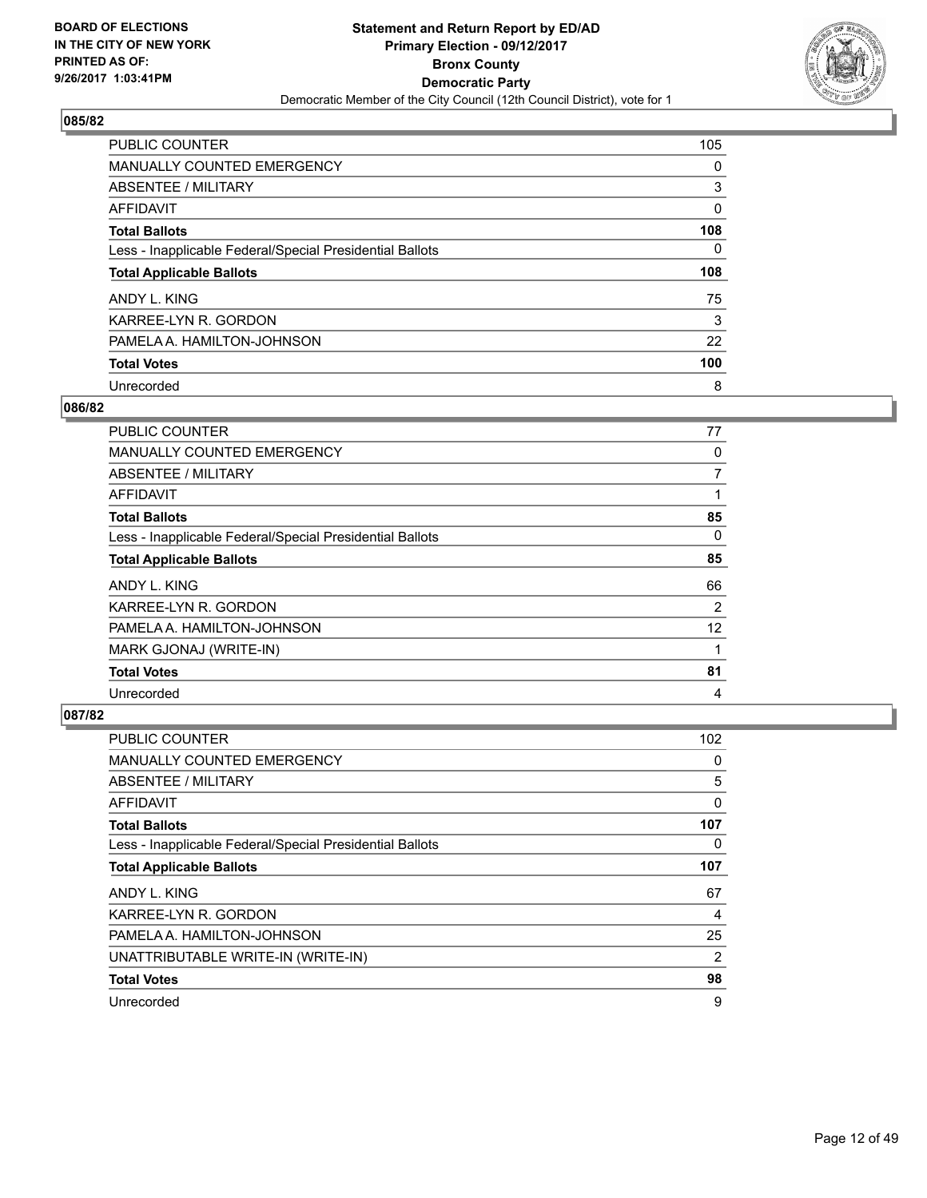BOARD OF ELECTIONS
IN THE CITY OF NEW YORK
PRINTED AS OF:
9/26/2017 1:03:41PM

**Statement and Return Report by ED/AD**
**Primary Election - 09/12/2017**
**Bronx County**
**Democratic Party**
Democratic Member of the City Council (12th Council District), vote for 1

## 085/82

| | |
|---|---|
| PUBLIC COUNTER | 105 |
| MANUALLY COUNTED EMERGENCY | 0 |
| ABSENTEE / MILITARY | 3 |
| AFFIDAVIT | 0 |
| **Total Ballots** | **108** |
| Less - Inapplicable Federal/Special Presidential Ballots | 0 |
| **Total Applicable Ballots** | **108** |
| ANDY L. KING | 75 |
| KARREE-LYN R. GORDON | 3 |
| PAMELA A. HAMILTON-JOHNSON | 22 |
| **Total Votes** | **100** |
| Unrecorded | 8 |

## 086/82

| | |
|---|---|
| PUBLIC COUNTER | 77 |
| MANUALLY COUNTED EMERGENCY | 0 |
| ABSENTEE / MILITARY | 7 |
| AFFIDAVIT | 1 |
| **Total Ballots** | **85** |
| Less - Inapplicable Federal/Special Presidential Ballots | 0 |
| **Total Applicable Ballots** | **85** |
| ANDY L. KING | 66 |
| KARREE-LYN R. GORDON | 2 |
| PAMELA A. HAMILTON-JOHNSON | 12 |
| MARK GJONAJ (WRITE-IN) | 1 |
| **Total Votes** | **81** |
| Unrecorded | 4 |

## 087/82

| | |
|---|---|
| PUBLIC COUNTER | 102 |
| MANUALLY COUNTED EMERGENCY | 0 |
| ABSENTEE / MILITARY | 5 |
| AFFIDAVIT | 0 |
| **Total Ballots** | **107** |
| Less - Inapplicable Federal/Special Presidential Ballots | 0 |
| **Total Applicable Ballots** | **107** |
| ANDY L. KING | 67 |
| KARREE-LYN R. GORDON | 4 |
| PAMELA A. HAMILTON-JOHNSON | 25 |
| UNATTRIBUTABLE WRITE-IN (WRITE-IN) | 2 |
| **Total Votes** | **98** |
| Unrecorded | 9 |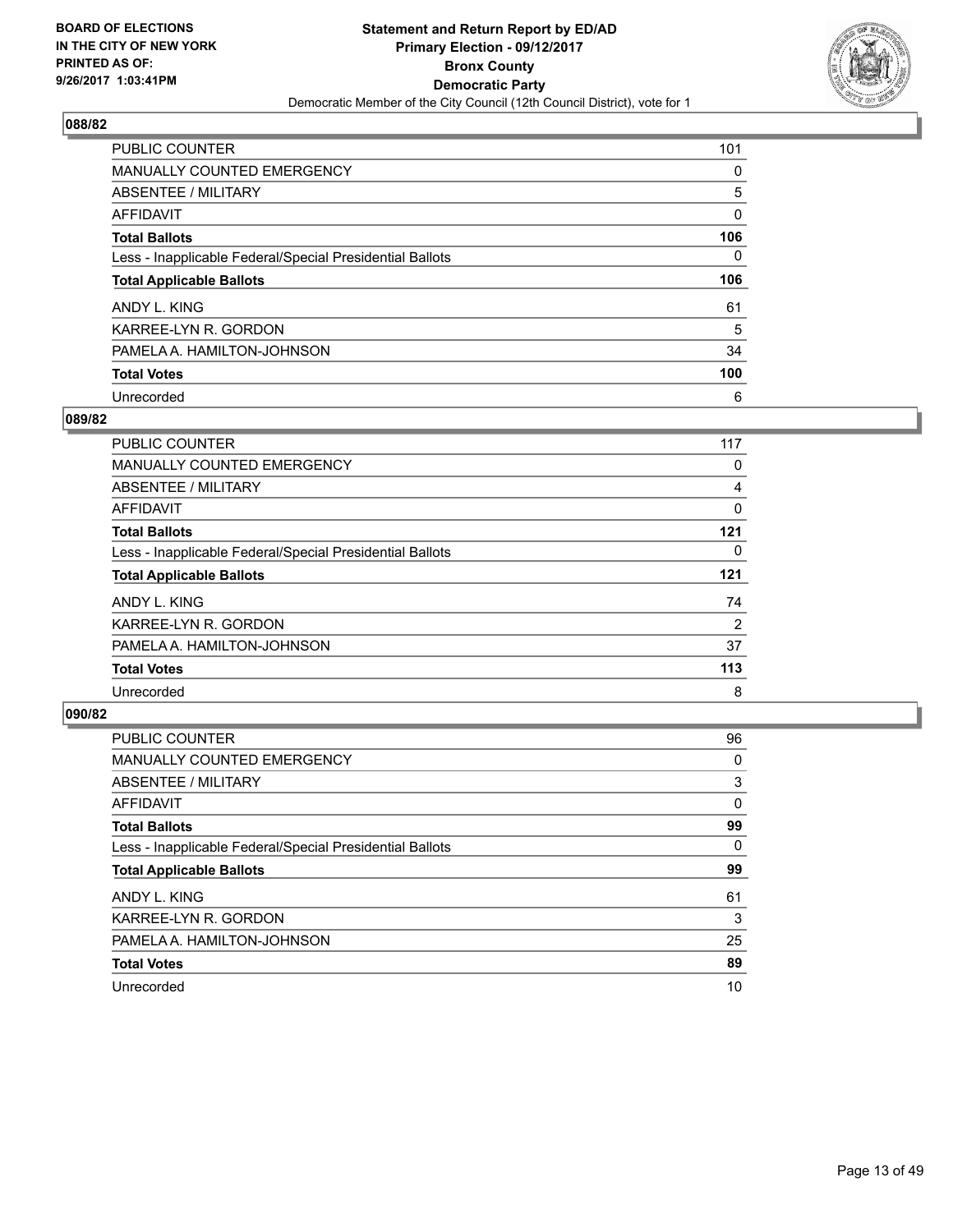**BOARD OF ELECTIONS IN THE CITY OF NEW YORK PRINTED AS OF: 9/26/2017 1:03:41PM**

**Statement and Return Report by ED/AD Primary Election - 09/12/2017 Bronx County Democratic Party**
Democratic Member of the City Council (12th Council District), vote for 1

## 088/82

| | |
|---|---|
| PUBLIC COUNTER | 101 |
| MANUALLY COUNTED EMERGENCY | 0 |
| ABSENTEE / MILITARY | 5 |
| AFFIDAVIT | 0 |
| **Total Ballots** | **106** |
| Less - Inapplicable Federal/Special Presidential Ballots | 0 |
| **Total Applicable Ballots** | **106** |
| ANDY L. KING | 61 |
| KARREE-LYN R. GORDON | 5 |
| PAMELA A. HAMILTON-JOHNSON | 34 |
| **Total Votes** | **100** |
| Unrecorded | 6 |

## 089/82

| | |
|---|---|
| PUBLIC COUNTER | 117 |
| MANUALLY COUNTED EMERGENCY | 0 |
| ABSENTEE / MILITARY | 4 |
| AFFIDAVIT | 0 |
| **Total Ballots** | **121** |
| Less - Inapplicable Federal/Special Presidential Ballots | 0 |
| **Total Applicable Ballots** | **121** |
| ANDY L. KING | 74 |
| KARREE-LYN R. GORDON | 2 |
| PAMELA A. HAMILTON-JOHNSON | 37 |
| **Total Votes** | **113** |
| Unrecorded | 8 |

## 090/82

| | |
|---|---|
| PUBLIC COUNTER | 96 |
| MANUALLY COUNTED EMERGENCY | 0 |
| ABSENTEE / MILITARY | 3 |
| AFFIDAVIT | 0 |
| **Total Ballots** | **99** |
| Less - Inapplicable Federal/Special Presidential Ballots | 0 |
| **Total Applicable Ballots** | **99** |
| ANDY L. KING | 61 |
| KARREE-LYN R. GORDON | 3 |
| PAMELA A. HAMILTON-JOHNSON | 25 |
| **Total Votes** | **89** |
| Unrecorded | 10 |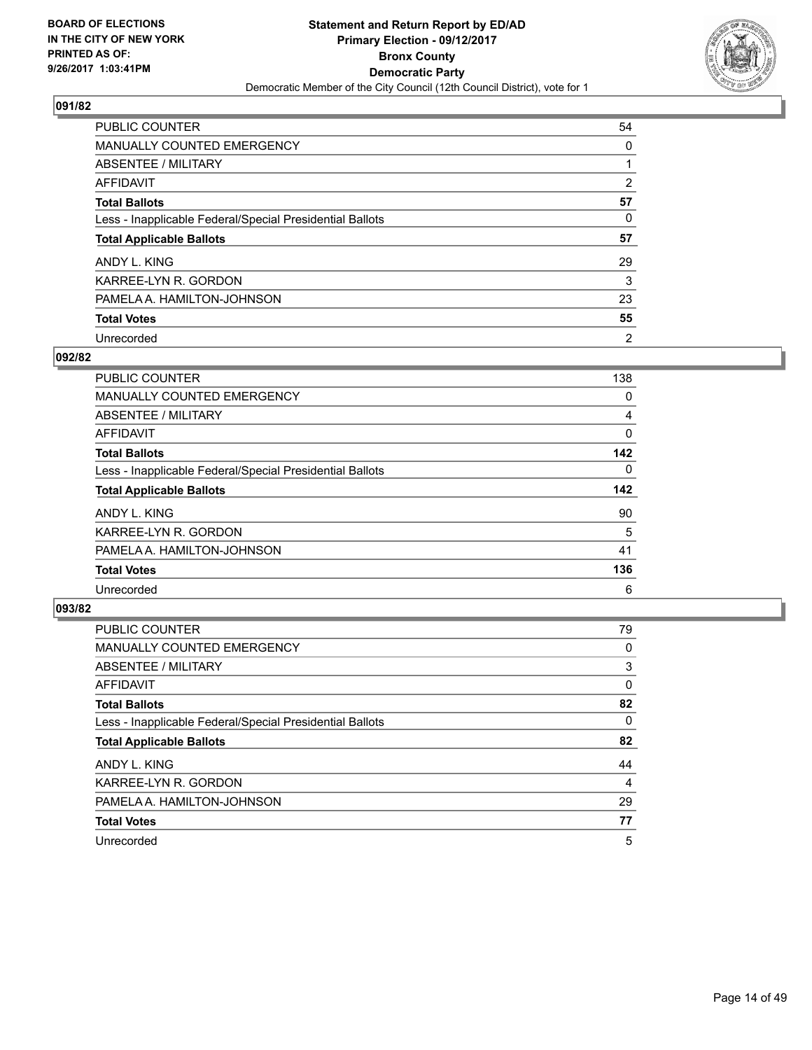**BOARD OF ELECTIONS IN THE CITY OF NEW YORK PRINTED AS OF: 9/26/2017 1:03:41PM**

# Statement and Return Report by ED/AD
## Primary Election - 09/12/2017
## Bronx County
## Democratic Party
Democratic Member of the City Council (12th Council District), vote for 1

### 091/82

| | |
|---|---|
| PUBLIC COUNTER | 54 |
| MANUALLY COUNTED EMERGENCY | 0 |
| ABSENTEE / MILITARY | 1 |
| AFFIDAVIT | 2 |
| **Total Ballots** | **57** |
| Less - Inapplicable Federal/Special Presidential Ballots | 0 |
| **Total Applicable Ballots** | **57** |
| ANDY L. KING | 29 |
| KARREE-LYN R. GORDON | 3 |
| PAMELA A. HAMILTON-JOHNSON | 23 |
| **Total Votes** | **55** |
| Unrecorded | 2 |

### 092/82

| | |
|---|---|
| PUBLIC COUNTER | 138 |
| MANUALLY COUNTED EMERGENCY | 0 |
| ABSENTEE / MILITARY | 4 |
| AFFIDAVIT | 0 |
| **Total Ballots** | **142** |
| Less - Inapplicable Federal/Special Presidential Ballots | 0 |
| **Total Applicable Ballots** | **142** |
| ANDY L. KING | 90 |
| KARREE-LYN R. GORDON | 5 |
| PAMELA A. HAMILTON-JOHNSON | 41 |
| **Total Votes** | **136** |
| Unrecorded | 6 |

### 093/82

| | |
|---|---|
| PUBLIC COUNTER | 79 |
| MANUALLY COUNTED EMERGENCY | 0 |
| ABSENTEE / MILITARY | 3 |
| AFFIDAVIT | 0 |
| **Total Ballots** | **82** |
| Less - Inapplicable Federal/Special Presidential Ballots | 0 |
| **Total Applicable Ballots** | **82** |
| ANDY L. KING | 44 |
| KARREE-LYN R. GORDON | 4 |
| PAMELA A. HAMILTON-JOHNSON | 29 |
| **Total Votes** | **77** |
| Unrecorded | 5 |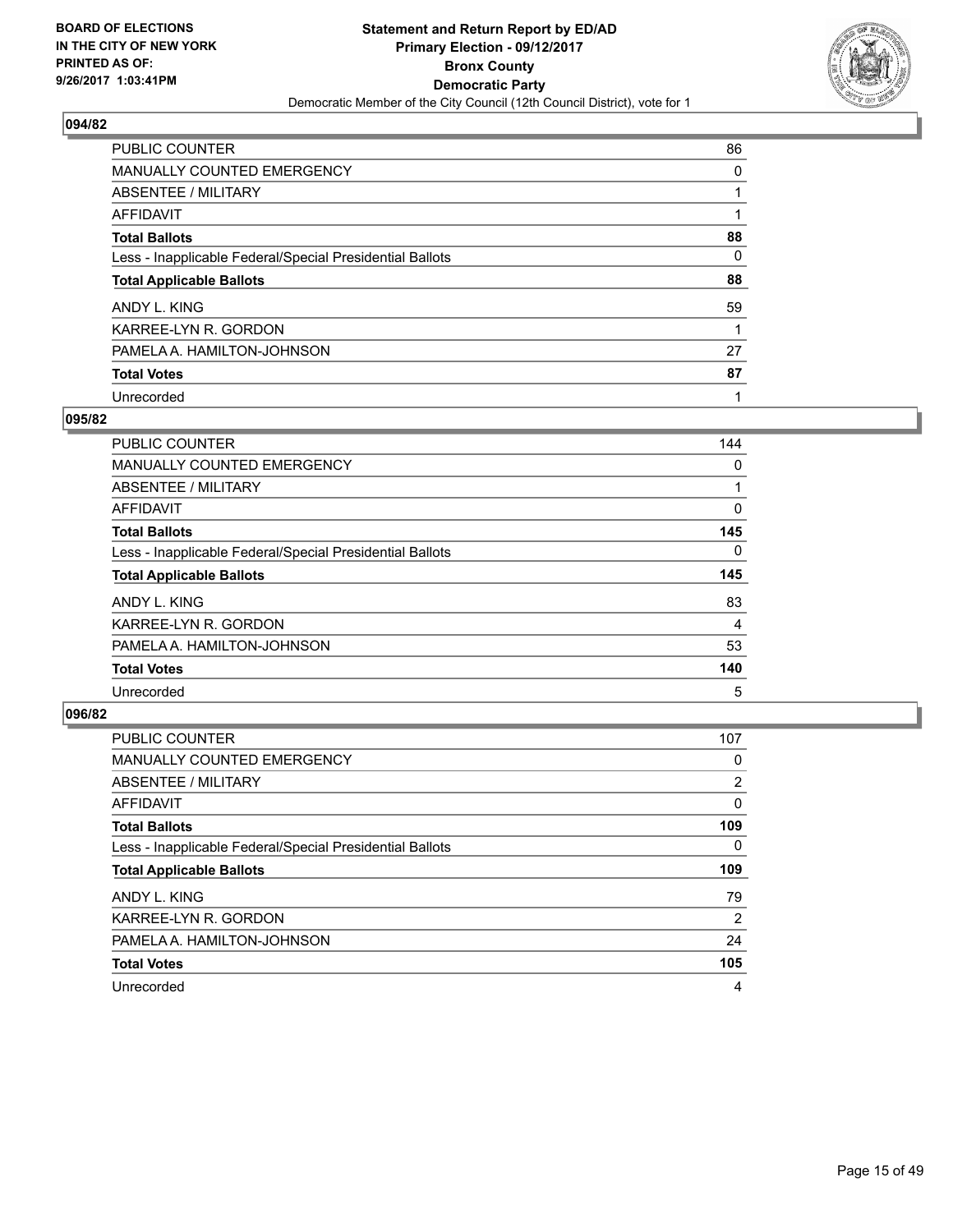**BOARD OF ELECTIONS IN THE CITY OF NEW YORK PRINTED AS OF: 9/26/2017 1:03:41PM**

**Statement and Return Report by ED/AD**
**Primary Election - 09/12/2017**
**Bronx County**
**Democratic Party**
Democratic Member of the City Council (12th Council District), vote for 1

### 094/82

| | |
|---|---|
| PUBLIC COUNTER | 86 |
| MANUALLY COUNTED EMERGENCY | 0 |
| ABSENTEE / MILITARY | 1 |
| AFFIDAVIT | 1 |
| **Total Ballots** | **88** |
| Less - Inapplicable Federal/Special Presidential Ballots | 0 |
| **Total Applicable Ballots** | **88** |
| ANDY L. KING | 59 |
| KARREE-LYN R. GORDON | 1 |
| PAMELA A. HAMILTON-JOHNSON | 27 |
| **Total Votes** | **87** |
| Unrecorded | 1 |

### 095/82

| | |
|---|---|
| PUBLIC COUNTER | 144 |
| MANUALLY COUNTED EMERGENCY | 0 |
| ABSENTEE / MILITARY | 1 |
| AFFIDAVIT | 0 |
| **Total Ballots** | **145** |
| Less - Inapplicable Federal/Special Presidential Ballots | 0 |
| **Total Applicable Ballots** | **145** |
| ANDY L. KING | 83 |
| KARREE-LYN R. GORDON | 4 |
| PAMELA A. HAMILTON-JOHNSON | 53 |
| **Total Votes** | **140** |
| Unrecorded | 5 |

### 096/82

| | |
|---|---|
| PUBLIC COUNTER | 107 |
| MANUALLY COUNTED EMERGENCY | 0 |
| ABSENTEE / MILITARY | 2 |
| AFFIDAVIT | 0 |
| **Total Ballots** | **109** |
| Less - Inapplicable Federal/Special Presidential Ballots | 0 |
| **Total Applicable Ballots** | **109** |
| ANDY L. KING | 79 |
| KARREE-LYN R. GORDON | 2 |
| PAMELA A. HAMILTON-JOHNSON | 24 |
| **Total Votes** | **105** |
| Unrecorded | 4 |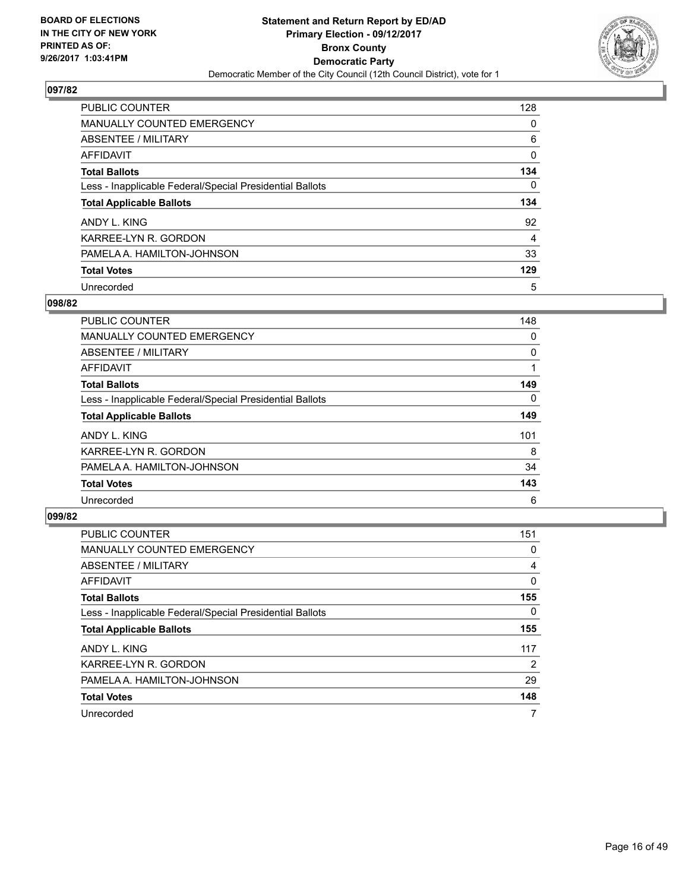**BOARD OF ELECTIONS IN THE CITY OF NEW YORK PRINTED AS OF: 9/26/2017 1:03:41PM**

**Statement and Return Report by ED/AD
Primary Election - 09/12/2017
Bronx County
Democratic Party**
Democratic Member of the City Council (12th Council District), vote for 1

## 097/82

| | |
|---|---|
| PUBLIC COUNTER | 128 |
| MANUALLY COUNTED EMERGENCY | 0 |
| ABSENTEE / MILITARY | 6 |
| AFFIDAVIT | 0 |
| **Total Ballots** | **134** |
| Less - Inapplicable Federal/Special Presidential Ballots | 0 |
| **Total Applicable Ballots** | **134** |
| ANDY L. KING | 92 |
| KARREE-LYN R. GORDON | 4 |
| PAMELA A. HAMILTON-JOHNSON | 33 |
| **Total Votes** | **129** |
| Unrecorded | 5 |

## 098/82

| | |
|---|---|
| PUBLIC COUNTER | 148 |
| MANUALLY COUNTED EMERGENCY | 0 |
| ABSENTEE / MILITARY | 0 |
| AFFIDAVIT | 1 |
| **Total Ballots** | **149** |
| Less - Inapplicable Federal/Special Presidential Ballots | 0 |
| **Total Applicable Ballots** | **149** |
| ANDY L. KING | 101 |
| KARREE-LYN R. GORDON | 8 |
| PAMELA A. HAMILTON-JOHNSON | 34 |
| **Total Votes** | **143** |
| Unrecorded | 6 |

## 099/82

| | |
|---|---|
| PUBLIC COUNTER | 151 |
| MANUALLY COUNTED EMERGENCY | 0 |
| ABSENTEE / MILITARY | 4 |
| AFFIDAVIT | 0 |
| **Total Ballots** | **155** |
| Less - Inapplicable Federal/Special Presidential Ballots | 0 |
| **Total Applicable Ballots** | **155** |
| ANDY L. KING | 117 |
| KARREE-LYN R. GORDON | 2 |
| PAMELA A. HAMILTON-JOHNSON | 29 |
| **Total Votes** | **148** |
| Unrecorded | 7 |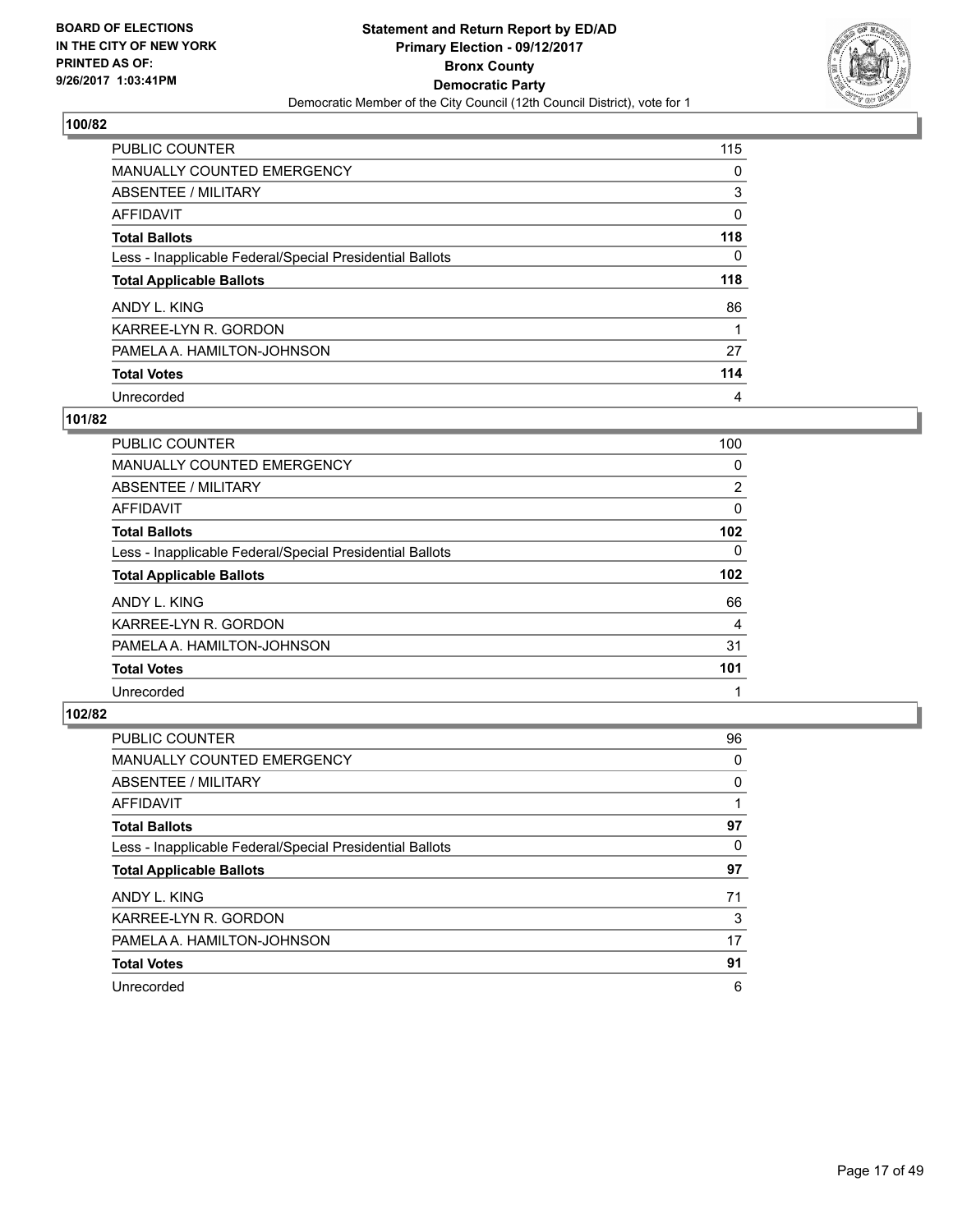**BOARD OF ELECTIONS IN THE CITY OF NEW YORK PRINTED AS OF: 9/26/2017 1:03:41PM**

# Statement and Return Report by ED/AD
## Primary Election - 09/12/2017
## Bronx County
## Democratic Party
Democratic Member of the City Council (12th Council District), vote for 1

### 100/82

| | |
|---|---|
| PUBLIC COUNTER | 115 |
| MANUALLY COUNTED EMERGENCY | 0 |
| ABSENTEE / MILITARY | 3 |
| AFFIDAVIT | 0 |
| **Total Ballots** | **118** |
| Less - Inapplicable Federal/Special Presidential Ballots | 0 |
| **Total Applicable Ballots** | **118** |
| ANDY L. KING | 86 |
| KARREE-LYN R. GORDON | 1 |
| PAMELA A. HAMILTON-JOHNSON | 27 |
| **Total Votes** | **114** |
| Unrecorded | 4 |

### 101/82

| | |
|---|---|
| PUBLIC COUNTER | 100 |
| MANUALLY COUNTED EMERGENCY | 0 |
| ABSENTEE / MILITARY | 2 |
| AFFIDAVIT | 0 |
| **Total Ballots** | **102** |
| Less - Inapplicable Federal/Special Presidential Ballots | 0 |
| **Total Applicable Ballots** | **102** |
| ANDY L. KING | 66 |
| KARREE-LYN R. GORDON | 4 |
| PAMELA A. HAMILTON-JOHNSON | 31 |
| **Total Votes** | **101** |
| Unrecorded | 1 |

### 102/82

| | |
|---|---|
| PUBLIC COUNTER | 96 |
| MANUALLY COUNTED EMERGENCY | 0 |
| ABSENTEE / MILITARY | 0 |
| AFFIDAVIT | 1 |
| **Total Ballots** | **97** |
| Less - Inapplicable Federal/Special Presidential Ballots | 0 |
| **Total Applicable Ballots** | **97** |
| ANDY L. KING | 71 |
| KARREE-LYN R. GORDON | 3 |
| PAMELA A. HAMILTON-JOHNSON | 17 |
| **Total Votes** | **91** |
| Unrecorded | 6 |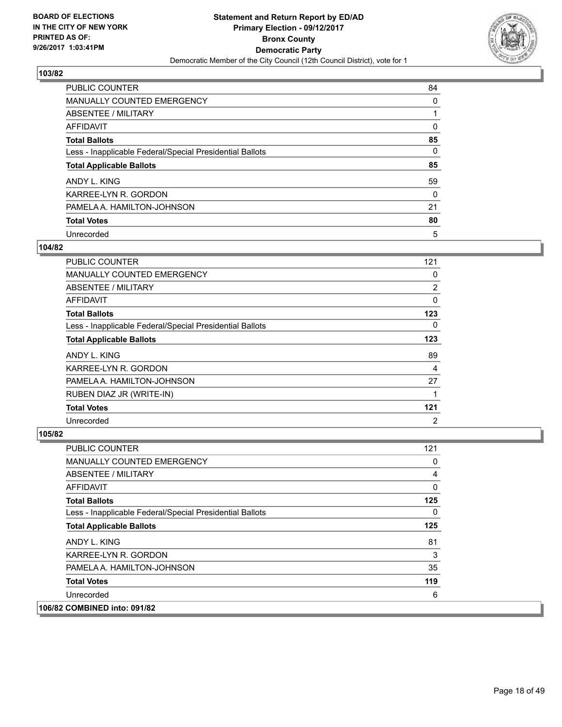BOARD OF ELECTIONS
IN THE CITY OF NEW YORK
PRINTED AS OF:
9/26/2017 1:03:41PM

**Statement and Return Report by ED/AD**
**Primary Election - 09/12/2017**
**Bronx County**
**Democratic Party**
Democratic Member of the City Council (12th Council District), vote for 1

### 103/82

| | |
|---|---|
| PUBLIC COUNTER | 84 |
| MANUALLY COUNTED EMERGENCY | 0 |
| ABSENTEE / MILITARY | 1 |
| AFFIDAVIT | 0 |
| **Total Ballots** | **85** |
| Less - Inapplicable Federal/Special Presidential Ballots | 0 |
| **Total Applicable Ballots** | **85** |
| ANDY L. KING | 59 |
| KARREE-LYN R. GORDON | 0 |
| PAMELA A. HAMILTON-JOHNSON | 21 |
| **Total Votes** | **80** |
| Unrecorded | 5 |

### 104/82

| | |
|---|---|
| PUBLIC COUNTER | 121 |
| MANUALLY COUNTED EMERGENCY | 0 |
| ABSENTEE / MILITARY | 2 |
| AFFIDAVIT | 0 |
| **Total Ballots** | **123** |
| Less - Inapplicable Federal/Special Presidential Ballots | 0 |
| **Total Applicable Ballots** | **123** |
| ANDY L. KING | 89 |
| KARREE-LYN R. GORDON | 4 |
| PAMELA A. HAMILTON-JOHNSON | 27 |
| RUBEN DIAZ JR (WRITE-IN) | 1 |
| **Total Votes** | **121** |
| Unrecorded | 2 |

### 105/82

| | |
|---|---|
| PUBLIC COUNTER | 121 |
| MANUALLY COUNTED EMERGENCY | 0 |
| ABSENTEE / MILITARY | 4 |
| AFFIDAVIT | 0 |
| **Total Ballots** | **125** |
| Less - Inapplicable Federal/Special Presidential Ballots | 0 |
| **Total Applicable Ballots** | **125** |
| ANDY L. KING | 81 |
| KARREE-LYN R. GORDON | 3 |
| PAMELA A. HAMILTON-JOHNSON | 35 |
| **Total Votes** | **119** |
| Unrecorded | 6 |

### 106/82 COMBINED into: 091/82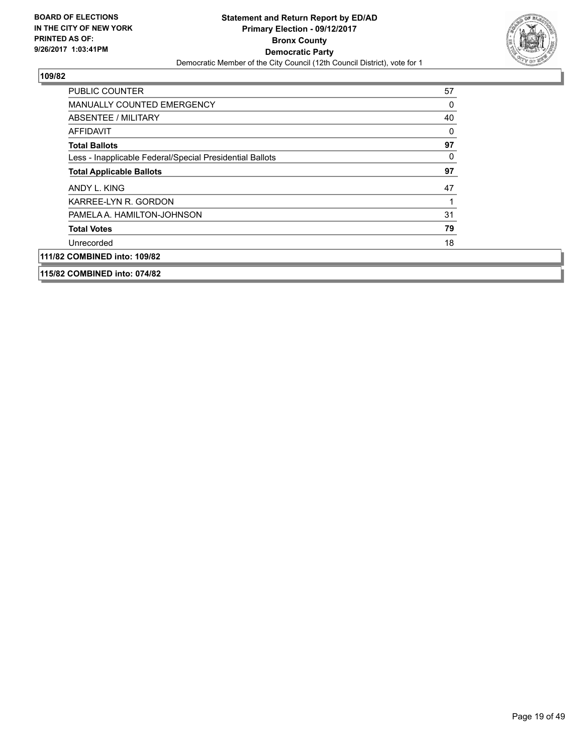**109/82**

| | |
|---|---|
| PUBLIC COUNTER | 57 |
| MANUALLY COUNTED EMERGENCY | 0 |
| ABSENTEE / MILITARY | 40 |
| AFFIDAVIT | 0 |
| **Total Ballots** | **97** |
| Less - Inapplicable Federal/Special Presidential Ballots | 0 |
| **Total Applicable Ballots** | **97** |
| ANDY L. KING | 47 |
| KARREE-LYN R. GORDON | 1 |
| PAMELA A. HAMILTON-JOHNSON | 31 |
| **Total Votes** | **79** |
| Unrecorded | 18 |

**111/82 COMBINED into: 109/82**

**115/82 COMBINED into: 074/82**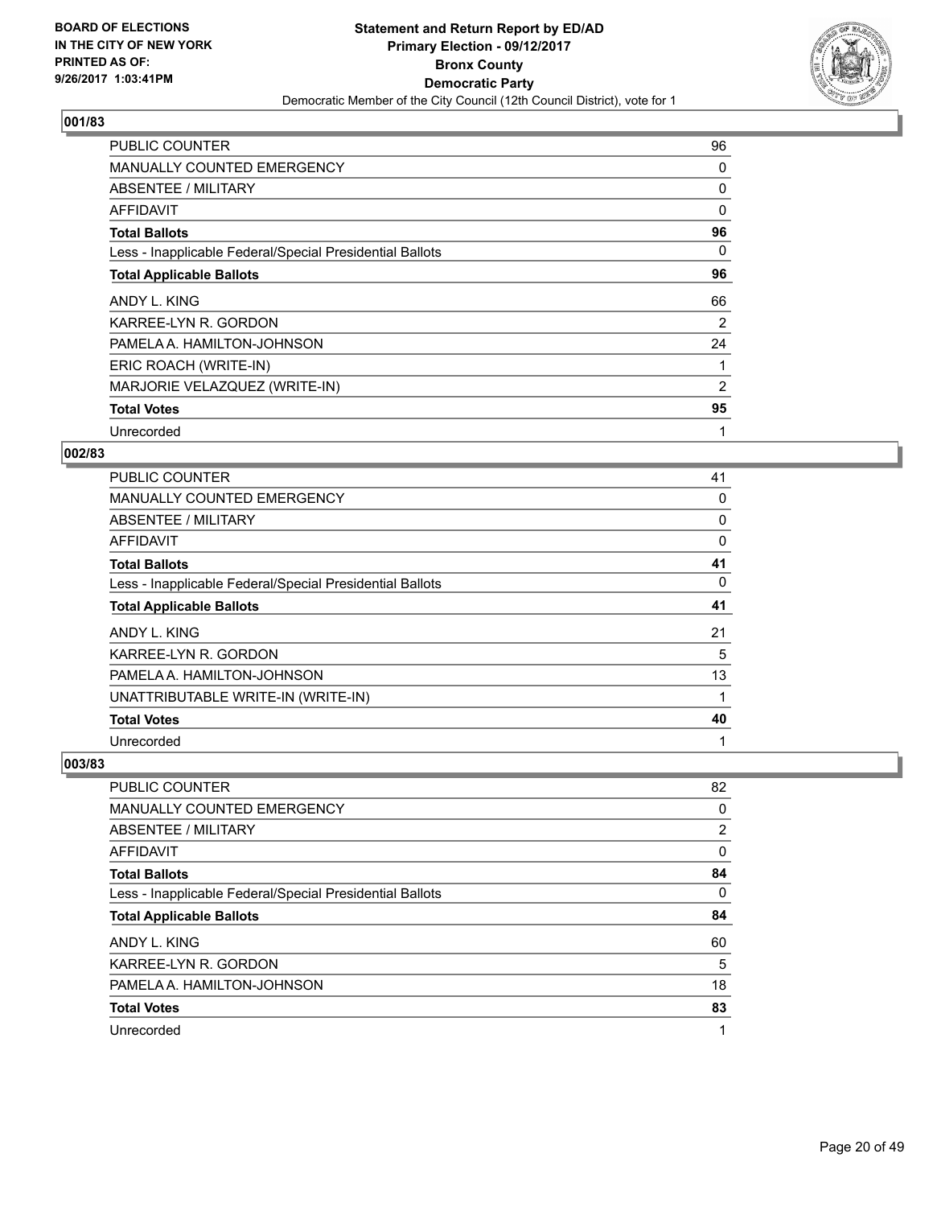**BOARD OF ELECTIONS IN THE CITY OF NEW YORK PRINTED AS OF: 9/26/2017 1:03:41PM**

**Statement and Return Report by ED/AD Primary Election - 09/12/2017 Bronx County Democratic Party**

Democratic Member of the City Council (12th Council District), vote for 1

### 001/83

| | |
|---|---|
| PUBLIC COUNTER | 96 |
| MANUALLY COUNTED EMERGENCY | 0 |
| ABSENTEE / MILITARY | 0 |
| AFFIDAVIT | 0 |
| **Total Ballots** | **96** |
| Less - Inapplicable Federal/Special Presidential Ballots | 0 |
| **Total Applicable Ballots** | **96** |
| ANDY L. KING | 66 |
| KARREE-LYN R. GORDON | 2 |
| PAMELA A. HAMILTON-JOHNSON | 24 |
| ERIC ROACH (WRITE-IN) | 1 |
| MARJORIE VELAZQUEZ (WRITE-IN) | 2 |
| **Total Votes** | **95** |
| Unrecorded | 1 |

### 002/83

| | |
|---|---|
| PUBLIC COUNTER | 41 |
| MANUALLY COUNTED EMERGENCY | 0 |
| ABSENTEE / MILITARY | 0 |
| AFFIDAVIT | 0 |
| **Total Ballots** | **41** |
| Less - Inapplicable Federal/Special Presidential Ballots | 0 |
| **Total Applicable Ballots** | **41** |
| ANDY L. KING | 21 |
| KARREE-LYN R. GORDON | 5 |
| PAMELA A. HAMILTON-JOHNSON | 13 |
| UNATTRIBUTABLE WRITE-IN (WRITE-IN) | 1 |
| **Total Votes** | **40** |
| Unrecorded | 1 |

### 003/83

| | |
|---|---|
| PUBLIC COUNTER | 82 |
| MANUALLY COUNTED EMERGENCY | 0 |
| ABSENTEE / MILITARY | 2 |
| AFFIDAVIT | 0 |
| **Total Ballots** | **84** |
| Less - Inapplicable Federal/Special Presidential Ballots | 0 |
| **Total Applicable Ballots** | **84** |
| ANDY L. KING | 60 |
| KARREE-LYN R. GORDON | 5 |
| PAMELA A. HAMILTON-JOHNSON | 18 |
| **Total Votes** | **83** |
| Unrecorded | 1 |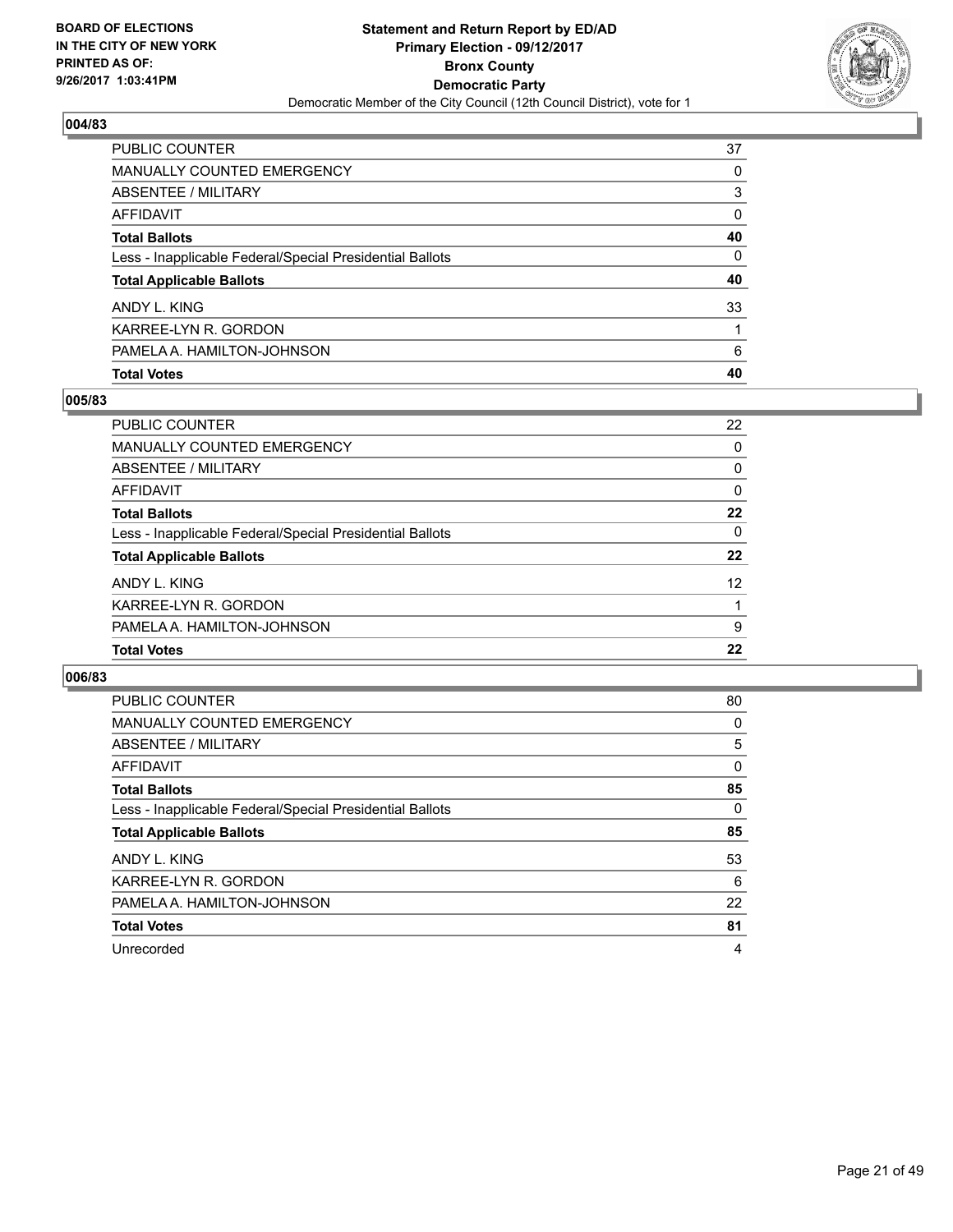BOARD OF ELECTIONS
IN THE CITY OF NEW YORK
PRINTED AS OF:
9/26/2017 1:03:41PM

**Statement and Return Report by ED/AD**
**Primary Election - 09/12/2017**
**Bronx County**
**Democratic Party**
Democratic Member of the City Council (12th Council District), vote for 1

### 004/83

| | |
|---|---|
| PUBLIC COUNTER | 37 |
| MANUALLY COUNTED EMERGENCY | 0 |
| ABSENTEE / MILITARY | 3 |
| AFFIDAVIT | 0 |
| **Total Ballots** | **40** |
| Less - Inapplicable Federal/Special Presidential Ballots | 0 |
| **Total Applicable Ballots** | **40** |
| ANDY L. KING | 33 |
| KARREE-LYN R. GORDON | 1 |
| PAMELA A. HAMILTON-JOHNSON | 6 |
| **Total Votes** | **40** |

### 005/83

| | |
|---|---|
| PUBLIC COUNTER | 22 |
| MANUALLY COUNTED EMERGENCY | 0 |
| ABSENTEE / MILITARY | 0 |
| AFFIDAVIT | 0 |
| **Total Ballots** | **22** |
| Less - Inapplicable Federal/Special Presidential Ballots | 0 |
| **Total Applicable Ballots** | **22** |
| ANDY L. KING | 12 |
| KARREE-LYN R. GORDON | 1 |
| PAMELA A. HAMILTON-JOHNSON | 9 |
| **Total Votes** | **22** |

### 006/83

| | |
|---|---|
| PUBLIC COUNTER | 80 |
| MANUALLY COUNTED EMERGENCY | 0 |
| ABSENTEE / MILITARY | 5 |
| AFFIDAVIT | 0 |
| **Total Ballots** | **85** |
| Less - Inapplicable Federal/Special Presidential Ballots | 0 |
| **Total Applicable Ballots** | **85** |
| ANDY L. KING | 53 |
| KARREE-LYN R. GORDON | 6 |
| PAMELA A. HAMILTON-JOHNSON | 22 |
| **Total Votes** | **81** |
| Unrecorded | 4 |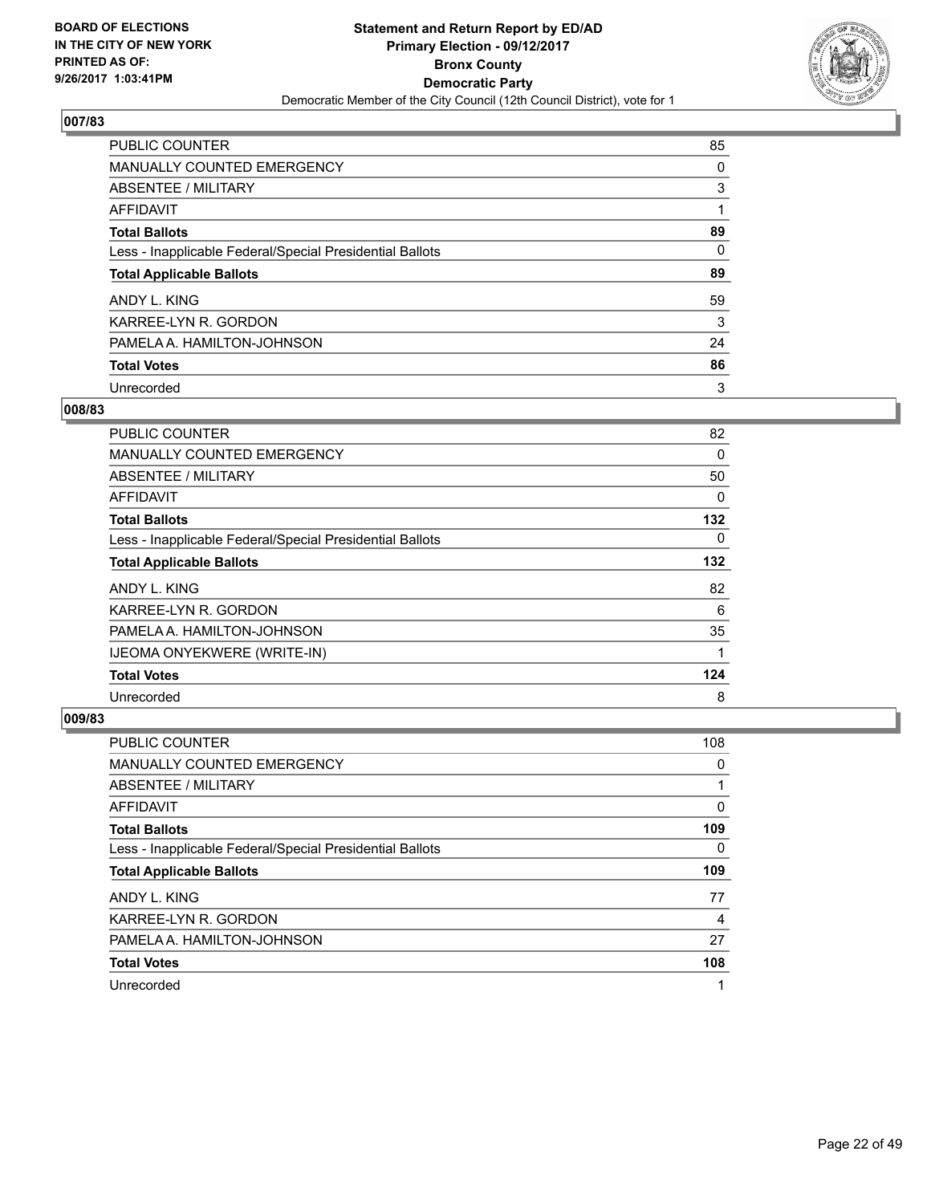**BOARD OF ELECTIONS IN THE CITY OF NEW YORK PRINTED AS OF: 9/26/2017 1:03:41PM**

**Statement and Return Report by ED/AD Primary Election - 09/12/2017 Bronx County Democratic Party**

Democratic Member of the City Council (12th Council District), vote for 1

## 007/83

| | |
|---|---|
| PUBLIC COUNTER | 85 |
| MANUALLY COUNTED EMERGENCY | 0 |
| ABSENTEE / MILITARY | 3 |
| AFFIDAVIT | 1 |
| **Total Ballots** | **89** |
| Less - Inapplicable Federal/Special Presidential Ballots | 0 |
| **Total Applicable Ballots** | **89** |
| ANDY L. KING | 59 |
| KARREE-LYN R. GORDON | 3 |
| PAMELA A. HAMILTON-JOHNSON | 24 |
| **Total Votes** | **86** |
| Unrecorded | 3 |

## 008/83

| | |
|---|---|
| PUBLIC COUNTER | 82 |
| MANUALLY COUNTED EMERGENCY | 0 |
| ABSENTEE / MILITARY | 50 |
| AFFIDAVIT | 0 |
| **Total Ballots** | **132** |
| Less - Inapplicable Federal/Special Presidential Ballots | 0 |
| **Total Applicable Ballots** | **132** |
| ANDY L. KING | 82 |
| KARREE-LYN R. GORDON | 6 |
| PAMELA A. HAMILTON-JOHNSON | 35 |
| IJEOMA ONYEKWERE (WRITE-IN) | 1 |
| **Total Votes** | **124** |
| Unrecorded | 8 |

## 009/83

| | |
|---|---|
| PUBLIC COUNTER | 108 |
| MANUALLY COUNTED EMERGENCY | 0 |
| ABSENTEE / MILITARY | 1 |
| AFFIDAVIT | 0 |
| **Total Ballots** | **109** |
| Less - Inapplicable Federal/Special Presidential Ballots | 0 |
| **Total Applicable Ballots** | **109** |
| ANDY L. KING | 77 |
| KARREE-LYN R. GORDON | 4 |
| PAMELA A. HAMILTON-JOHNSON | 27 |
| **Total Votes** | **108** |
| Unrecorded | 1 |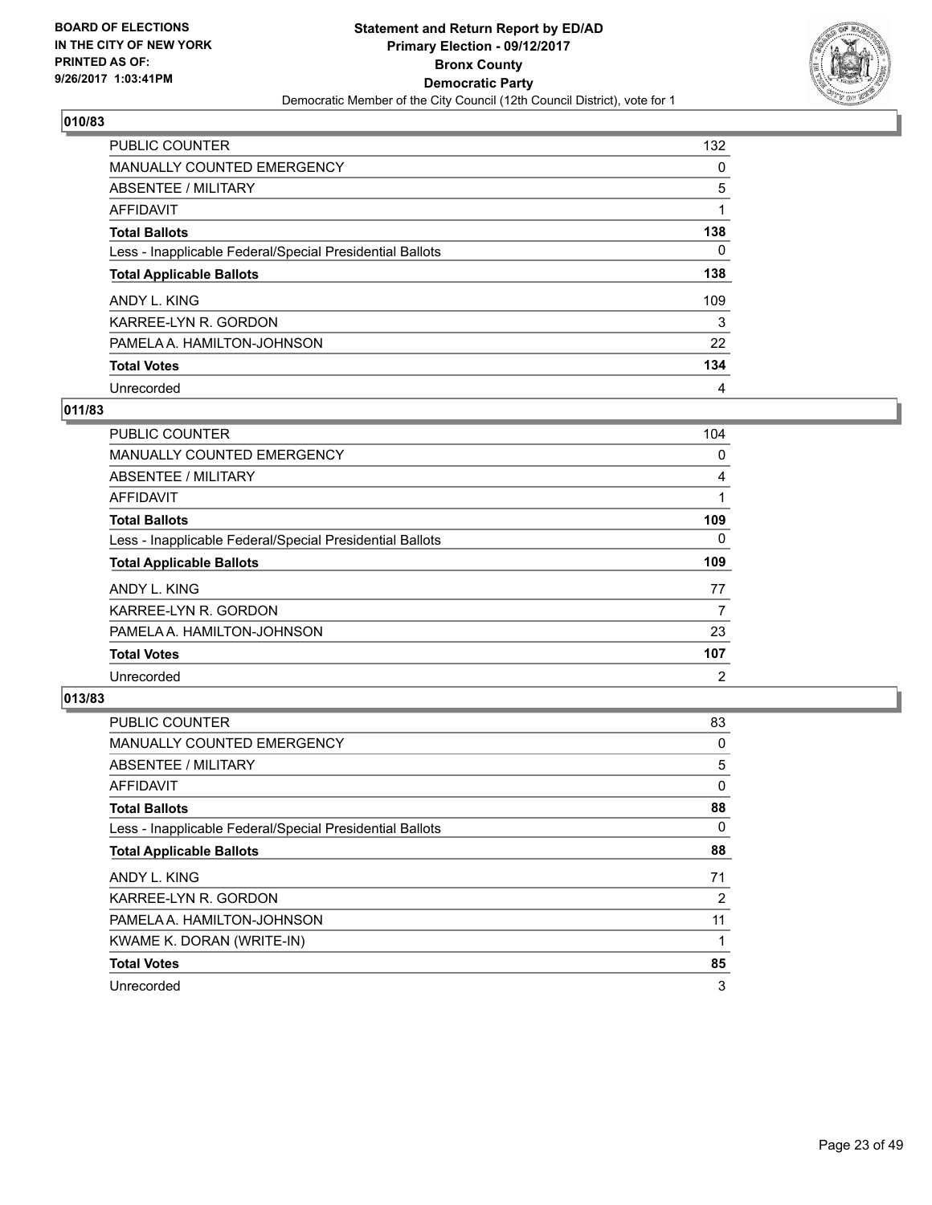BOARD OF ELECTIONS
IN THE CITY OF NEW YORK
PRINTED AS OF:
9/26/2017 1:03:41PM

**Statement and Return Report by ED/AD**
**Primary Election - 09/12/2017**
**Bronx County**
**Democratic Party**
Democratic Member of the City Council (12th Council District), vote for 1

### 010/83

| | |
|---|---|
| PUBLIC COUNTER | 132 |
| MANUALLY COUNTED EMERGENCY | 0 |
| ABSENTEE / MILITARY | 5 |
| AFFIDAVIT | 1 |
| **Total Ballots** | **138** |
| Less - Inapplicable Federal/Special Presidential Ballots | 0 |
| **Total Applicable Ballots** | **138** |
| ANDY L. KING | 109 |
| KARREE-LYN R. GORDON | 3 |
| PAMELA A. HAMILTON-JOHNSON | 22 |
| **Total Votes** | **134** |
| Unrecorded | 4 |

### 011/83

| | |
|---|---|
| PUBLIC COUNTER | 104 |
| MANUALLY COUNTED EMERGENCY | 0 |
| ABSENTEE / MILITARY | 4 |
| AFFIDAVIT | 1 |
| **Total Ballots** | **109** |
| Less - Inapplicable Federal/Special Presidential Ballots | 0 |
| **Total Applicable Ballots** | **109** |
| ANDY L. KING | 77 |
| KARREE-LYN R. GORDON | 7 |
| PAMELA A. HAMILTON-JOHNSON | 23 |
| **Total Votes** | **107** |
| Unrecorded | 2 |

### 013/83

| | |
|---|---|
| PUBLIC COUNTER | 83 |
| MANUALLY COUNTED EMERGENCY | 0 |
| ABSENTEE / MILITARY | 5 |
| AFFIDAVIT | 0 |
| **Total Ballots** | **88** |
| Less - Inapplicable Federal/Special Presidential Ballots | 0 |
| **Total Applicable Ballots** | **88** |
| ANDY L. KING | 71 |
| KARREE-LYN R. GORDON | 2 |
| PAMELA A. HAMILTON-JOHNSON | 11 |
| KWAME K. DORAN (WRITE-IN) | 1 |
| **Total Votes** | **85** |
| Unrecorded | 3 |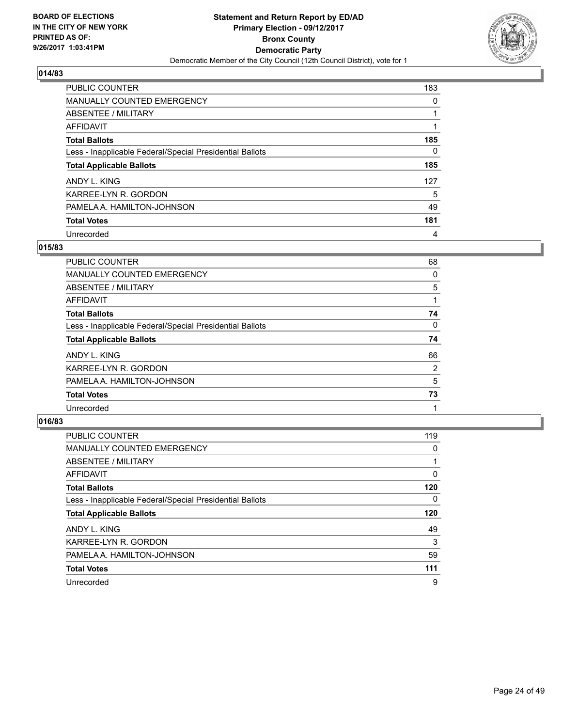BOARD OF ELECTIONS
IN THE CITY OF NEW YORK
PRINTED AS OF:
9/26/2017 1:03:41PM

**Statement and Return Report by ED/AD**
**Primary Election - 09/12/2017**
**Bronx County**
**Democratic Party**
Democratic Member of the City Council (12th Council District), vote for 1

### 014/83

| | |
|---|---|
| PUBLIC COUNTER | 183 |
| MANUALLY COUNTED EMERGENCY | 0 |
| ABSENTEE / MILITARY | 1 |
| AFFIDAVIT | 1 |
| **Total Ballots** | **185** |
| Less - Inapplicable Federal/Special Presidential Ballots | 0 |
| **Total Applicable Ballots** | **185** |
| ANDY L. KING | 127 |
| KARREE-LYN R. GORDON | 5 |
| PAMELA A. HAMILTON-JOHNSON | 49 |
| **Total Votes** | **181** |
| Unrecorded | 4 |

### 015/83

| | |
|---|---|
| PUBLIC COUNTER | 68 |
| MANUALLY COUNTED EMERGENCY | 0 |
| ABSENTEE / MILITARY | 5 |
| AFFIDAVIT | 1 |
| **Total Ballots** | **74** |
| Less - Inapplicable Federal/Special Presidential Ballots | 0 |
| **Total Applicable Ballots** | **74** |
| ANDY L. KING | 66 |
| KARREE-LYN R. GORDON | 2 |
| PAMELA A. HAMILTON-JOHNSON | 5 |
| **Total Votes** | **73** |
| Unrecorded | 1 |

### 016/83

| | |
|---|---|
| PUBLIC COUNTER | 119 |
| MANUALLY COUNTED EMERGENCY | 0 |
| ABSENTEE / MILITARY | 1 |
| AFFIDAVIT | 0 |
| **Total Ballots** | **120** |
| Less - Inapplicable Federal/Special Presidential Ballots | 0 |
| **Total Applicable Ballots** | **120** |
| ANDY L. KING | 49 |
| KARREE-LYN R. GORDON | 3 |
| PAMELA A. HAMILTON-JOHNSON | 59 |
| **Total Votes** | **111** |
| Unrecorded | 9 |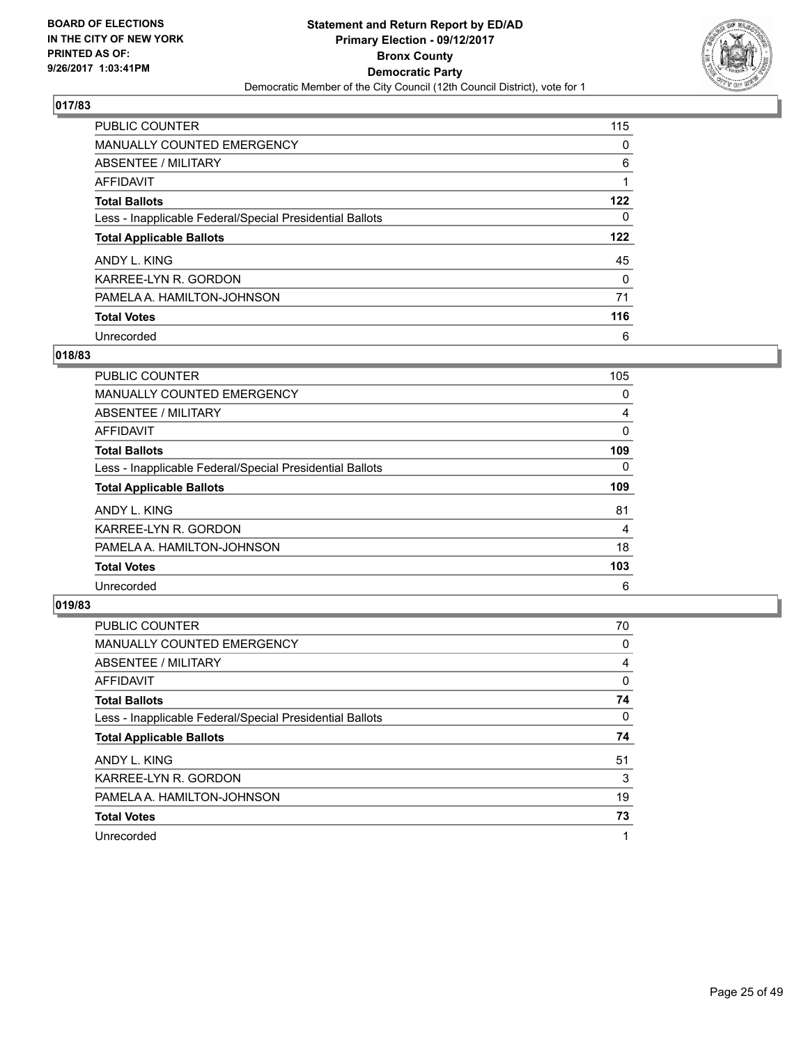**BOARD OF ELECTIONS IN THE CITY OF NEW YORK PRINTED AS OF: 9/26/2017 1:03:41PM**

**Statement and Return Report by ED/AD Primary Election - 09/12/2017 Bronx County Democratic Party**

Democratic Member of the City Council (12th Council District), vote for 1

### 017/83

| | |
|---|---|
| PUBLIC COUNTER | 115 |
| MANUALLY COUNTED EMERGENCY | 0 |
| ABSENTEE / MILITARY | 6 |
| AFFIDAVIT | 1 |
| **Total Ballots** | **122** |
| Less - Inapplicable Federal/Special Presidential Ballots | 0 |
| **Total Applicable Ballots** | **122** |
| ANDY L. KING | 45 |
| KARREE-LYN R. GORDON | 0 |
| PAMELA A. HAMILTON-JOHNSON | 71 |
| **Total Votes** | **116** |
| Unrecorded | 6 |

### 018/83

| | |
|---|---|
| PUBLIC COUNTER | 105 |
| MANUALLY COUNTED EMERGENCY | 0 |
| ABSENTEE / MILITARY | 4 |
| AFFIDAVIT | 0 |
| **Total Ballots** | **109** |
| Less - Inapplicable Federal/Special Presidential Ballots | 0 |
| **Total Applicable Ballots** | **109** |
| ANDY L. KING | 81 |
| KARREE-LYN R. GORDON | 4 |
| PAMELA A. HAMILTON-JOHNSON | 18 |
| **Total Votes** | **103** |
| Unrecorded | 6 |

### 019/83

| | |
|---|---|
| PUBLIC COUNTER | 70 |
| MANUALLY COUNTED EMERGENCY | 0 |
| ABSENTEE / MILITARY | 4 |
| AFFIDAVIT | 0 |
| **Total Ballots** | **74** |
| Less - Inapplicable Federal/Special Presidential Ballots | 0 |
| **Total Applicable Ballots** | **74** |
| ANDY L. KING | 51 |
| KARREE-LYN R. GORDON | 3 |
| PAMELA A. HAMILTON-JOHNSON | 19 |
| **Total Votes** | **73** |
| Unrecorded | 1 |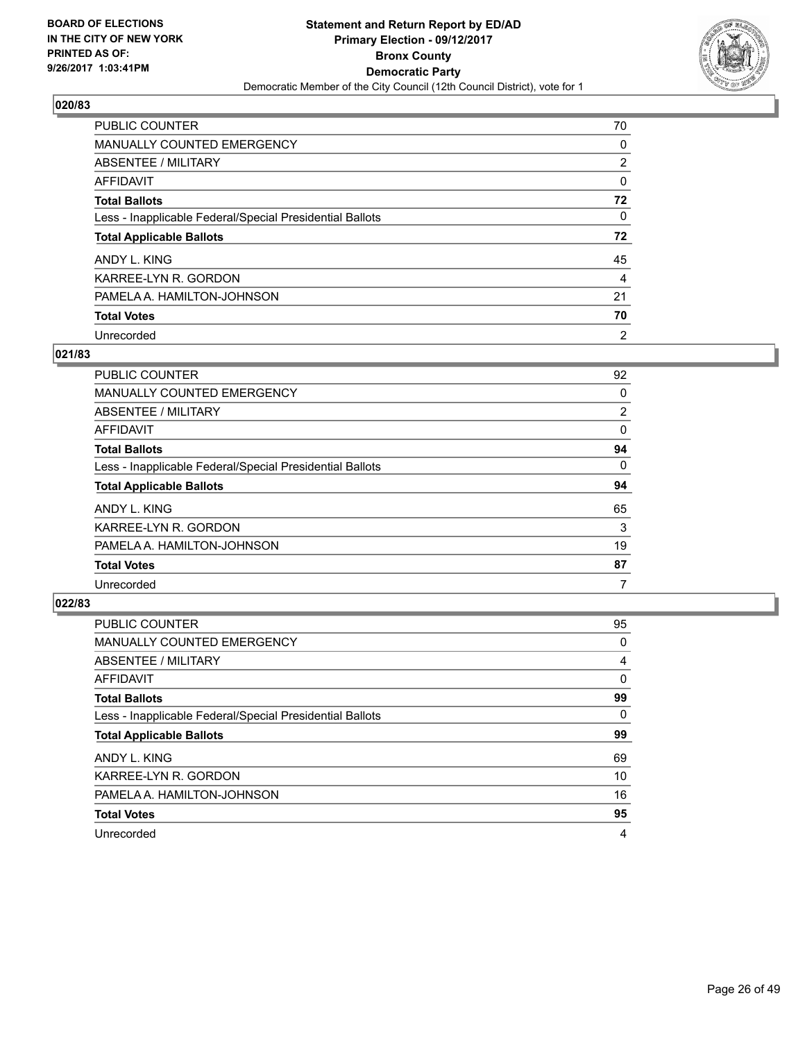**BOARD OF ELECTIONS IN THE CITY OF NEW YORK PRINTED AS OF: 9/26/2017 1:03:41PM**

**Statement and Return Report by ED/AD**
**Primary Election - 09/12/2017**
**Bronx County**
**Democratic Party**
Democratic Member of the City Council (12th Council District), vote for 1

## 020/83

| | |
|---|---|
| PUBLIC COUNTER | 70 |
| MANUALLY COUNTED EMERGENCY | 0 |
| ABSENTEE / MILITARY | 2 |
| AFFIDAVIT | 0 |
| **Total Ballots** | **72** |
| Less - Inapplicable Federal/Special Presidential Ballots | 0 |
| **Total Applicable Ballots** | **72** |
| ANDY L. KING | 45 |
| KARREE-LYN R. GORDON | 4 |
| PAMELA A. HAMILTON-JOHNSON | 21 |
| **Total Votes** | **70** |
| Unrecorded | 2 |

## 021/83

| | |
|---|---|
| PUBLIC COUNTER | 92 |
| MANUALLY COUNTED EMERGENCY | 0 |
| ABSENTEE / MILITARY | 2 |
| AFFIDAVIT | 0 |
| **Total Ballots** | **94** |
| Less - Inapplicable Federal/Special Presidential Ballots | 0 |
| **Total Applicable Ballots** | **94** |
| ANDY L. KING | 65 |
| KARREE-LYN R. GORDON | 3 |
| PAMELA A. HAMILTON-JOHNSON | 19 |
| **Total Votes** | **87** |
| Unrecorded | 7 |

## 022/83

| | |
|---|---|
| PUBLIC COUNTER | 95 |
| MANUALLY COUNTED EMERGENCY | 0 |
| ABSENTEE / MILITARY | 4 |
| AFFIDAVIT | 0 |
| **Total Ballots** | **99** |
| Less - Inapplicable Federal/Special Presidential Ballots | 0 |
| **Total Applicable Ballots** | **99** |
| ANDY L. KING | 69 |
| KARREE-LYN R. GORDON | 10 |
| PAMELA A. HAMILTON-JOHNSON | 16 |
| **Total Votes** | **95** |
| Unrecorded | 4 |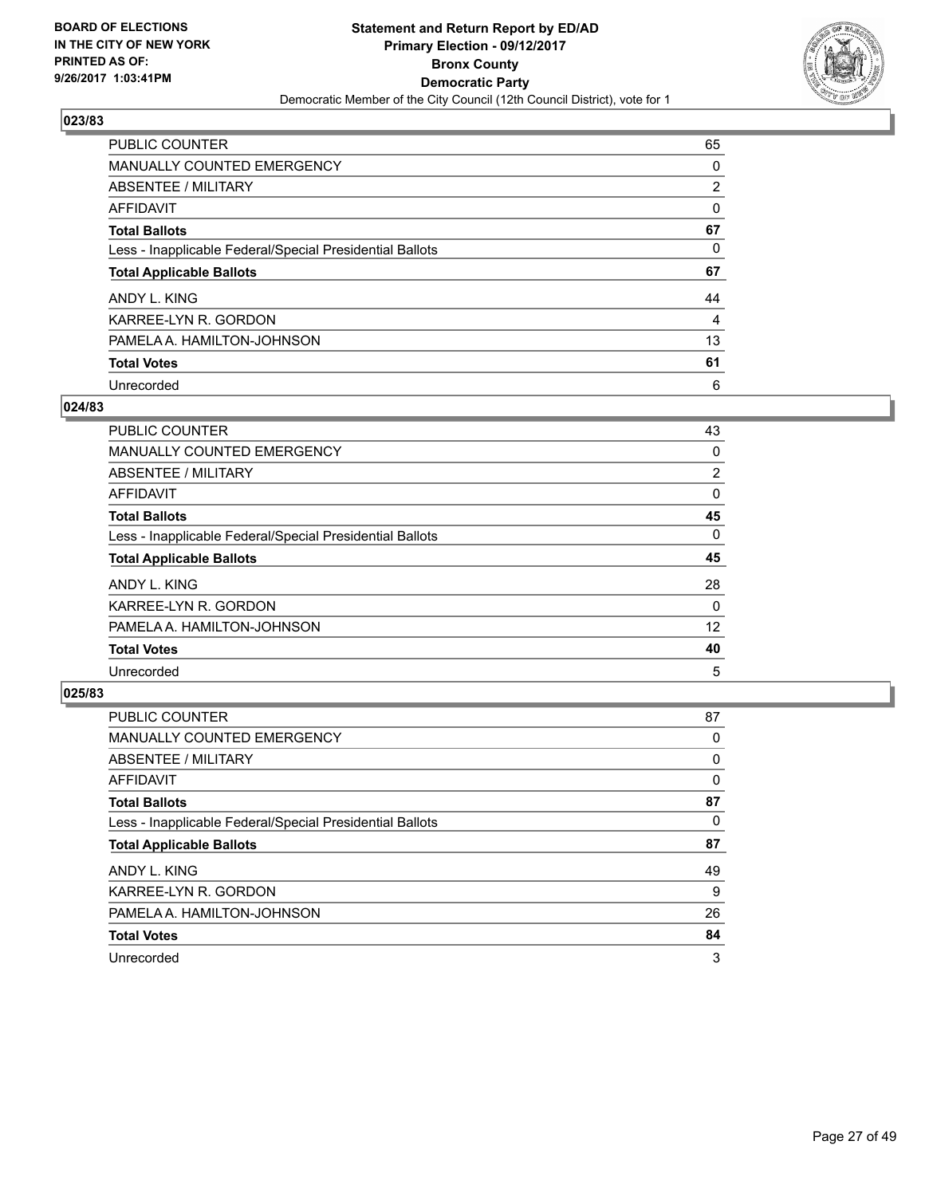**BOARD OF ELECTIONS IN THE CITY OF NEW YORK PRINTED AS OF: 9/26/2017 1:03:41PM**

**Statement and Return Report by ED/AD Primary Election - 09/12/2017 Bronx County Democratic Party**

Democratic Member of the City Council (12th Council District), vote for 1

## 023/83

| | |
|---|---|
| PUBLIC COUNTER | 65 |
| MANUALLY COUNTED EMERGENCY | 0 |
| ABSENTEE / MILITARY | 2 |
| AFFIDAVIT | 0 |
| **Total Ballots** | **67** |
| Less - Inapplicable Federal/Special Presidential Ballots | 0 |
| **Total Applicable Ballots** | **67** |
| ANDY L. KING | 44 |
| KARREE-LYN R. GORDON | 4 |
| PAMELA A. HAMILTON-JOHNSON | 13 |
| **Total Votes** | **61** |
| Unrecorded | 6 |

## 024/83

| | |
|---|---|
| PUBLIC COUNTER | 43 |
| MANUALLY COUNTED EMERGENCY | 0 |
| ABSENTEE / MILITARY | 2 |
| AFFIDAVIT | 0 |
| **Total Ballots** | **45** |
| Less - Inapplicable Federal/Special Presidential Ballots | 0 |
| **Total Applicable Ballots** | **45** |
| ANDY L. KING | 28 |
| KARREE-LYN R. GORDON | 0 |
| PAMELA A. HAMILTON-JOHNSON | 12 |
| **Total Votes** | **40** |
| Unrecorded | 5 |

## 025/83

| | |
|---|---|
| PUBLIC COUNTER | 87 |
| MANUALLY COUNTED EMERGENCY | 0 |
| ABSENTEE / MILITARY | 0 |
| AFFIDAVIT | 0 |
| **Total Ballots** | **87** |
| Less - Inapplicable Federal/Special Presidential Ballots | 0 |
| **Total Applicable Ballots** | **87** |
| ANDY L. KING | 49 |
| KARREE-LYN R. GORDON | 9 |
| PAMELA A. HAMILTON-JOHNSON | 26 |
| **Total Votes** | **84** |
| Unrecorded | 3 |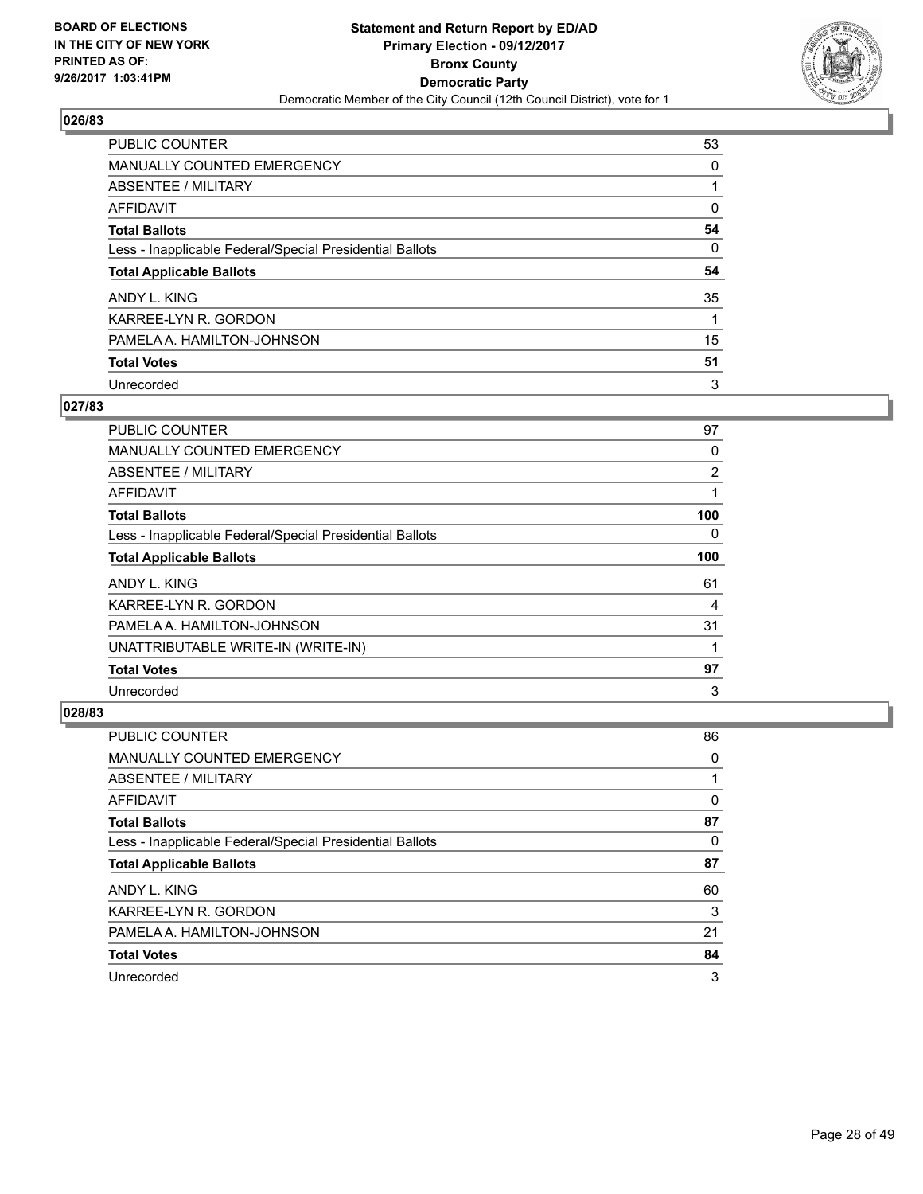BOARD OF ELECTIONS
IN THE CITY OF NEW YORK
PRINTED AS OF:
9/26/2017 1:03:41PM

**Statement and Return Report by ED/AD**
**Primary Election - 09/12/2017**
**Bronx County**
**Democratic Party**
Democratic Member of the City Council (12th Council District), vote for 1

### 026/83

| | |
|---|---|
| PUBLIC COUNTER | 53 |
| MANUALLY COUNTED EMERGENCY | 0 |
| ABSENTEE / MILITARY | 1 |
| AFFIDAVIT | 0 |
| **Total Ballots** | **54** |
| Less - Inapplicable Federal/Special Presidential Ballots | 0 |
| **Total Applicable Ballots** | **54** |
| ANDY L. KING | 35 |
| KARREE-LYN R. GORDON | 1 |
| PAMELA A. HAMILTON-JOHNSON | 15 |
| **Total Votes** | **51** |
| Unrecorded | 3 |

### 027/83

| | |
|---|---|
| PUBLIC COUNTER | 97 |
| MANUALLY COUNTED EMERGENCY | 0 |
| ABSENTEE / MILITARY | 2 |
| AFFIDAVIT | 1 |
| **Total Ballots** | **100** |
| Less - Inapplicable Federal/Special Presidential Ballots | 0 |
| **Total Applicable Ballots** | **100** |
| ANDY L. KING | 61 |
| KARREE-LYN R. GORDON | 4 |
| PAMELA A. HAMILTON-JOHNSON | 31 |
| UNATTRIBUTABLE WRITE-IN (WRITE-IN) | 1 |
| **Total Votes** | **97** |
| Unrecorded | 3 |

### 028/83

| | |
|---|---|
| PUBLIC COUNTER | 86 |
| MANUALLY COUNTED EMERGENCY | 0 |
| ABSENTEE / MILITARY | 1 |
| AFFIDAVIT | 0 |
| **Total Ballots** | **87** |
| Less - Inapplicable Federal/Special Presidential Ballots | 0 |
| **Total Applicable Ballots** | **87** |
| ANDY L. KING | 60 |
| KARREE-LYN R. GORDON | 3 |
| PAMELA A. HAMILTON-JOHNSON | 21 |
| **Total Votes** | **84** |
| Unrecorded | 3 |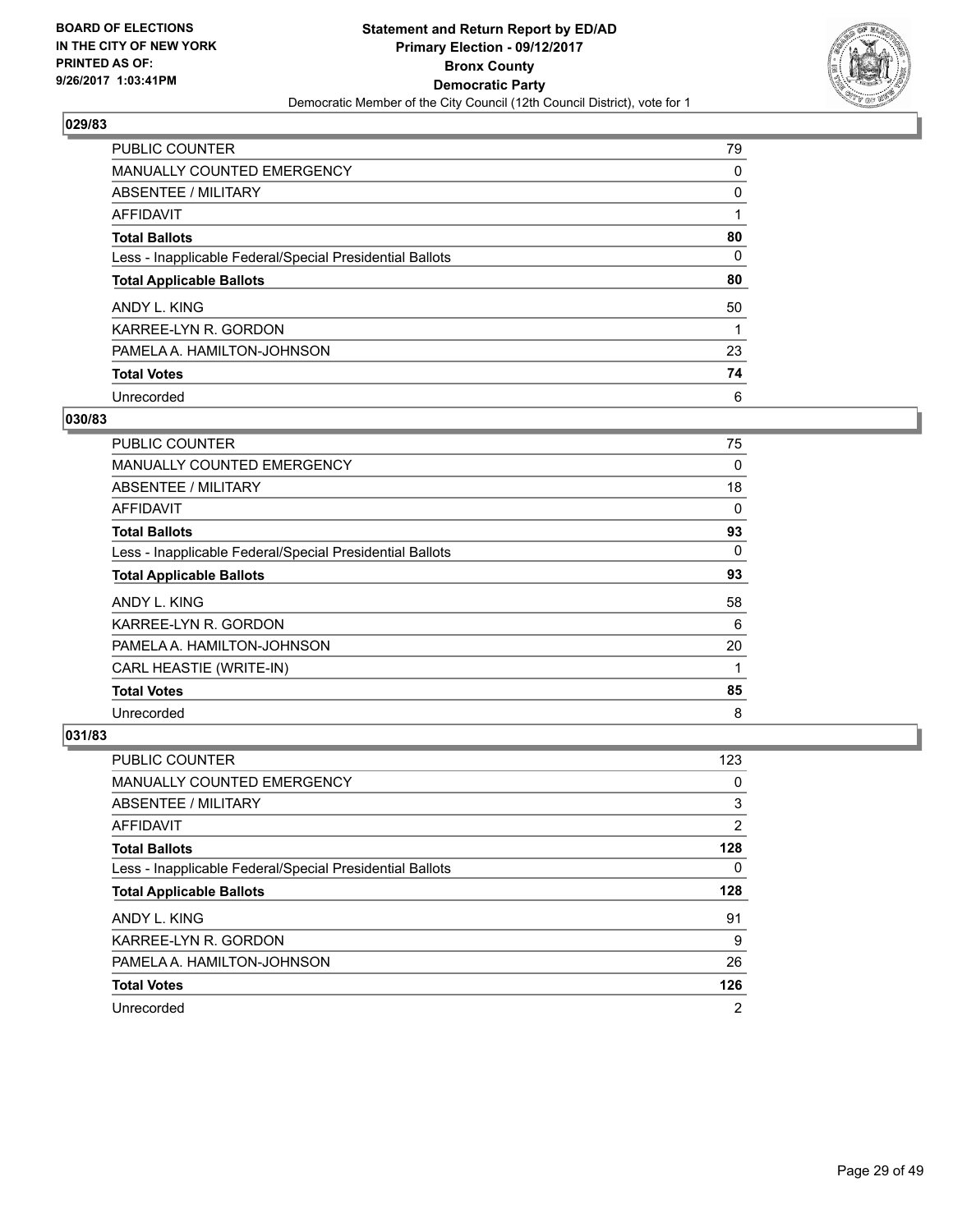**BOARD OF ELECTIONS IN THE CITY OF NEW YORK PRINTED AS OF: 9/26/2017 1:03:41PM**

**Statement and Return Report by ED/AD Primary Election - 09/12/2017 Bronx County Democratic Party**

Democratic Member of the City Council (12th Council District), vote for 1

### 029/83

| | |
|---|---|
| PUBLIC COUNTER | 79 |
| MANUALLY COUNTED EMERGENCY | 0 |
| ABSENTEE / MILITARY | 0 |
| AFFIDAVIT | 1 |
| **Total Ballots** | **80** |
| Less - Inapplicable Federal/Special Presidential Ballots | 0 |
| **Total Applicable Ballots** | **80** |
| ANDY L. KING | 50 |
| KARREE-LYN R. GORDON | 1 |
| PAMELA A. HAMILTON-JOHNSON | 23 |
| **Total Votes** | **74** |
| Unrecorded | 6 |

### 030/83

| | |
|---|---|
| PUBLIC COUNTER | 75 |
| MANUALLY COUNTED EMERGENCY | 0 |
| ABSENTEE / MILITARY | 18 |
| AFFIDAVIT | 0 |
| **Total Ballots** | **93** |
| Less - Inapplicable Federal/Special Presidential Ballots | 0 |
| **Total Applicable Ballots** | **93** |
| ANDY L. KING | 58 |
| KARREE-LYN R. GORDON | 6 |
| PAMELA A. HAMILTON-JOHNSON | 20 |
| CARL HEASTIE (WRITE-IN) | 1 |
| **Total Votes** | **85** |
| Unrecorded | 8 |

### 031/83

| | |
|---|---|
| PUBLIC COUNTER | 123 |
| MANUALLY COUNTED EMERGENCY | 0 |
| ABSENTEE / MILITARY | 3 |
| AFFIDAVIT | 2 |
| **Total Ballots** | **128** |
| Less - Inapplicable Federal/Special Presidential Ballots | 0 |
| **Total Applicable Ballots** | **128** |
| ANDY L. KING | 91 |
| KARREE-LYN R. GORDON | 9 |
| PAMELA A. HAMILTON-JOHNSON | 26 |
| **Total Votes** | **126** |
| Unrecorded | 2 |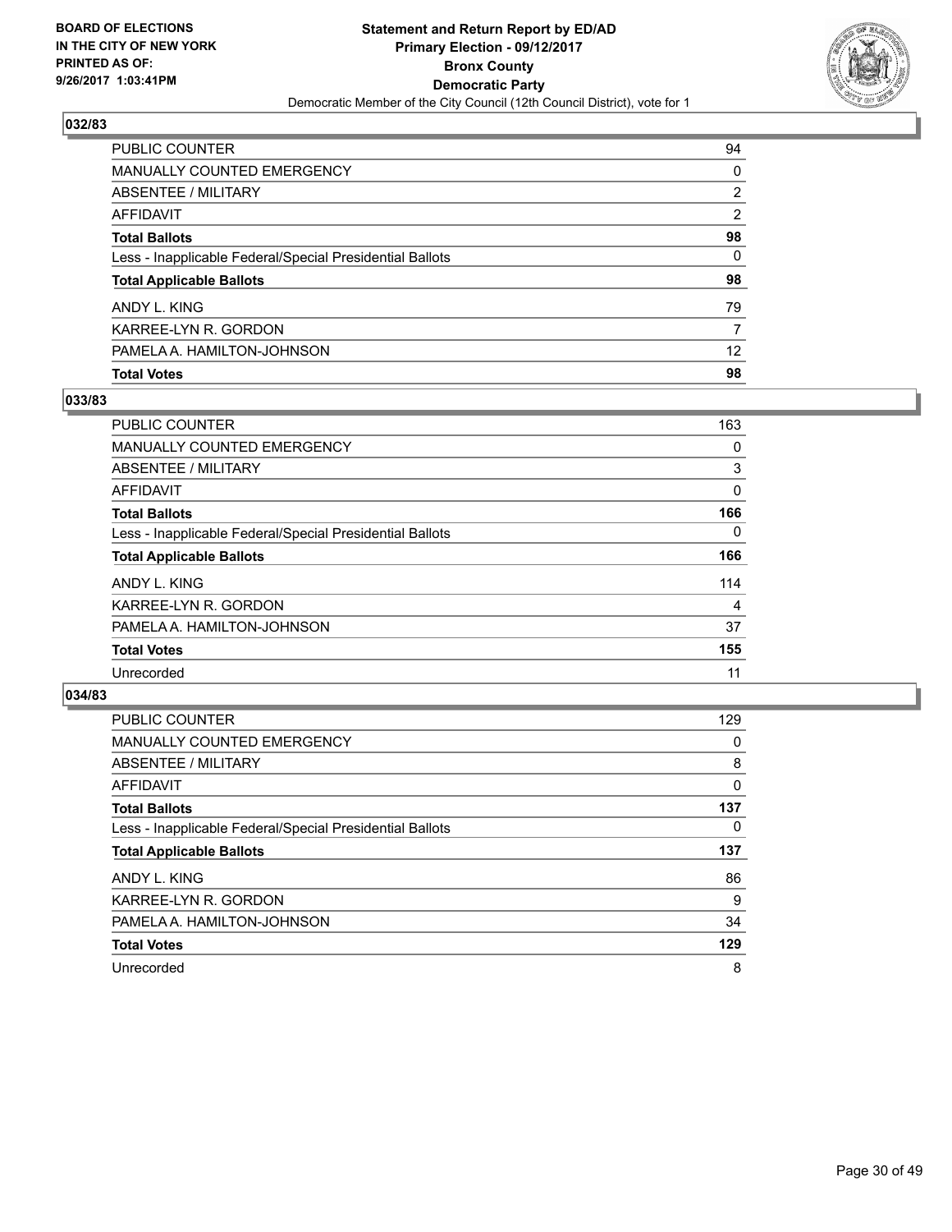BOARD OF ELECTIONS
IN THE CITY OF NEW YORK
PRINTED AS OF:
9/26/2017 1:03:41PM

**Statement and Return Report by ED/AD**
**Primary Election - 09/12/2017**
**Bronx County**
**Democratic Party**
Democratic Member of the City Council (12th Council District), vote for 1

### 032/83

| | |
|---|---|
| PUBLIC COUNTER | 94 |
| MANUALLY COUNTED EMERGENCY | 0 |
| ABSENTEE / MILITARY | 2 |
| AFFIDAVIT | 2 |
| **Total Ballots** | **98** |
| Less - Inapplicable Federal/Special Presidential Ballots | 0 |
| **Total Applicable Ballots** | **98** |
| ANDY L. KING | 79 |
| KARREE-LYN R. GORDON | 7 |
| PAMELA A. HAMILTON-JOHNSON | 12 |
| **Total Votes** | **98** |

### 033/83

| | |
|---|---|
| PUBLIC COUNTER | 163 |
| MANUALLY COUNTED EMERGENCY | 0 |
| ABSENTEE / MILITARY | 3 |
| AFFIDAVIT | 0 |
| **Total Ballots** | **166** |
| Less - Inapplicable Federal/Special Presidential Ballots | 0 |
| **Total Applicable Ballots** | **166** |
| ANDY L. KING | 114 |
| KARREE-LYN R. GORDON | 4 |
| PAMELA A. HAMILTON-JOHNSON | 37 |
| **Total Votes** | **155** |
| Unrecorded | 11 |

### 034/83

| | |
|---|---|
| PUBLIC COUNTER | 129 |
| MANUALLY COUNTED EMERGENCY | 0 |
| ABSENTEE / MILITARY | 8 |
| AFFIDAVIT | 0 |
| **Total Ballots** | **137** |
| Less - Inapplicable Federal/Special Presidential Ballots | 0 |
| **Total Applicable Ballots** | **137** |
| ANDY L. KING | 86 |
| KARREE-LYN R. GORDON | 9 |
| PAMELA A. HAMILTON-JOHNSON | 34 |
| **Total Votes** | **129** |
| Unrecorded | 8 |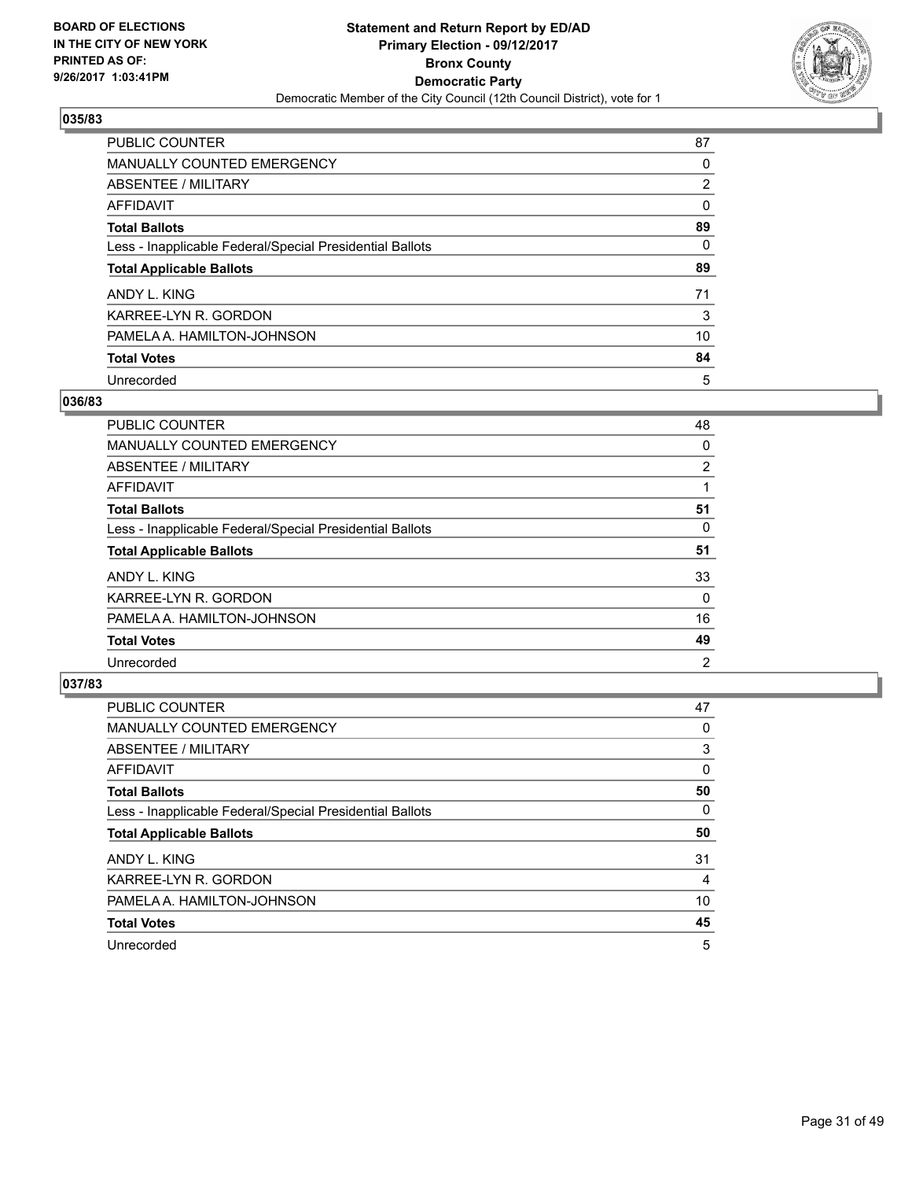BOARD OF ELECTIONS
IN THE CITY OF NEW YORK
PRINTED AS OF:
9/26/2017 1:03:41PM

**Statement and Return Report by ED/AD**
**Primary Election - 09/12/2017**
**Bronx County**
**Democratic Party**
Democratic Member of the City Council (12th Council District), vote for 1

### 035/83

| | |
|---|---|
| PUBLIC COUNTER | 87 |
| MANUALLY COUNTED EMERGENCY | 0 |
| ABSENTEE / MILITARY | 2 |
| AFFIDAVIT | 0 |
| **Total Ballots** | **89** |
| Less - Inapplicable Federal/Special Presidential Ballots | 0 |
| **Total Applicable Ballots** | **89** |
| ANDY L. KING | 71 |
| KARREE-LYN R. GORDON | 3 |
| PAMELA A. HAMILTON-JOHNSON | 10 |
| **Total Votes** | **84** |
| Unrecorded | 5 |

### 036/83

| | |
|---|---|
| PUBLIC COUNTER | 48 |
| MANUALLY COUNTED EMERGENCY | 0 |
| ABSENTEE / MILITARY | 2 |
| AFFIDAVIT | 1 |
| **Total Ballots** | **51** |
| Less - Inapplicable Federal/Special Presidential Ballots | 0 |
| **Total Applicable Ballots** | **51** |
| ANDY L. KING | 33 |
| KARREE-LYN R. GORDON | 0 |
| PAMELA A. HAMILTON-JOHNSON | 16 |
| **Total Votes** | **49** |
| Unrecorded | 2 |

### 037/83

| | |
|---|---|
| PUBLIC COUNTER | 47 |
| MANUALLY COUNTED EMERGENCY | 0 |
| ABSENTEE / MILITARY | 3 |
| AFFIDAVIT | 0 |
| **Total Ballots** | **50** |
| Less - Inapplicable Federal/Special Presidential Ballots | 0 |
| **Total Applicable Ballots** | **50** |
| ANDY L. KING | 31 |
| KARREE-LYN R. GORDON | 4 |
| PAMELA A. HAMILTON-JOHNSON | 10 |
| **Total Votes** | **45** |
| Unrecorded | 5 |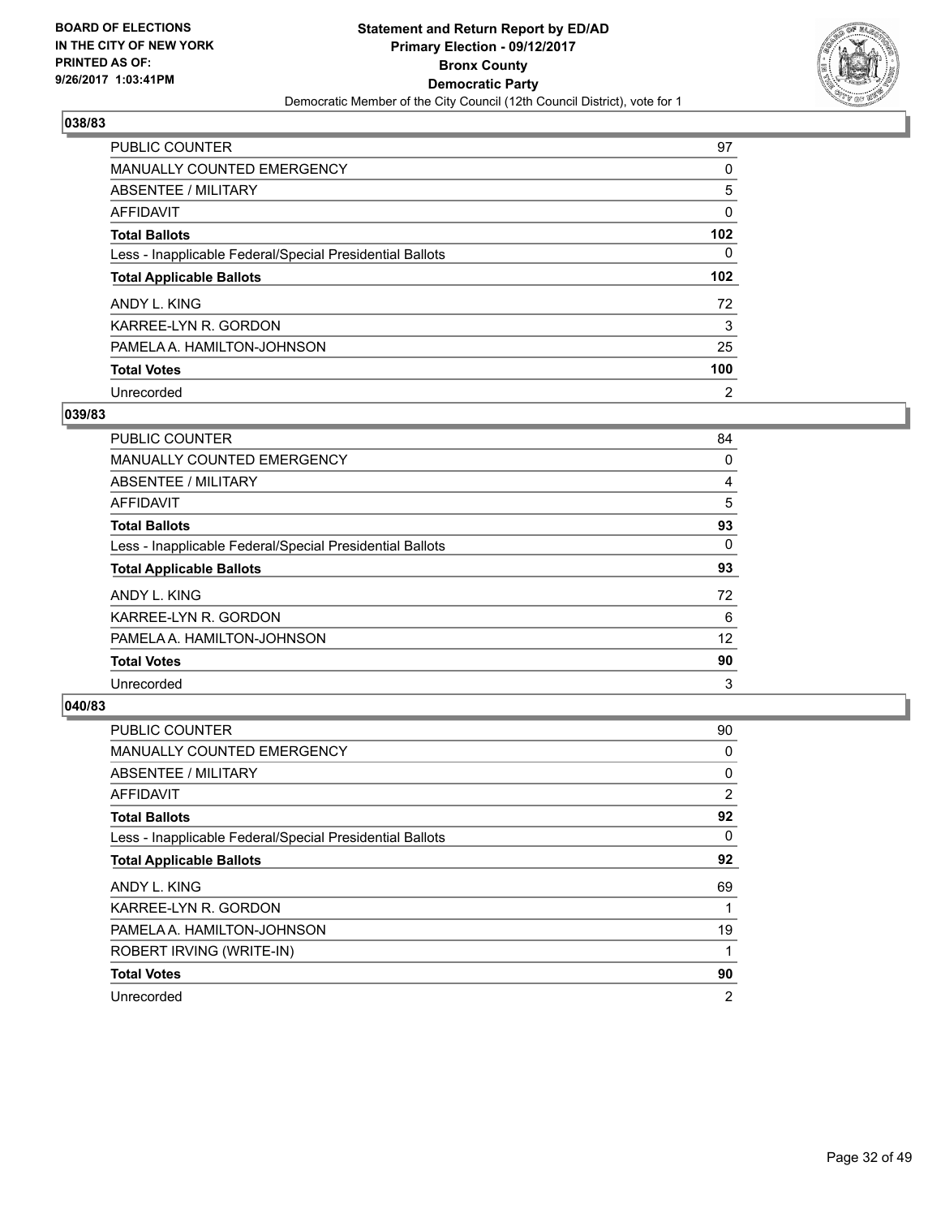BOARD OF ELECTIONS
IN THE CITY OF NEW YORK
PRINTED AS OF:
9/26/2017 1:03:41PM

**Statement and Return Report by ED/AD**
**Primary Election - 09/12/2017**
**Bronx County**
**Democratic Party**
Democratic Member of the City Council (12th Council District), vote for 1

### 038/83

| | |
|---|---|
| PUBLIC COUNTER | 97 |
| MANUALLY COUNTED EMERGENCY | 0 |
| ABSENTEE / MILITARY | 5 |
| AFFIDAVIT | 0 |
| **Total Ballots** | **102** |
| Less - Inapplicable Federal/Special Presidential Ballots | 0 |
| **Total Applicable Ballots** | **102** |
| ANDY L. KING | 72 |
| KARREE-LYN R. GORDON | 3 |
| PAMELA A. HAMILTON-JOHNSON | 25 |
| **Total Votes** | **100** |
| Unrecorded | 2 |

### 039/83

| | |
|---|---|
| PUBLIC COUNTER | 84 |
| MANUALLY COUNTED EMERGENCY | 0 |
| ABSENTEE / MILITARY | 4 |
| AFFIDAVIT | 5 |
| **Total Ballots** | **93** |
| Less - Inapplicable Federal/Special Presidential Ballots | 0 |
| **Total Applicable Ballots** | **93** |
| ANDY L. KING | 72 |
| KARREE-LYN R. GORDON | 6 |
| PAMELA A. HAMILTON-JOHNSON | 12 |
| **Total Votes** | **90** |
| Unrecorded | 3 |

### 040/83

| | |
|---|---|
| PUBLIC COUNTER | 90 |
| MANUALLY COUNTED EMERGENCY | 0 |
| ABSENTEE / MILITARY | 0 |
| AFFIDAVIT | 2 |
| **Total Ballots** | **92** |
| Less - Inapplicable Federal/Special Presidential Ballots | 0 |
| **Total Applicable Ballots** | **92** |
| ANDY L. KING | 69 |
| KARREE-LYN R. GORDON | 1 |
| PAMELA A. HAMILTON-JOHNSON | 19 |
| ROBERT IRVING (WRITE-IN) | 1 |
| **Total Votes** | **90** |
| Unrecorded | 2 |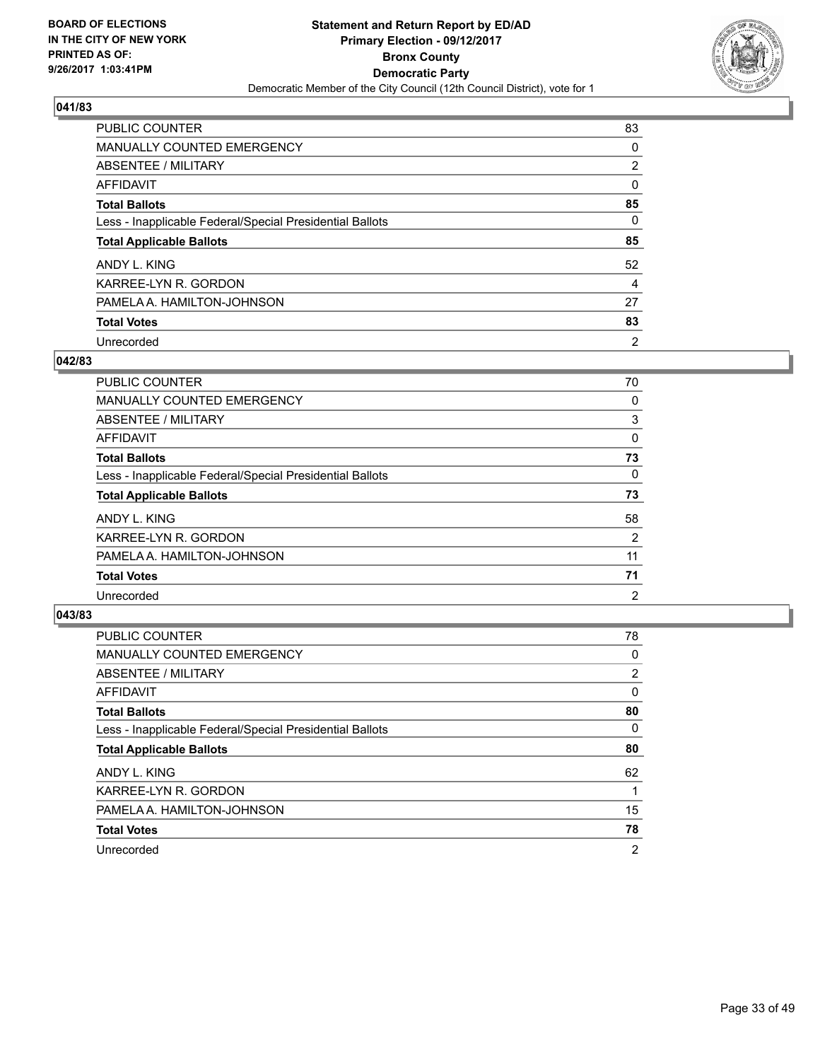**BOARD OF ELECTIONS IN THE CITY OF NEW YORK PRINTED AS OF: 9/26/2017 1:03:41PM**

**Statement and Return Report by ED/AD Primary Election - 09/12/2017 Bronx County Democratic Party**

Democratic Member of the City Council (12th Council District), vote for 1

### 041/83

| | |
|---|---|
| PUBLIC COUNTER | 83 |
| MANUALLY COUNTED EMERGENCY | 0 |
| ABSENTEE / MILITARY | 2 |
| AFFIDAVIT | 0 |
| **Total Ballots** | **85** |
| Less - Inapplicable Federal/Special Presidential Ballots | 0 |
| **Total Applicable Ballots** | **85** |
| ANDY L. KING | 52 |
| KARREE-LYN R. GORDON | 4 |
| PAMELA A. HAMILTON-JOHNSON | 27 |
| **Total Votes** | **83** |
| Unrecorded | 2 |

### 042/83

| | |
|---|---|
| PUBLIC COUNTER | 70 |
| MANUALLY COUNTED EMERGENCY | 0 |
| ABSENTEE / MILITARY | 3 |
| AFFIDAVIT | 0 |
| **Total Ballots** | **73** |
| Less - Inapplicable Federal/Special Presidential Ballots | 0 |
| **Total Applicable Ballots** | **73** |
| ANDY L. KING | 58 |
| KARREE-LYN R. GORDON | 2 |
| PAMELA A. HAMILTON-JOHNSON | 11 |
| **Total Votes** | **71** |
| Unrecorded | 2 |

### 043/83

| | |
|---|---|
| PUBLIC COUNTER | 78 |
| MANUALLY COUNTED EMERGENCY | 0 |
| ABSENTEE / MILITARY | 2 |
| AFFIDAVIT | 0 |
| **Total Ballots** | **80** |
| Less - Inapplicable Federal/Special Presidential Ballots | 0 |
| **Total Applicable Ballots** | **80** |
| ANDY L. KING | 62 |
| KARREE-LYN R. GORDON | 1 |
| PAMELA A. HAMILTON-JOHNSON | 15 |
| **Total Votes** | **78** |
| Unrecorded | 2 |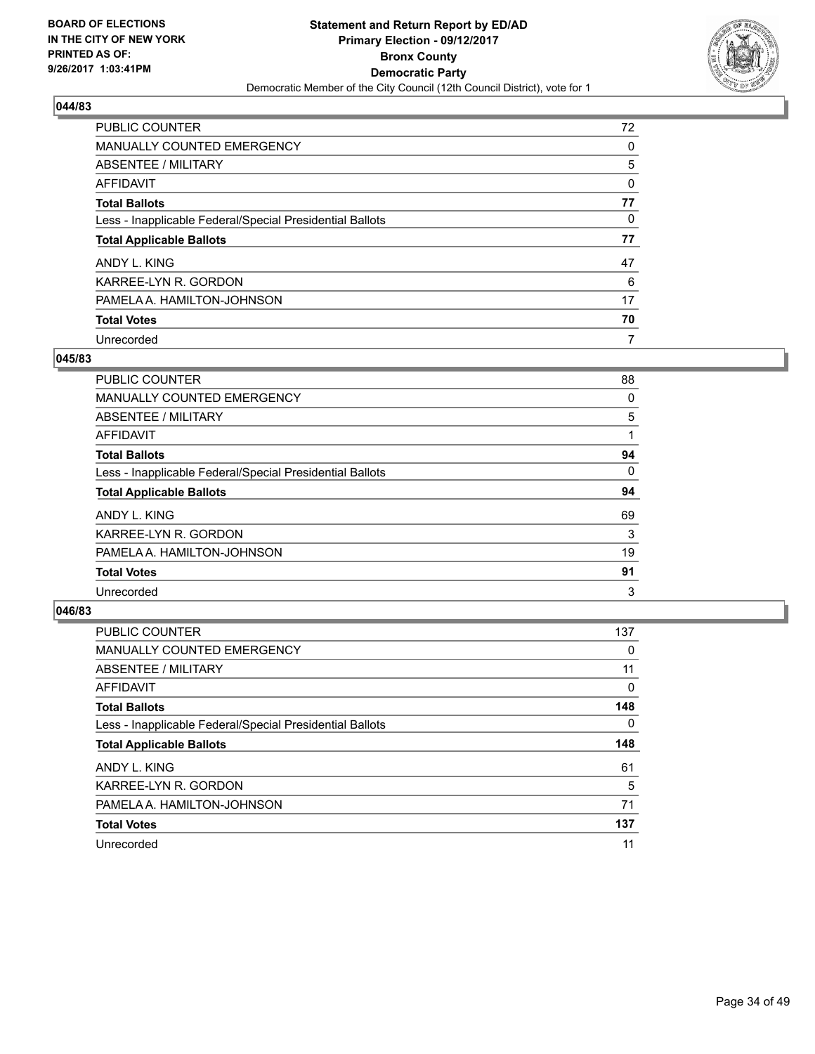BOARD OF ELECTIONS
IN THE CITY OF NEW YORK
PRINTED AS OF:
9/26/2017 1:03:41PM

**Statement and Return Report by ED/AD**
**Primary Election - 09/12/2017**
**Bronx County**
**Democratic Party**
Democratic Member of the City Council (12th Council District), vote for 1

### 044/83

| | |
|---|---|
| PUBLIC COUNTER | 72 |
| MANUALLY COUNTED EMERGENCY | 0 |
| ABSENTEE / MILITARY | 5 |
| AFFIDAVIT | 0 |
| **Total Ballots** | **77** |
| Less - Inapplicable Federal/Special Presidential Ballots | 0 |
| **Total Applicable Ballots** | **77** |
| ANDY L. KING | 47 |
| KARREE-LYN R. GORDON | 6 |
| PAMELA A. HAMILTON-JOHNSON | 17 |
| **Total Votes** | **70** |
| Unrecorded | 7 |

### 045/83

| | |
|---|---|
| PUBLIC COUNTER | 88 |
| MANUALLY COUNTED EMERGENCY | 0 |
| ABSENTEE / MILITARY | 5 |
| AFFIDAVIT | 1 |
| **Total Ballots** | **94** |
| Less - Inapplicable Federal/Special Presidential Ballots | 0 |
| **Total Applicable Ballots** | **94** |
| ANDY L. KING | 69 |
| KARREE-LYN R. GORDON | 3 |
| PAMELA A. HAMILTON-JOHNSON | 19 |
| **Total Votes** | **91** |
| Unrecorded | 3 |

### 046/83

| | |
|---|---|
| PUBLIC COUNTER | 137 |
| MANUALLY COUNTED EMERGENCY | 0 |
| ABSENTEE / MILITARY | 11 |
| AFFIDAVIT | 0 |
| **Total Ballots** | **148** |
| Less - Inapplicable Federal/Special Presidential Ballots | 0 |
| **Total Applicable Ballots** | **148** |
| ANDY L. KING | 61 |
| KARREE-LYN R. GORDON | 5 |
| PAMELA A. HAMILTON-JOHNSON | 71 |
| **Total Votes** | **137** |
| Unrecorded | 11 |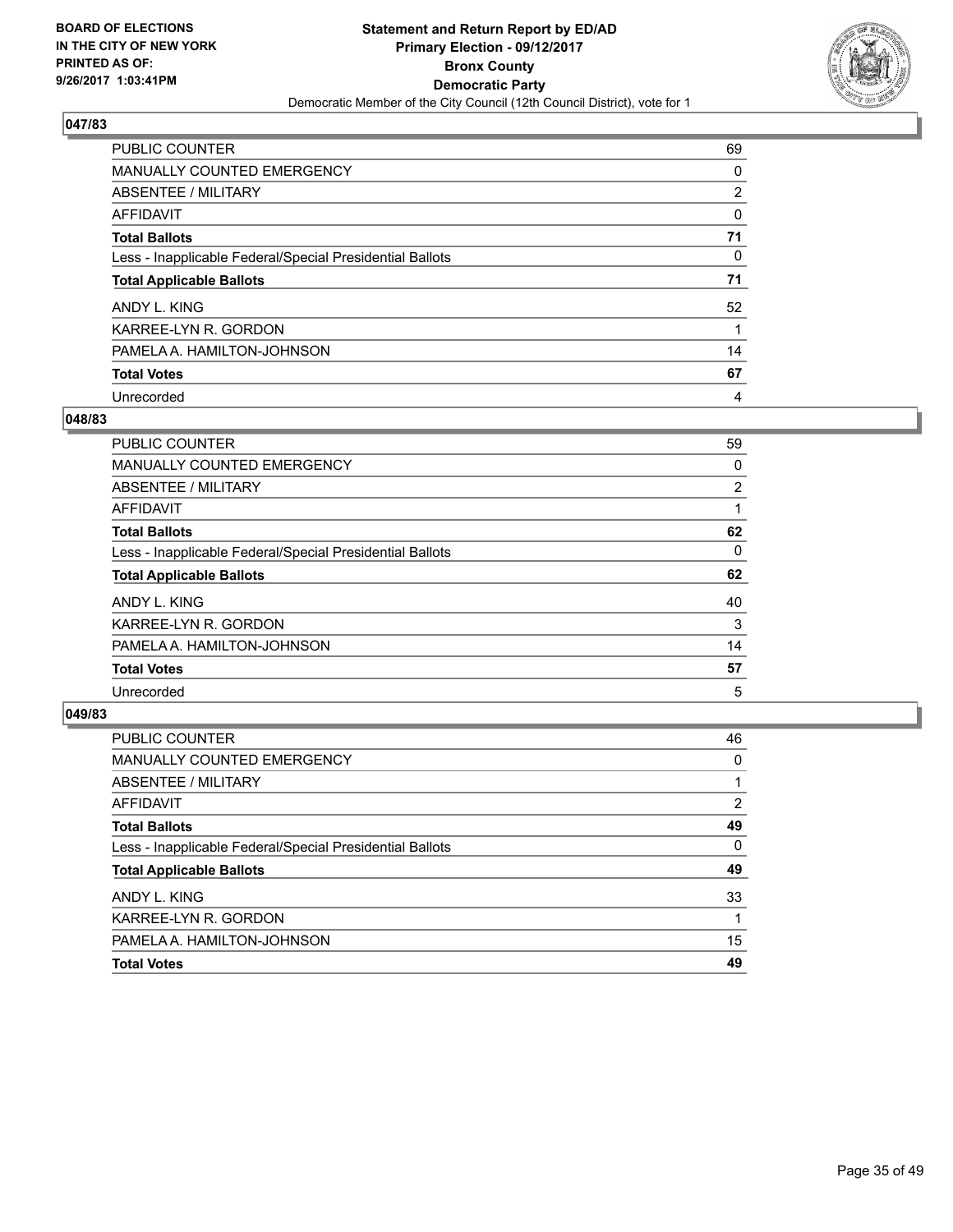BOARD OF ELECTIONS
IN THE CITY OF NEW YORK
PRINTED AS OF:
9/26/2017 1:03:41PM

**Statement and Return Report by ED/AD**
**Primary Election - 09/12/2017**
**Bronx County**
**Democratic Party**
Democratic Member of the City Council (12th Council District), vote for 1

### 047/83

| | |
|---|---|
| PUBLIC COUNTER | 69 |
| MANUALLY COUNTED EMERGENCY | 0 |
| ABSENTEE / MILITARY | 2 |
| AFFIDAVIT | 0 |
| **Total Ballots** | **71** |
| Less - Inapplicable Federal/Special Presidential Ballots | 0 |
| **Total Applicable Ballots** | **71** |
| ANDY L. KING | 52 |
| KARREE-LYN R. GORDON | 1 |
| PAMELA A. HAMILTON-JOHNSON | 14 |
| **Total Votes** | **67** |
| Unrecorded | 4 |

### 048/83

| | |
|---|---|
| PUBLIC COUNTER | 59 |
| MANUALLY COUNTED EMERGENCY | 0 |
| ABSENTEE / MILITARY | 2 |
| AFFIDAVIT | 1 |
| **Total Ballots** | **62** |
| Less - Inapplicable Federal/Special Presidential Ballots | 0 |
| **Total Applicable Ballots** | **62** |
| ANDY L. KING | 40 |
| KARREE-LYN R. GORDON | 3 |
| PAMELA A. HAMILTON-JOHNSON | 14 |
| **Total Votes** | **57** |
| Unrecorded | 5 |

### 049/83

| | |
|---|---|
| PUBLIC COUNTER | 46 |
| MANUALLY COUNTED EMERGENCY | 0 |
| ABSENTEE / MILITARY | 1 |
| AFFIDAVIT | 2 |
| **Total Ballots** | **49** |
| Less - Inapplicable Federal/Special Presidential Ballots | 0 |
| **Total Applicable Ballots** | **49** |
| ANDY L. KING | 33 |
| KARREE-LYN R. GORDON | 1 |
| PAMELA A. HAMILTON-JOHNSON | 15 |
| **Total Votes** | **49** |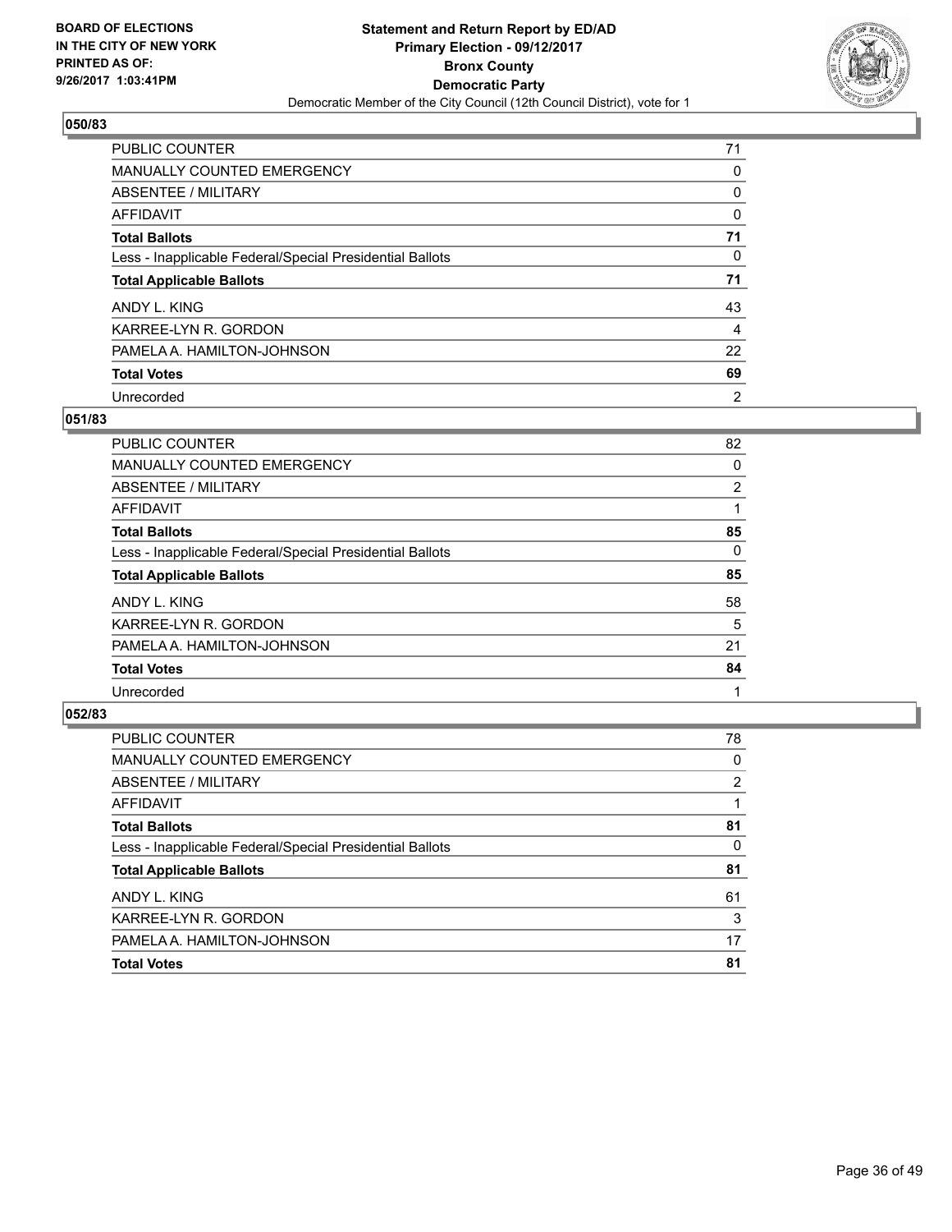**BOARD OF ELECTIONS IN THE CITY OF NEW YORK PRINTED AS OF: 9/26/2017 1:03:41PM**

**Statement and Return Report by ED/AD Primary Election - 09/12/2017 Bronx County Democratic Party**

Democratic Member of the City Council (12th Council District), vote for 1

## 050/83

| | |
|---|---|
| PUBLIC COUNTER | 71 |
| MANUALLY COUNTED EMERGENCY | 0 |
| ABSENTEE / MILITARY | 0 |
| AFFIDAVIT | 0 |
| **Total Ballots** | **71** |
| Less - Inapplicable Federal/Special Presidential Ballots | 0 |
| **Total Applicable Ballots** | **71** |
| ANDY L. KING | 43 |
| KARREE-LYN R. GORDON | 4 |
| PAMELA A. HAMILTON-JOHNSON | 22 |
| **Total Votes** | **69** |
| Unrecorded | 2 |

## 051/83

| | |
|---|---|
| PUBLIC COUNTER | 82 |
| MANUALLY COUNTED EMERGENCY | 0 |
| ABSENTEE / MILITARY | 2 |
| AFFIDAVIT | 1 |
| **Total Ballots** | **85** |
| Less - Inapplicable Federal/Special Presidential Ballots | 0 |
| **Total Applicable Ballots** | **85** |
| ANDY L. KING | 58 |
| KARREE-LYN R. GORDON | 5 |
| PAMELA A. HAMILTON-JOHNSON | 21 |
| **Total Votes** | **84** |
| Unrecorded | 1 |

## 052/83

| | |
|---|---|
| PUBLIC COUNTER | 78 |
| MANUALLY COUNTED EMERGENCY | 0 |
| ABSENTEE / MILITARY | 2 |
| AFFIDAVIT | 1 |
| **Total Ballots** | **81** |
| Less - Inapplicable Federal/Special Presidential Ballots | 0 |
| **Total Applicable Ballots** | **81** |
| ANDY L. KING | 61 |
| KARREE-LYN R. GORDON | 3 |
| PAMELA A. HAMILTON-JOHNSON | 17 |
| **Total Votes** | **81** |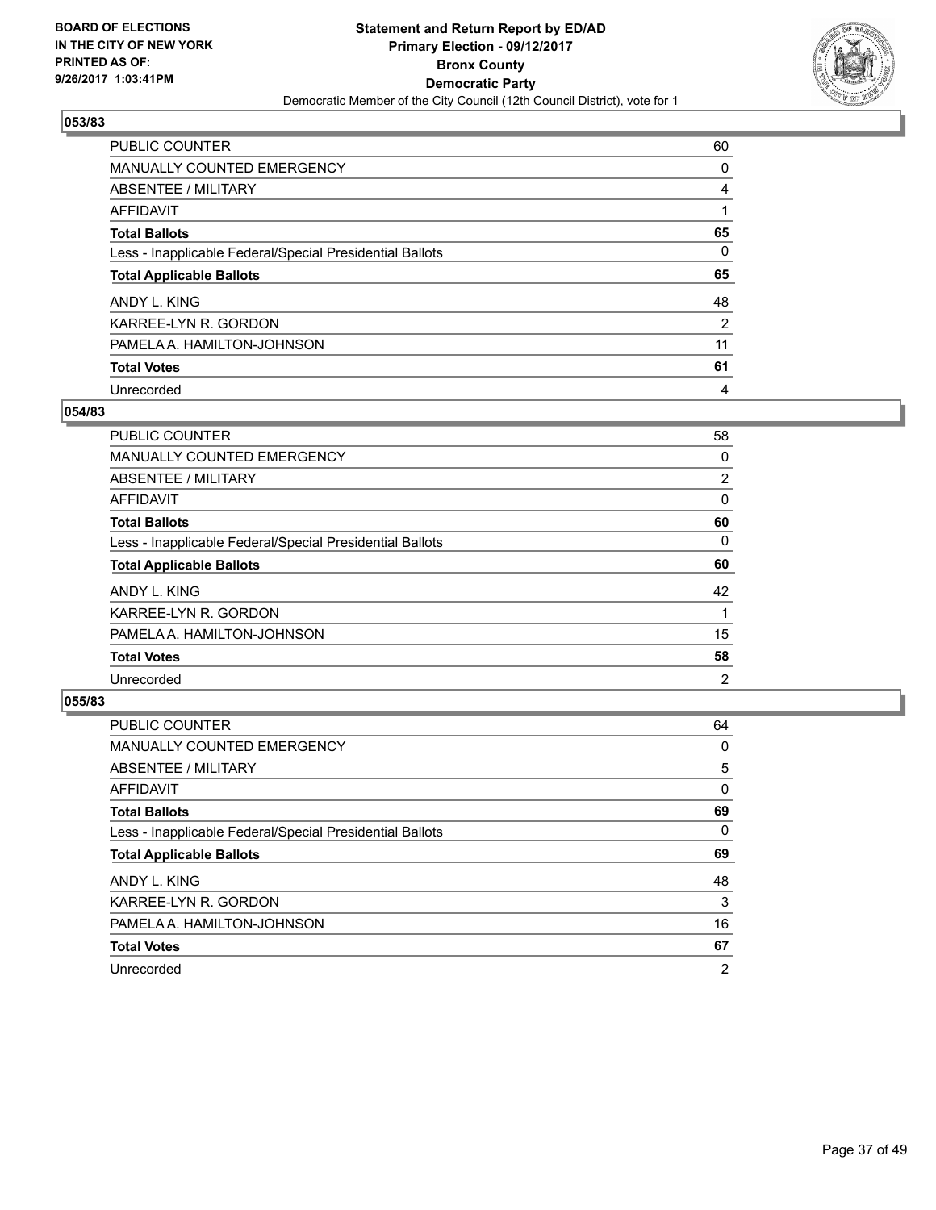BOARD OF ELECTIONS
IN THE CITY OF NEW YORK
PRINTED AS OF:
9/26/2017 1:03:41PM

**Statement and Return Report by ED/AD**
**Primary Election - 09/12/2017**
**Bronx County**
**Democratic Party**
Democratic Member of the City Council (12th Council District), vote for 1

### 053/83

| | |
|---|---|
| PUBLIC COUNTER | 60 |
| MANUALLY COUNTED EMERGENCY | 0 |
| ABSENTEE / MILITARY | 4 |
| AFFIDAVIT | 1 |
| **Total Ballots** | **65** |
| Less - Inapplicable Federal/Special Presidential Ballots | 0 |
| **Total Applicable Ballots** | **65** |
| ANDY L. KING | 48 |
| KARREE-LYN R. GORDON | 2 |
| PAMELA A. HAMILTON-JOHNSON | 11 |
| **Total Votes** | **61** |
| Unrecorded | 4 |

### 054/83

| | |
|---|---|
| PUBLIC COUNTER | 58 |
| MANUALLY COUNTED EMERGENCY | 0 |
| ABSENTEE / MILITARY | 2 |
| AFFIDAVIT | 0 |
| **Total Ballots** | **60** |
| Less - Inapplicable Federal/Special Presidential Ballots | 0 |
| **Total Applicable Ballots** | **60** |
| ANDY L. KING | 42 |
| KARREE-LYN R. GORDON | 1 |
| PAMELA A. HAMILTON-JOHNSON | 15 |
| **Total Votes** | **58** |
| Unrecorded | 2 |

### 055/83

| | |
|---|---|
| PUBLIC COUNTER | 64 |
| MANUALLY COUNTED EMERGENCY | 0 |
| ABSENTEE / MILITARY | 5 |
| AFFIDAVIT | 0 |
| **Total Ballots** | **69** |
| Less - Inapplicable Federal/Special Presidential Ballots | 0 |
| **Total Applicable Ballots** | **69** |
| ANDY L. KING | 48 |
| KARREE-LYN R. GORDON | 3 |
| PAMELA A. HAMILTON-JOHNSON | 16 |
| **Total Votes** | **67** |
| Unrecorded | 2 |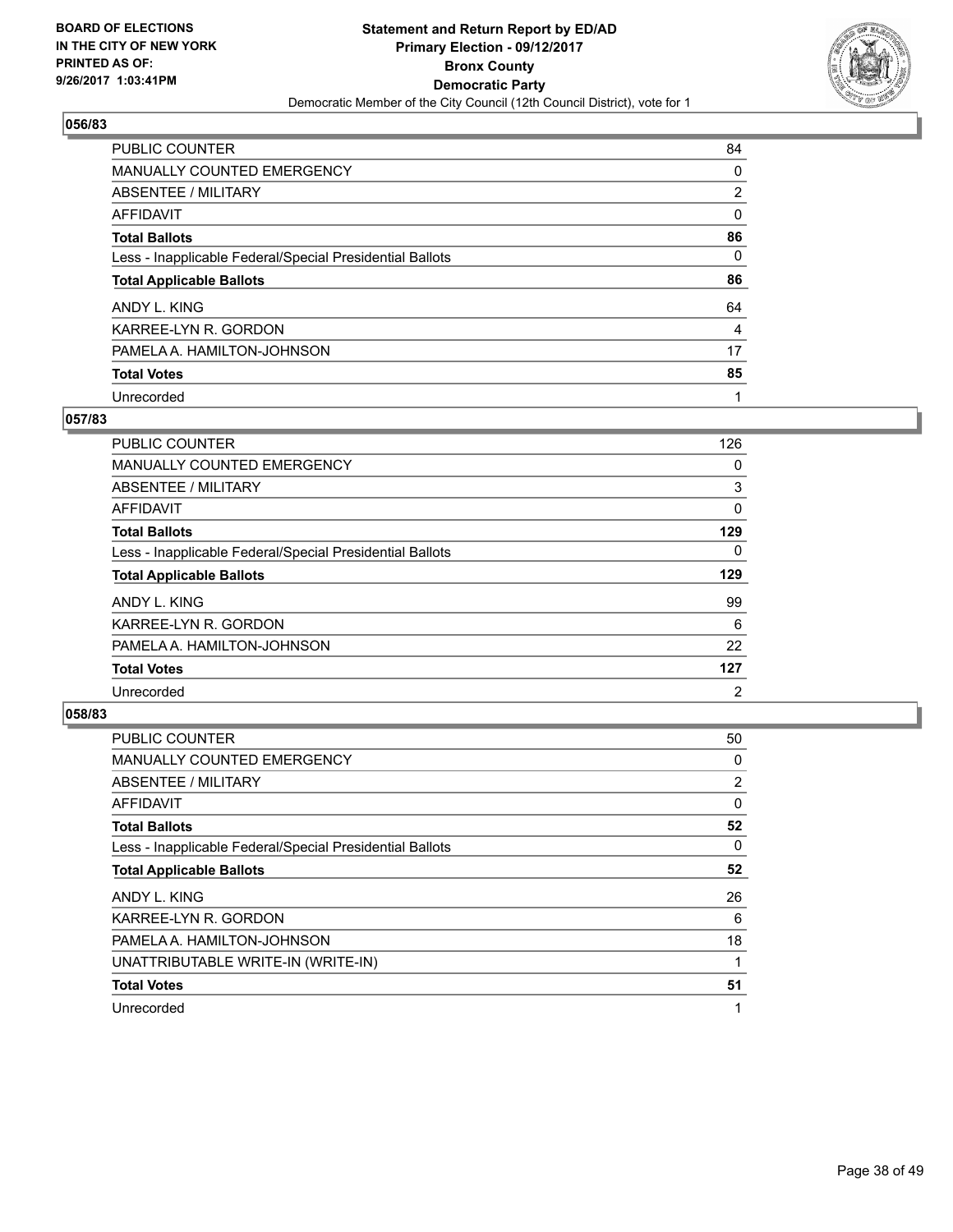**BOARD OF ELECTIONS IN THE CITY OF NEW YORK PRINTED AS OF: 9/26/2017 1:03:41PM**

**Statement and Return Report by ED/AD**
**Primary Election - 09/12/2017**
**Bronx County**
**Democratic Party**
Democratic Member of the City Council (12th Council District), vote for 1

## 056/83

| | |
|---|---|
| PUBLIC COUNTER | 84 |
| MANUALLY COUNTED EMERGENCY | 0 |
| ABSENTEE / MILITARY | 2 |
| AFFIDAVIT | 0 |
| **Total Ballots** | **86** |
| Less - Inapplicable Federal/Special Presidential Ballots | 0 |
| **Total Applicable Ballots** | **86** |
| ANDY L. KING | 64 |
| KARREE-LYN R. GORDON | 4 |
| PAMELA A. HAMILTON-JOHNSON | 17 |
| **Total Votes** | **85** |
| Unrecorded | 1 |

## 057/83

| | |
|---|---|
| PUBLIC COUNTER | 126 |
| MANUALLY COUNTED EMERGENCY | 0 |
| ABSENTEE / MILITARY | 3 |
| AFFIDAVIT | 0 |
| **Total Ballots** | **129** |
| Less - Inapplicable Federal/Special Presidential Ballots | 0 |
| **Total Applicable Ballots** | **129** |
| ANDY L. KING | 99 |
| KARREE-LYN R. GORDON | 6 |
| PAMELA A. HAMILTON-JOHNSON | 22 |
| **Total Votes** | **127** |
| Unrecorded | 2 |

## 058/83

| | |
|---|---|
| PUBLIC COUNTER | 50 |
| MANUALLY COUNTED EMERGENCY | 0 |
| ABSENTEE / MILITARY | 2 |
| AFFIDAVIT | 0 |
| **Total Ballots** | **52** |
| Less - Inapplicable Federal/Special Presidential Ballots | 0 |
| **Total Applicable Ballots** | **52** |
| ANDY L. KING | 26 |
| KARREE-LYN R. GORDON | 6 |
| PAMELA A. HAMILTON-JOHNSON | 18 |
| UNATTRIBUTABLE WRITE-IN (WRITE-IN) | 1 |
| **Total Votes** | **51** |
| Unrecorded | 1 |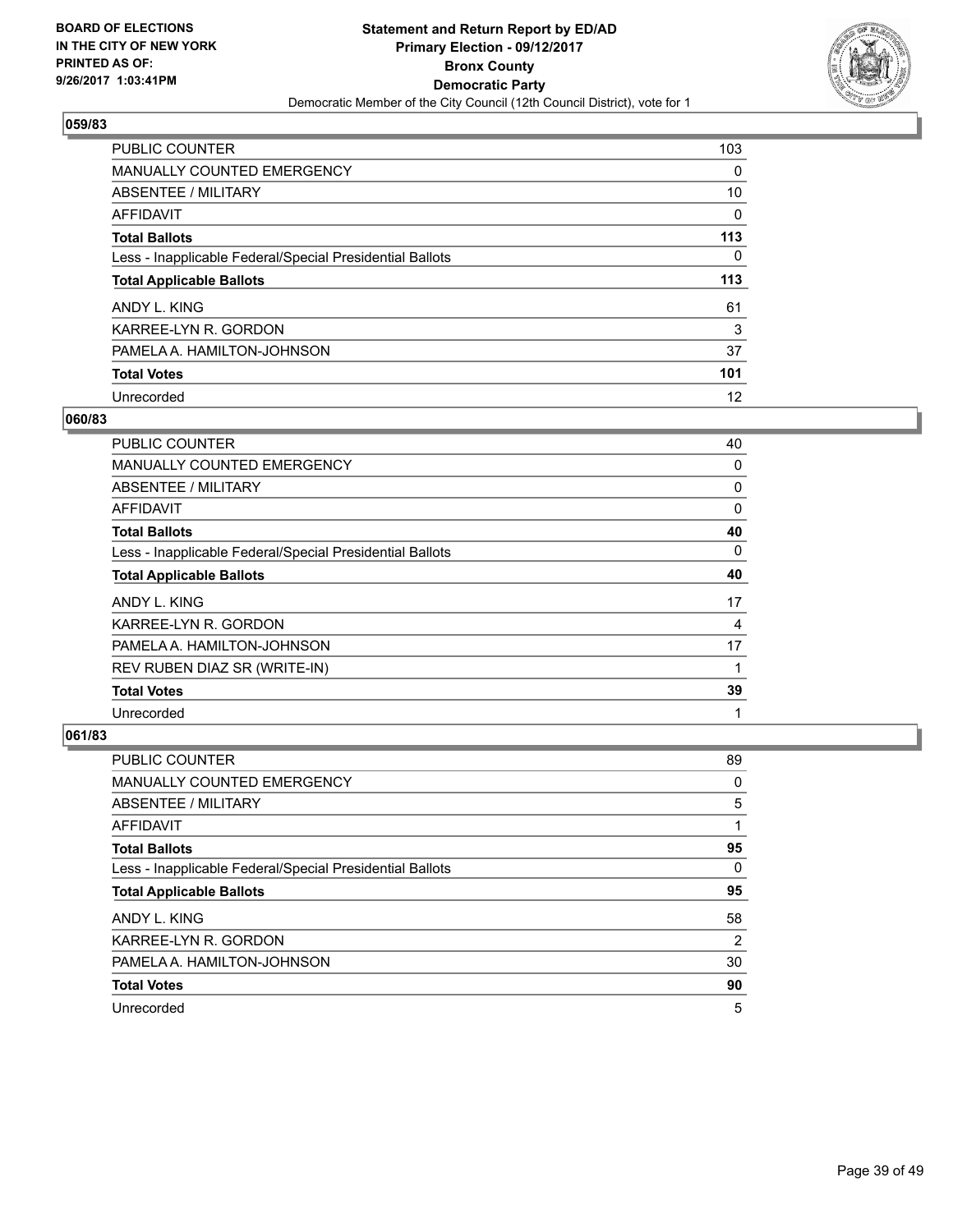BOARD OF ELECTIONS
IN THE CITY OF NEW YORK
PRINTED AS OF:
9/26/2017 1:03:41PM

**Statement and Return Report by ED/AD**
**Primary Election - 09/12/2017**
**Bronx County**
**Democratic Party**
Democratic Member of the City Council (12th Council District), vote for 1

### 059/83

| | |
|---|---|
| PUBLIC COUNTER | 103 |
| MANUALLY COUNTED EMERGENCY | 0 |
| ABSENTEE / MILITARY | 10 |
| AFFIDAVIT | 0 |
| **Total Ballots** | **113** |
| Less - Inapplicable Federal/Special Presidential Ballots | 0 |
| **Total Applicable Ballots** | **113** |
| ANDY L. KING | 61 |
| KARREE-LYN R. GORDON | 3 |
| PAMELA A. HAMILTON-JOHNSON | 37 |
| **Total Votes** | **101** |
| Unrecorded | 12 |

### 060/83

| | |
|---|---|
| PUBLIC COUNTER | 40 |
| MANUALLY COUNTED EMERGENCY | 0 |
| ABSENTEE / MILITARY | 0 |
| AFFIDAVIT | 0 |
| **Total Ballots** | **40** |
| Less - Inapplicable Federal/Special Presidential Ballots | 0 |
| **Total Applicable Ballots** | **40** |
| ANDY L. KING | 17 |
| KARREE-LYN R. GORDON | 4 |
| PAMELA A. HAMILTON-JOHNSON | 17 |
| REV RUBEN DIAZ SR (WRITE-IN) | 1 |
| **Total Votes** | **39** |
| Unrecorded | 1 |

### 061/83

| | |
|---|---|
| PUBLIC COUNTER | 89 |
| MANUALLY COUNTED EMERGENCY | 0 |
| ABSENTEE / MILITARY | 5 |
| AFFIDAVIT | 1 |
| **Total Ballots** | **95** |
| Less - Inapplicable Federal/Special Presidential Ballots | 0 |
| **Total Applicable Ballots** | **95** |
| ANDY L. KING | 58 |
| KARREE-LYN R. GORDON | 2 |
| PAMELA A. HAMILTON-JOHNSON | 30 |
| **Total Votes** | **90** |
| Unrecorded | 5 |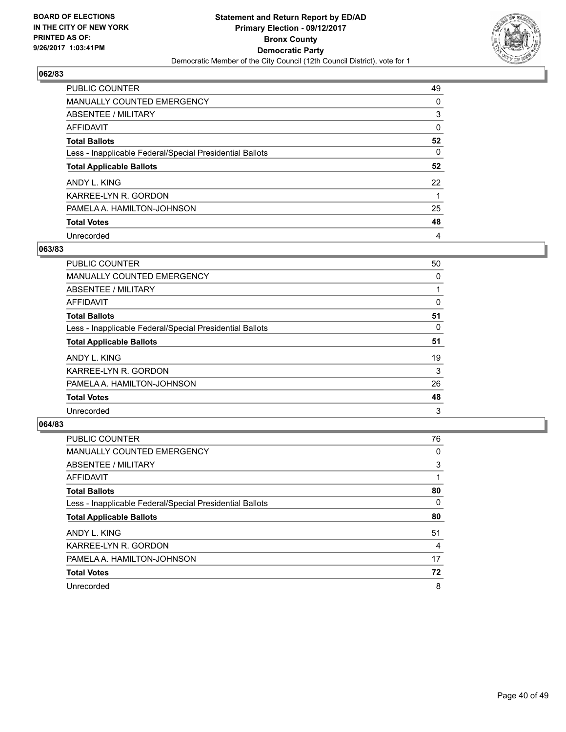BOARD OF ELECTIONS
IN THE CITY OF NEW YORK
PRINTED AS OF:
9/26/2017 1:03:41PM

**Statement and Return Report by ED/AD**
**Primary Election - 09/12/2017**
**Bronx County**
**Democratic Party**
Democratic Member of the City Council (12th Council District), vote for 1

### 062/83

| | |
|---|---|
| PUBLIC COUNTER | 49 |
| MANUALLY COUNTED EMERGENCY | 0 |
| ABSENTEE / MILITARY | 3 |
| AFFIDAVIT | 0 |
| **Total Ballots** | **52** |
| Less - Inapplicable Federal/Special Presidential Ballots | 0 |
| **Total Applicable Ballots** | **52** |
| ANDY L. KING | 22 |
| KARREE-LYN R. GORDON | 1 |
| PAMELA A. HAMILTON-JOHNSON | 25 |
| **Total Votes** | **48** |
| Unrecorded | 4 |

### 063/83

| | |
|---|---|
| PUBLIC COUNTER | 50 |
| MANUALLY COUNTED EMERGENCY | 0 |
| ABSENTEE / MILITARY | 1 |
| AFFIDAVIT | 0 |
| **Total Ballots** | **51** |
| Less - Inapplicable Federal/Special Presidential Ballots | 0 |
| **Total Applicable Ballots** | **51** |
| ANDY L. KING | 19 |
| KARREE-LYN R. GORDON | 3 |
| PAMELA A. HAMILTON-JOHNSON | 26 |
| **Total Votes** | **48** |
| Unrecorded | 3 |

### 064/83

| | |
|---|---|
| PUBLIC COUNTER | 76 |
| MANUALLY COUNTED EMERGENCY | 0 |
| ABSENTEE / MILITARY | 3 |
| AFFIDAVIT | 1 |
| **Total Ballots** | **80** |
| Less - Inapplicable Federal/Special Presidential Ballots | 0 |
| **Total Applicable Ballots** | **80** |
| ANDY L. KING | 51 |
| KARREE-LYN R. GORDON | 4 |
| PAMELA A. HAMILTON-JOHNSON | 17 |
| **Total Votes** | **72** |
| Unrecorded | 8 |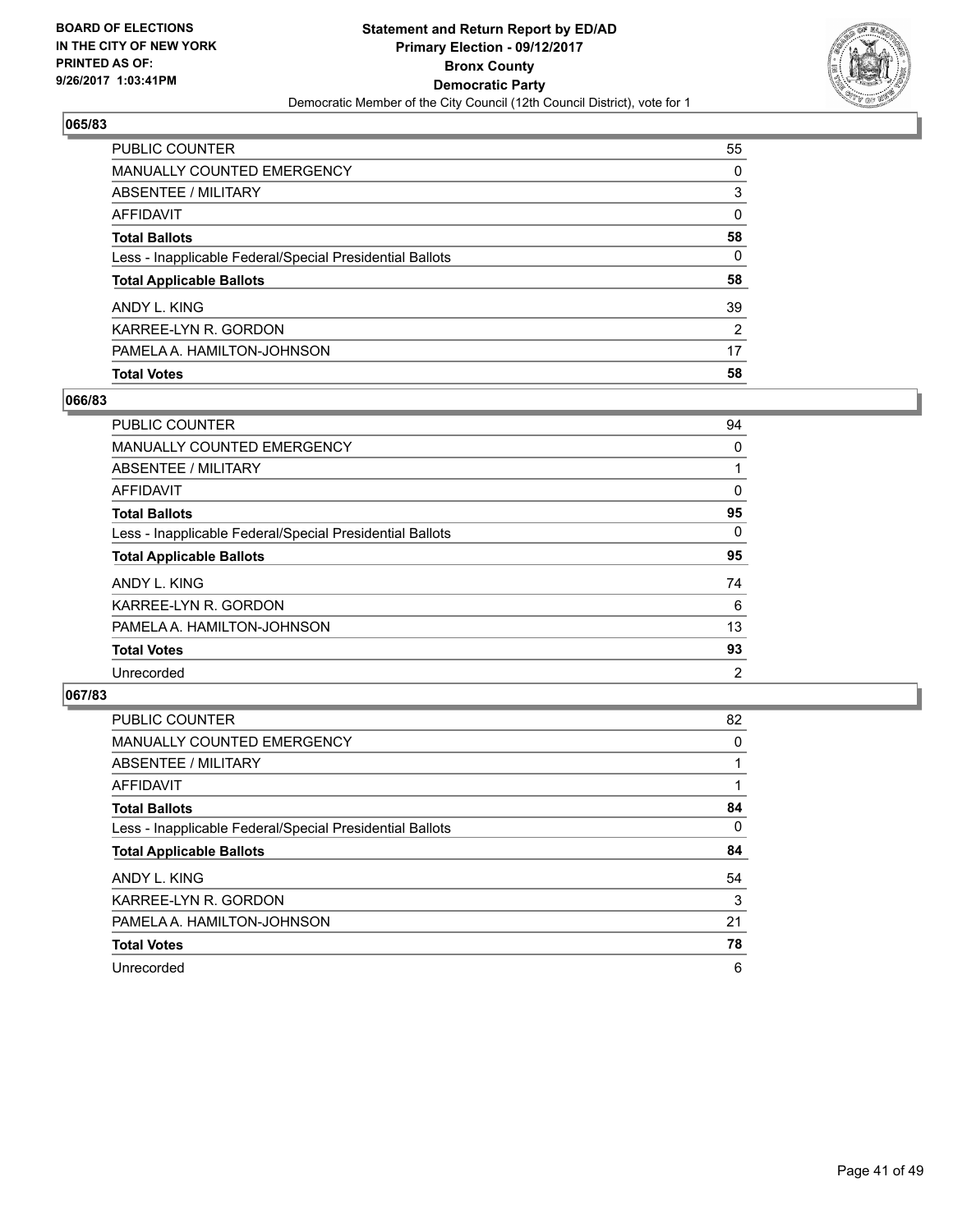**BOARD OF ELECTIONS IN THE CITY OF NEW YORK PRINTED AS OF: 9/26/2017 1:03:41PM**

**Statement and Return Report by ED/AD
Primary Election - 09/12/2017
Bronx County
Democratic Party**
Democratic Member of the City Council (12th Council District), vote for 1

## 065/83

| | |
|---|---|
| PUBLIC COUNTER | 55 |
| MANUALLY COUNTED EMERGENCY | 0 |
| ABSENTEE / MILITARY | 3 |
| AFFIDAVIT | 0 |
| **Total Ballots** | **58** |
| Less - Inapplicable Federal/Special Presidential Ballots | 0 |
| **Total Applicable Ballots** | **58** |
| ANDY L. KING | 39 |
| KARREE-LYN R. GORDON | 2 |
| PAMELA A. HAMILTON-JOHNSON | 17 |
| **Total Votes** | **58** |

## 066/83

| | |
|---|---|
| PUBLIC COUNTER | 94 |
| MANUALLY COUNTED EMERGENCY | 0 |
| ABSENTEE / MILITARY | 1 |
| AFFIDAVIT | 0 |
| **Total Ballots** | **95** |
| Less - Inapplicable Federal/Special Presidential Ballots | 0 |
| **Total Applicable Ballots** | **95** |
| ANDY L. KING | 74 |
| KARREE-LYN R. GORDON | 6 |
| PAMELA A. HAMILTON-JOHNSON | 13 |
| **Total Votes** | **93** |
| Unrecorded | 2 |

## 067/83

| | |
|---|---|
| PUBLIC COUNTER | 82 |
| MANUALLY COUNTED EMERGENCY | 0 |
| ABSENTEE / MILITARY | 1 |
| AFFIDAVIT | 1 |
| **Total Ballots** | **84** |
| Less - Inapplicable Federal/Special Presidential Ballots | 0 |
| **Total Applicable Ballots** | **84** |
| ANDY L. KING | 54 |
| KARREE-LYN R. GORDON | 3 |
| PAMELA A. HAMILTON-JOHNSON | 21 |
| **Total Votes** | **78** |
| Unrecorded | 6 |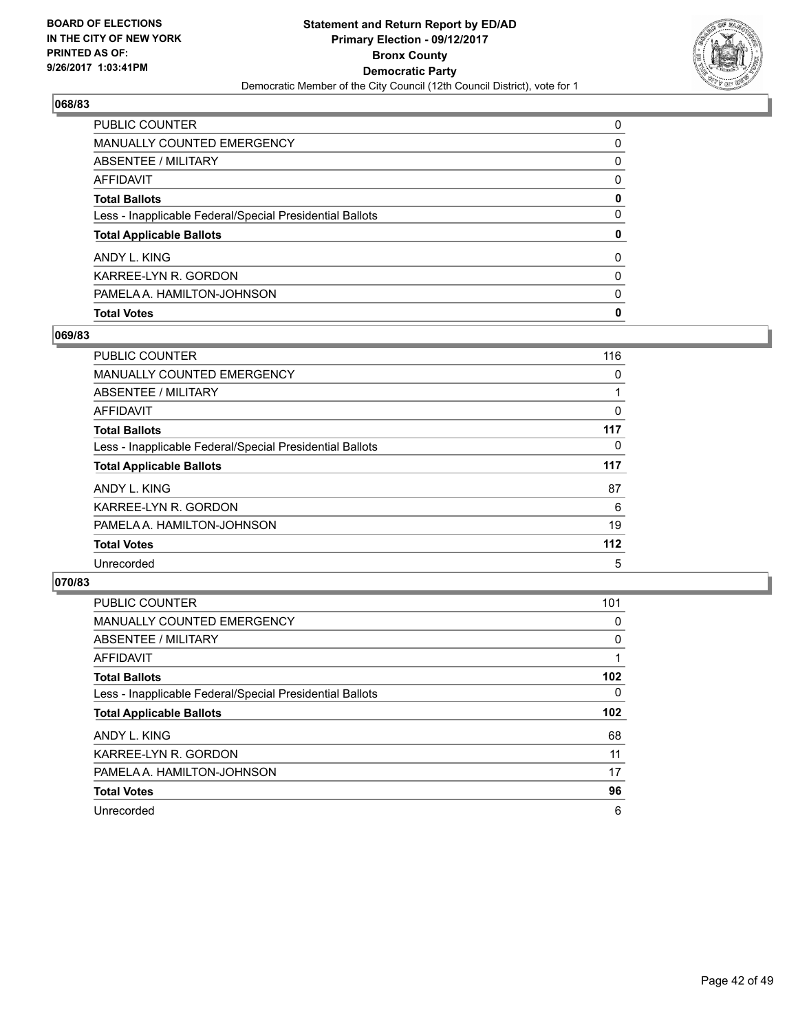BOARD OF ELECTIONS
IN THE CITY OF NEW YORK
PRINTED AS OF:
9/26/2017 1:03:41PM

**Statement and Return Report by ED/AD**
**Primary Election - 09/12/2017**
**Bronx County**
**Democratic Party**
Democratic Member of the City Council (12th Council District), vote for 1

### 068/83

| | |
|---|---|
| PUBLIC COUNTER | 0 |
| MANUALLY COUNTED EMERGENCY | 0 |
| ABSENTEE / MILITARY | 0 |
| AFFIDAVIT | 0 |
| **Total Ballots** | **0** |
| Less - Inapplicable Federal/Special Presidential Ballots | 0 |
| **Total Applicable Ballots** | **0** |
| ANDY L. KING | 0 |
| KARREE-LYN R. GORDON | 0 |
| PAMELA A. HAMILTON-JOHNSON | 0 |
| **Total Votes** | **0** |

### 069/83

| | |
|---|---|
| PUBLIC COUNTER | 116 |
| MANUALLY COUNTED EMERGENCY | 0 |
| ABSENTEE / MILITARY | 1 |
| AFFIDAVIT | 0 |
| **Total Ballots** | **117** |
| Less - Inapplicable Federal/Special Presidential Ballots | 0 |
| **Total Applicable Ballots** | **117** |
| ANDY L. KING | 87 |
| KARREE-LYN R. GORDON | 6 |
| PAMELA A. HAMILTON-JOHNSON | 19 |
| **Total Votes** | **112** |
| Unrecorded | 5 |

### 070/83

| | |
|---|---|
| PUBLIC COUNTER | 101 |
| MANUALLY COUNTED EMERGENCY | 0 |
| ABSENTEE / MILITARY | 0 |
| AFFIDAVIT | 1 |
| **Total Ballots** | **102** |
| Less - Inapplicable Federal/Special Presidential Ballots | 0 |
| **Total Applicable Ballots** | **102** |
| ANDY L. KING | 68 |
| KARREE-LYN R. GORDON | 11 |
| PAMELA A. HAMILTON-JOHNSON | 17 |
| **Total Votes** | **96** |
| Unrecorded | 6 |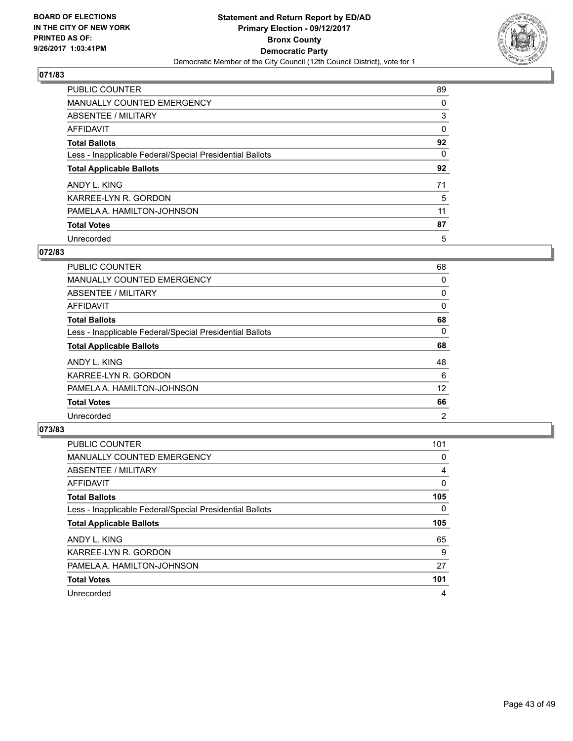**BOARD OF ELECTIONS IN THE CITY OF NEW YORK PRINTED AS OF: 9/26/2017 1:03:41PM**

**Statement and Return Report by ED/AD**
**Primary Election - 09/12/2017**
**Bronx County**
**Democratic Party**
Democratic Member of the City Council (12th Council District), vote for 1

### 071/83

| | |
|---|---|
| PUBLIC COUNTER | 89 |
| MANUALLY COUNTED EMERGENCY | 0 |
| ABSENTEE / MILITARY | 3 |
| AFFIDAVIT | 0 |
| **Total Ballots** | **92** |
| Less - Inapplicable Federal/Special Presidential Ballots | 0 |
| **Total Applicable Ballots** | **92** |
| ANDY L. KING | 71 |
| KARREE-LYN R. GORDON | 5 |
| PAMELA A. HAMILTON-JOHNSON | 11 |
| **Total Votes** | **87** |
| Unrecorded | 5 |

### 072/83

| | |
|---|---|
| PUBLIC COUNTER | 68 |
| MANUALLY COUNTED EMERGENCY | 0 |
| ABSENTEE / MILITARY | 0 |
| AFFIDAVIT | 0 |
| **Total Ballots** | **68** |
| Less - Inapplicable Federal/Special Presidential Ballots | 0 |
| **Total Applicable Ballots** | **68** |
| ANDY L. KING | 48 |
| KARREE-LYN R. GORDON | 6 |
| PAMELA A. HAMILTON-JOHNSON | 12 |
| **Total Votes** | **66** |
| Unrecorded | 2 |

### 073/83

| | |
|---|---|
| PUBLIC COUNTER | 101 |
| MANUALLY COUNTED EMERGENCY | 0 |
| ABSENTEE / MILITARY | 4 |
| AFFIDAVIT | 0 |
| **Total Ballots** | **105** |
| Less - Inapplicable Federal/Special Presidential Ballots | 0 |
| **Total Applicable Ballots** | **105** |
| ANDY L. KING | 65 |
| KARREE-LYN R. GORDON | 9 |
| PAMELA A. HAMILTON-JOHNSON | 27 |
| **Total Votes** | **101** |
| Unrecorded | 4 |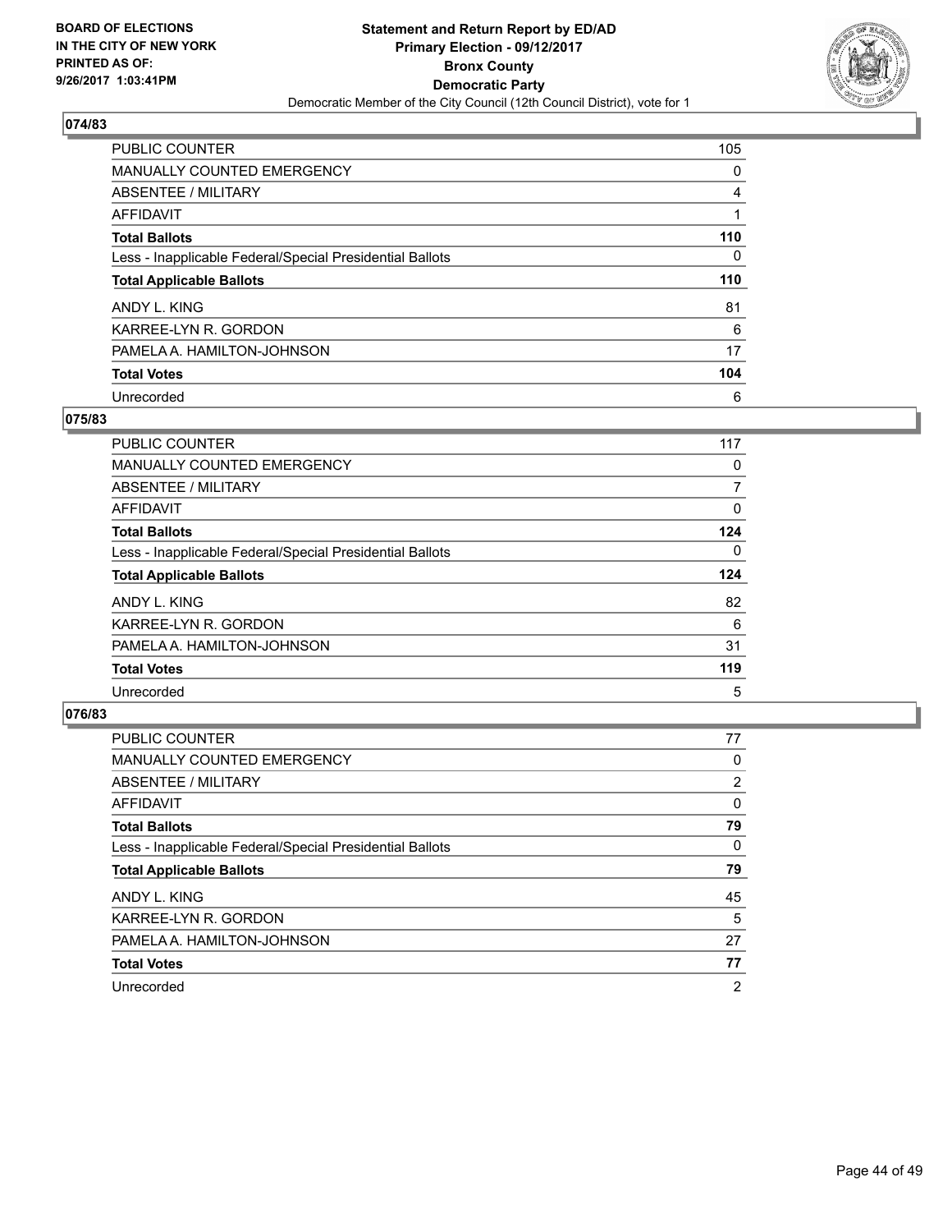**BOARD OF ELECTIONS IN THE CITY OF NEW YORK PRINTED AS OF: 9/26/2017 1:03:41PM**

**Statement and Return Report by ED/AD**
**Primary Election - 09/12/2017**
**Bronx County**
**Democratic Party**
Democratic Member of the City Council (12th Council District), vote for 1

## 074/83

| | |
|---|---|
| PUBLIC COUNTER | 105 |
| MANUALLY COUNTED EMERGENCY | 0 |
| ABSENTEE / MILITARY | 4 |
| AFFIDAVIT | 1 |
| **Total Ballots** | **110** |
| Less - Inapplicable Federal/Special Presidential Ballots | 0 |
| **Total Applicable Ballots** | **110** |
| ANDY L. KING | 81 |
| KARREE-LYN R. GORDON | 6 |
| PAMELA A. HAMILTON-JOHNSON | 17 |
| **Total Votes** | **104** |
| Unrecorded | 6 |

## 075/83

| | |
|---|---|
| PUBLIC COUNTER | 117 |
| MANUALLY COUNTED EMERGENCY | 0 |
| ABSENTEE / MILITARY | 7 |
| AFFIDAVIT | 0 |
| **Total Ballots** | **124** |
| Less - Inapplicable Federal/Special Presidential Ballots | 0 |
| **Total Applicable Ballots** | **124** |
| ANDY L. KING | 82 |
| KARREE-LYN R. GORDON | 6 |
| PAMELA A. HAMILTON-JOHNSON | 31 |
| **Total Votes** | **119** |
| Unrecorded | 5 |

## 076/83

| | |
|---|---|
| PUBLIC COUNTER | 77 |
| MANUALLY COUNTED EMERGENCY | 0 |
| ABSENTEE / MILITARY | 2 |
| AFFIDAVIT | 0 |
| **Total Ballots** | **79** |
| Less - Inapplicable Federal/Special Presidential Ballots | 0 |
| **Total Applicable Ballots** | **79** |
| ANDY L. KING | 45 |
| KARREE-LYN R. GORDON | 5 |
| PAMELA A. HAMILTON-JOHNSON | 27 |
| **Total Votes** | **77** |
| Unrecorded | 2 |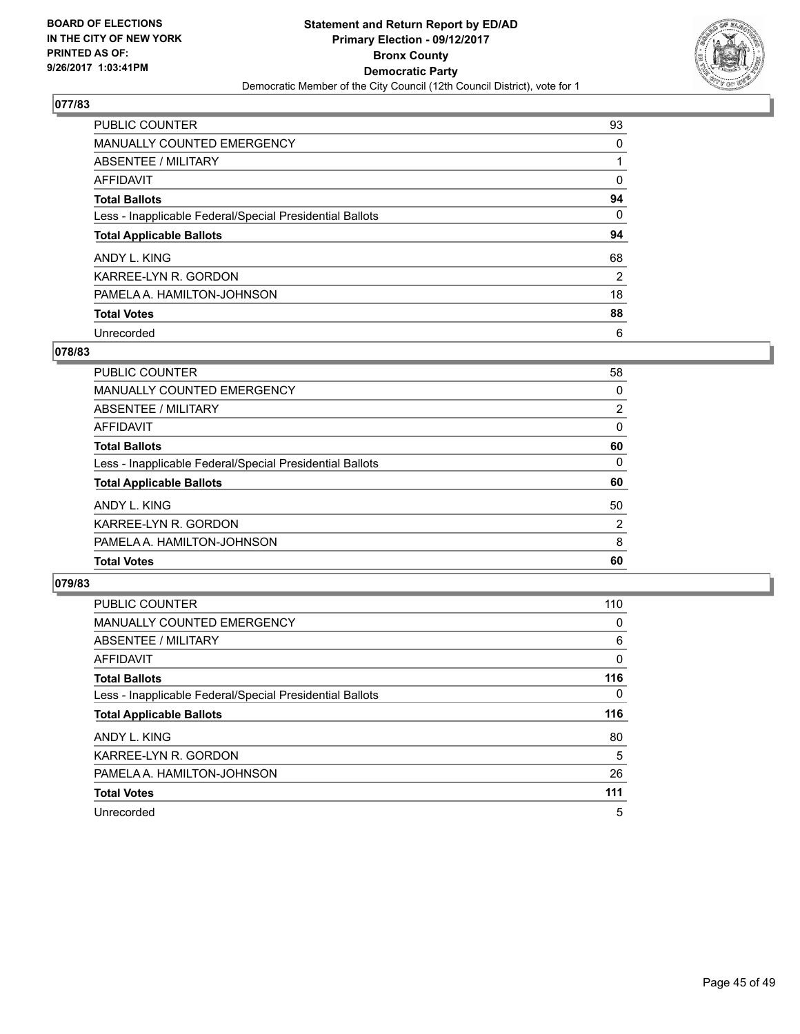**BOARD OF ELECTIONS IN THE CITY OF NEW YORK PRINTED AS OF: 9/26/2017 1:03:41PM**

**Statement and Return Report by ED/AD**
**Primary Election - 09/12/2017**
**Bronx County**
**Democratic Party**
Democratic Member of the City Council (12th Council District), vote for 1

## 077/83

| | |
|---|---|
| PUBLIC COUNTER | 93 |
| MANUALLY COUNTED EMERGENCY | 0 |
| ABSENTEE / MILITARY | 1 |
| AFFIDAVIT | 0 |
| **Total Ballots** | **94** |
| Less - Inapplicable Federal/Special Presidential Ballots | 0 |
| **Total Applicable Ballots** | **94** |
| ANDY L. KING | 68 |
| KARREE-LYN R. GORDON | 2 |
| PAMELA A. HAMILTON-JOHNSON | 18 |
| **Total Votes** | **88** |
| Unrecorded | 6 |

## 078/83

| | |
|---|---|
| PUBLIC COUNTER | 58 |
| MANUALLY COUNTED EMERGENCY | 0 |
| ABSENTEE / MILITARY | 2 |
| AFFIDAVIT | 0 |
| **Total Ballots** | **60** |
| Less - Inapplicable Federal/Special Presidential Ballots | 0 |
| **Total Applicable Ballots** | **60** |
| ANDY L. KING | 50 |
| KARREE-LYN R. GORDON | 2 |
| PAMELA A. HAMILTON-JOHNSON | 8 |
| **Total Votes** | **60** |

## 079/83

| | |
|---|---|
| PUBLIC COUNTER | 110 |
| MANUALLY COUNTED EMERGENCY | 0 |
| ABSENTEE / MILITARY | 6 |
| AFFIDAVIT | 0 |
| **Total Ballots** | **116** |
| Less - Inapplicable Federal/Special Presidential Ballots | 0 |
| **Total Applicable Ballots** | **116** |
| ANDY L. KING | 80 |
| KARREE-LYN R. GORDON | 5 |
| PAMELA A. HAMILTON-JOHNSON | 26 |
| **Total Votes** | **111** |
| Unrecorded | 5 |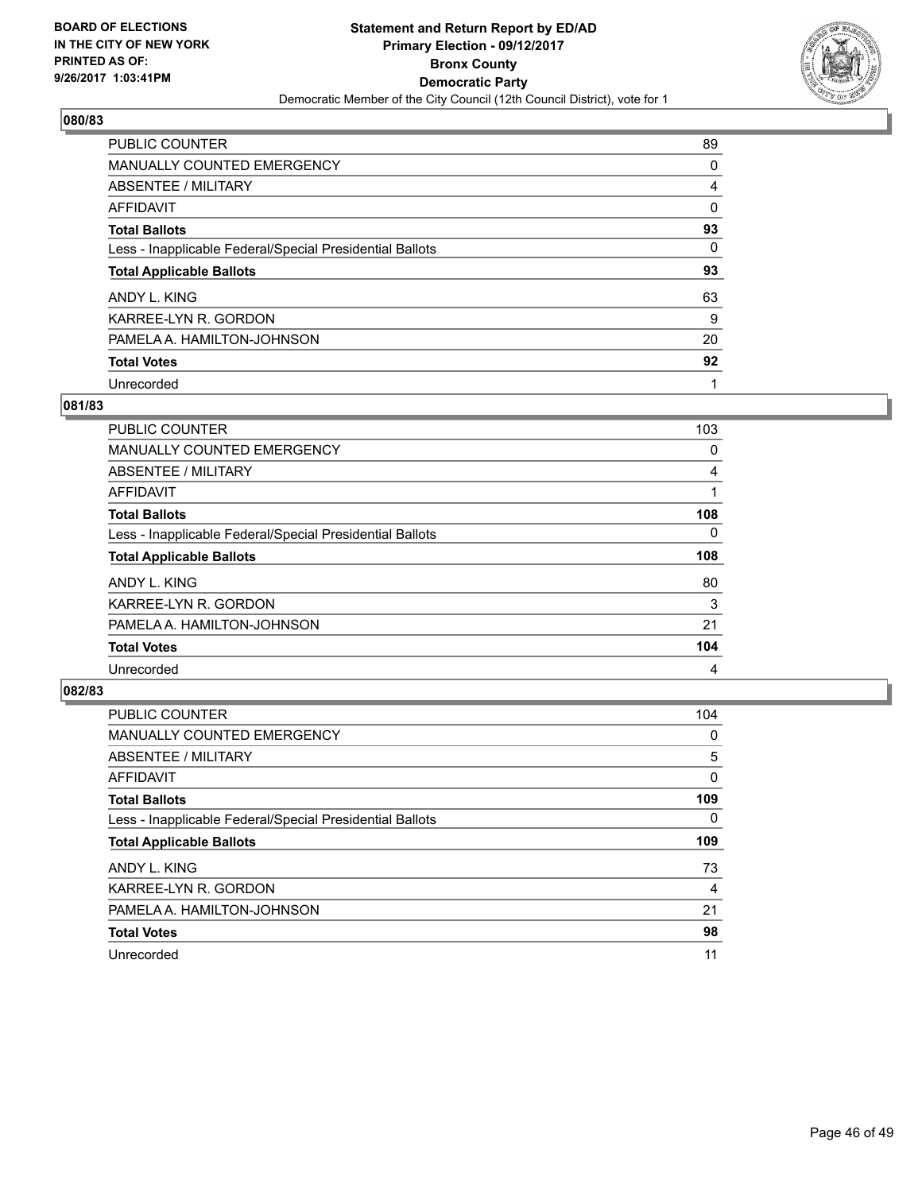**BOARD OF ELECTIONS IN THE CITY OF NEW YORK PRINTED AS OF: 9/26/2017 1:03:41PM**

**Statement and Return Report by ED/AD**
**Primary Election - 09/12/2017**
**Bronx County**
**Democratic Party**
Democratic Member of the City Council (12th Council District), vote for 1

## 080/83

| | |
|---|---|
| PUBLIC COUNTER | 89 |
| MANUALLY COUNTED EMERGENCY | 0 |
| ABSENTEE / MILITARY | 4 |
| AFFIDAVIT | 0 |
| **Total Ballots** | **93** |
| Less - Inapplicable Federal/Special Presidential Ballots | 0 |
| **Total Applicable Ballots** | **93** |
| ANDY L. KING | 63 |
| KARREE-LYN R. GORDON | 9 |
| PAMELA A. HAMILTON-JOHNSON | 20 |
| **Total Votes** | **92** |
| Unrecorded | 1 |

## 081/83

| | |
|---|---|
| PUBLIC COUNTER | 103 |
| MANUALLY COUNTED EMERGENCY | 0 |
| ABSENTEE / MILITARY | 4 |
| AFFIDAVIT | 1 |
| **Total Ballots** | **108** |
| Less - Inapplicable Federal/Special Presidential Ballots | 0 |
| **Total Applicable Ballots** | **108** |
| ANDY L. KING | 80 |
| KARREE-LYN R. GORDON | 3 |
| PAMELA A. HAMILTON-JOHNSON | 21 |
| **Total Votes** | **104** |
| Unrecorded | 4 |

## 082/83

| | |
|---|---|
| PUBLIC COUNTER | 104 |
| MANUALLY COUNTED EMERGENCY | 0 |
| ABSENTEE / MILITARY | 5 |
| AFFIDAVIT | 0 |
| **Total Ballots** | **109** |
| Less - Inapplicable Federal/Special Presidential Ballots | 0 |
| **Total Applicable Ballots** | **109** |
| ANDY L. KING | 73 |
| KARREE-LYN R. GORDON | 4 |
| PAMELA A. HAMILTON-JOHNSON | 21 |
| **Total Votes** | **98** |
| Unrecorded | 11 |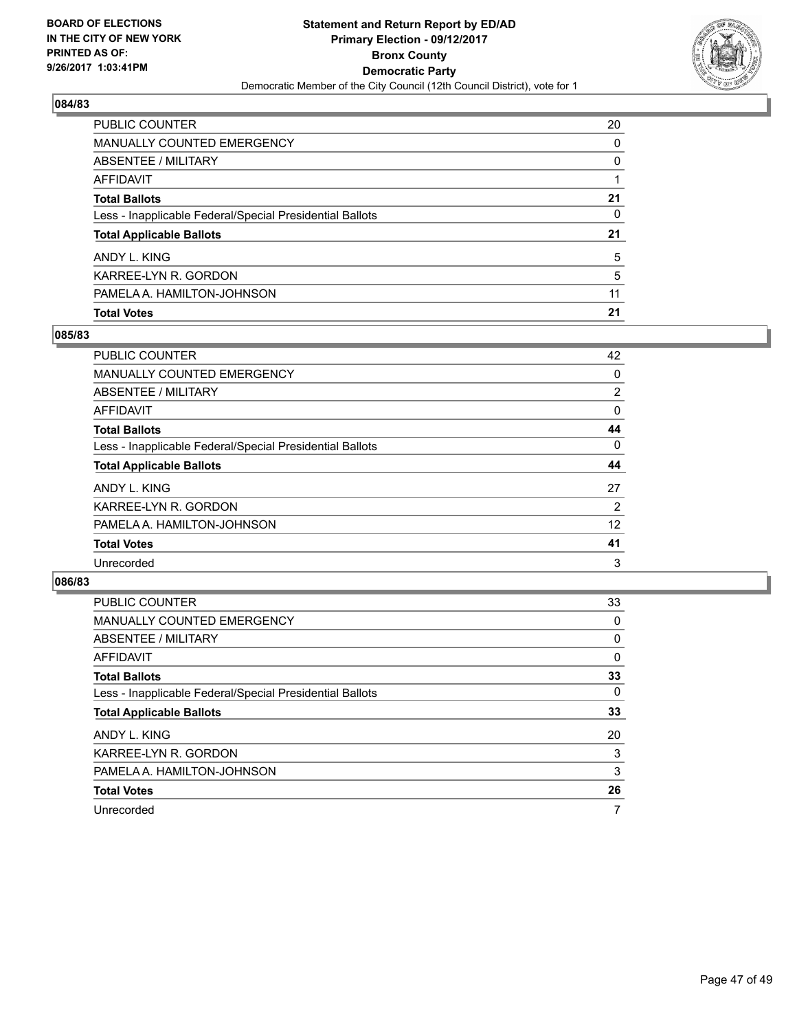**BOARD OF ELECTIONS IN THE CITY OF NEW YORK PRINTED AS OF: 9/26/2017 1:03:41PM**

**Statement and Return Report by ED/AD Primary Election - 09/12/2017 Bronx County Democratic Party**

Democratic Member of the City Council (12th Council District), vote for 1

### 084/83

| | |
|---|---|
| PUBLIC COUNTER | 20 |
| MANUALLY COUNTED EMERGENCY | 0 |
| ABSENTEE / MILITARY | 0 |
| AFFIDAVIT | 1 |
| **Total Ballots** | **21** |
| Less - Inapplicable Federal/Special Presidential Ballots | 0 |
| **Total Applicable Ballots** | **21** |
| ANDY L. KING | 5 |
| KARREE-LYN R. GORDON | 5 |
| PAMELA A. HAMILTON-JOHNSON | 11 |
| **Total Votes** | **21** |

### 085/83

| | |
|---|---|
| PUBLIC COUNTER | 42 |
| MANUALLY COUNTED EMERGENCY | 0 |
| ABSENTEE / MILITARY | 2 |
| AFFIDAVIT | 0 |
| **Total Ballots** | **44** |
| Less - Inapplicable Federal/Special Presidential Ballots | 0 |
| **Total Applicable Ballots** | **44** |
| ANDY L. KING | 27 |
| KARREE-LYN R. GORDON | 2 |
| PAMELA A. HAMILTON-JOHNSON | 12 |
| **Total Votes** | **41** |
| Unrecorded | 3 |

### 086/83

| | |
|---|---|
| PUBLIC COUNTER | 33 |
| MANUALLY COUNTED EMERGENCY | 0 |
| ABSENTEE / MILITARY | 0 |
| AFFIDAVIT | 0 |
| **Total Ballots** | **33** |
| Less - Inapplicable Federal/Special Presidential Ballots | 0 |
| **Total Applicable Ballots** | **33** |
| ANDY L. KING | 20 |
| KARREE-LYN R. GORDON | 3 |
| PAMELA A. HAMILTON-JOHNSON | 3 |
| **Total Votes** | **26** |
| Unrecorded | 7 |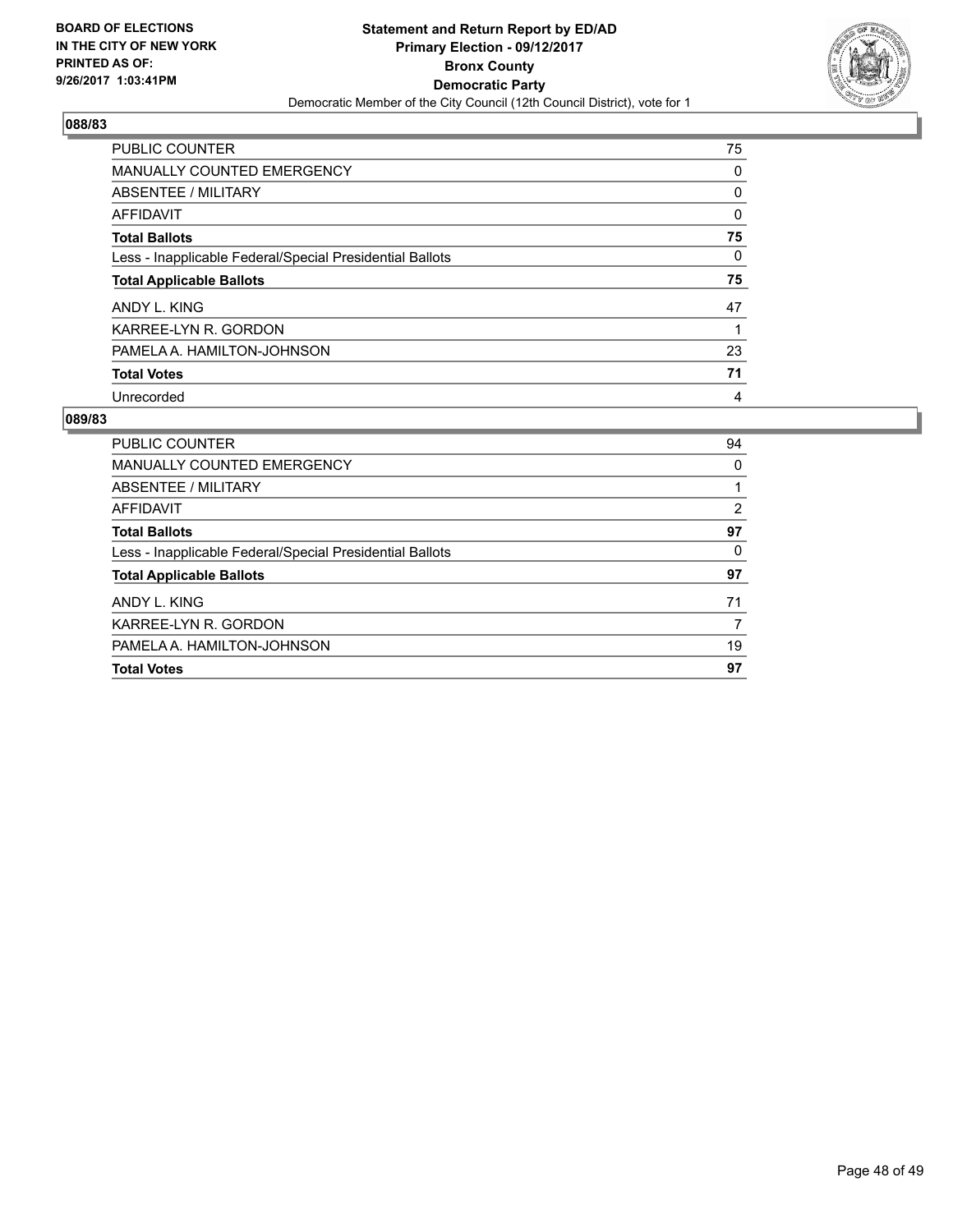**BOARD OF ELECTIONS IN THE CITY OF NEW YORK PRINTED AS OF: 9/26/2017 1:03:41PM**

**Statement and Return Report by ED/AD Primary Election - 09/12/2017 Bronx County Democratic Party**

Democratic Member of the City Council (12th Council District), vote for 1

### 088/83

| | |
|---|---|
| PUBLIC COUNTER | 75 |
| MANUALLY COUNTED EMERGENCY | 0 |
| ABSENTEE / MILITARY | 0 |
| AFFIDAVIT | 0 |
| **Total Ballots** | **75** |
| Less - Inapplicable Federal/Special Presidential Ballots | 0 |
| **Total Applicable Ballots** | **75** |
| ANDY L. KING | 47 |
| KARREE-LYN R. GORDON | 1 |
| PAMELA A. HAMILTON-JOHNSON | 23 |
| **Total Votes** | **71** |
| Unrecorded | 4 |

### 089/83

| | |
|---|---|
| PUBLIC COUNTER | 94 |
| MANUALLY COUNTED EMERGENCY | 0 |
| ABSENTEE / MILITARY | 1 |
| AFFIDAVIT | 2 |
| **Total Ballots** | **97** |
| Less - Inapplicable Federal/Special Presidential Ballots | 0 |
| **Total Applicable Ballots** | **97** |
| ANDY L. KING | 71 |
| KARREE-LYN R. GORDON | 7 |
| PAMELA A. HAMILTON-JOHNSON | 19 |
| **Total Votes** | **97** |